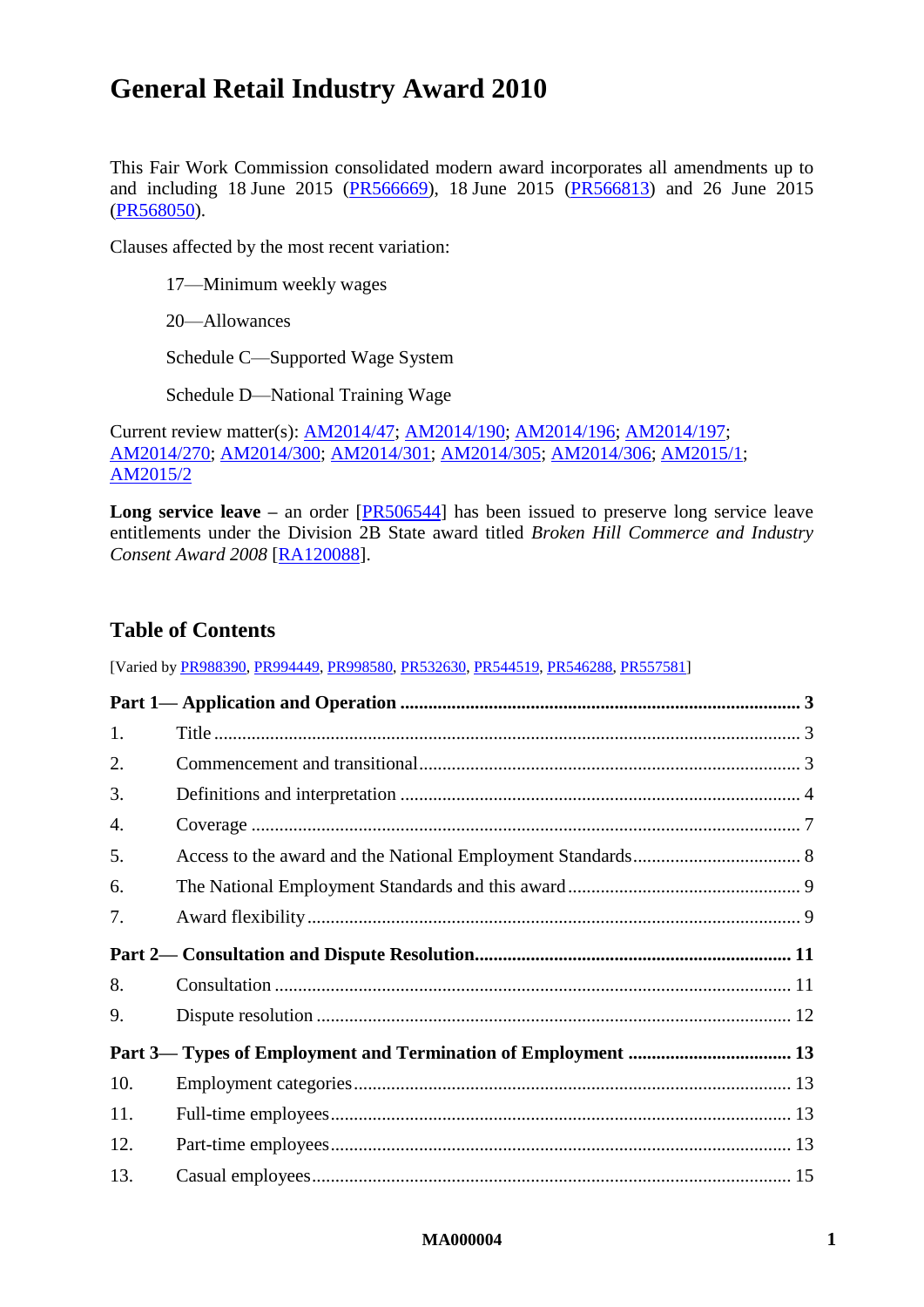# General Retail Industry Award 2010

This Fair Work Commission consolidated modern award incorporates all amendments up to and including 18 June 2015 (PR566669), 18 June 2015 (PR566813) and 26 June 2015 (PR568050).

Clauses affected by the most recent variation:

> 17—Minimum weekly wages
>
> 20—Allowances
>
> Schedule C—Supported Wage System
>
> Schedule D—National Training Wage

Current review matter(s): AM2014/47; AM2014/190; AM2014/196; AM2014/197; AM2014/270; AM2014/300; AM2014/301; AM2014/305; AM2014/306; AM2015/1; AM2015/2

**Long service leave –** an order [PR506544] has been issued to preserve long service leave entitlements under the Division 2B State award titled *Broken Hill Commerce and Industry Consent Award 2008* [RA120088].

## Table of Contents

[Varied by PR988390, PR994449, PR998580, PR532630, PR544519, PR546288, PR557581]

| | | |
|---|---|---|
| **Part 1— Application and Operation** | | **3** |
| 1. | Title | 3 |
| 2. | Commencement and transitional | 3 |
| 3. | Definitions and interpretation | 4 |
| 4. | Coverage | 7 |
| 5. | Access to the award and the National Employment Standards | 8 |
| 6. | The National Employment Standards and this award | 9 |
| 7. | Award flexibility | 9 |
| **Part 2— Consultation and Dispute Resolution** | | **11** |
| 8. | Consultation | 11 |
| 9. | Dispute resolution | 12 |
| **Part 3— Types of Employment and Termination of Employment** | | **13** |
| 10. | Employment categories | 13 |
| 11. | Full-time employees | 13 |
| 12. | Part-time employees | 13 |
| 13. | Casual employees | 15 |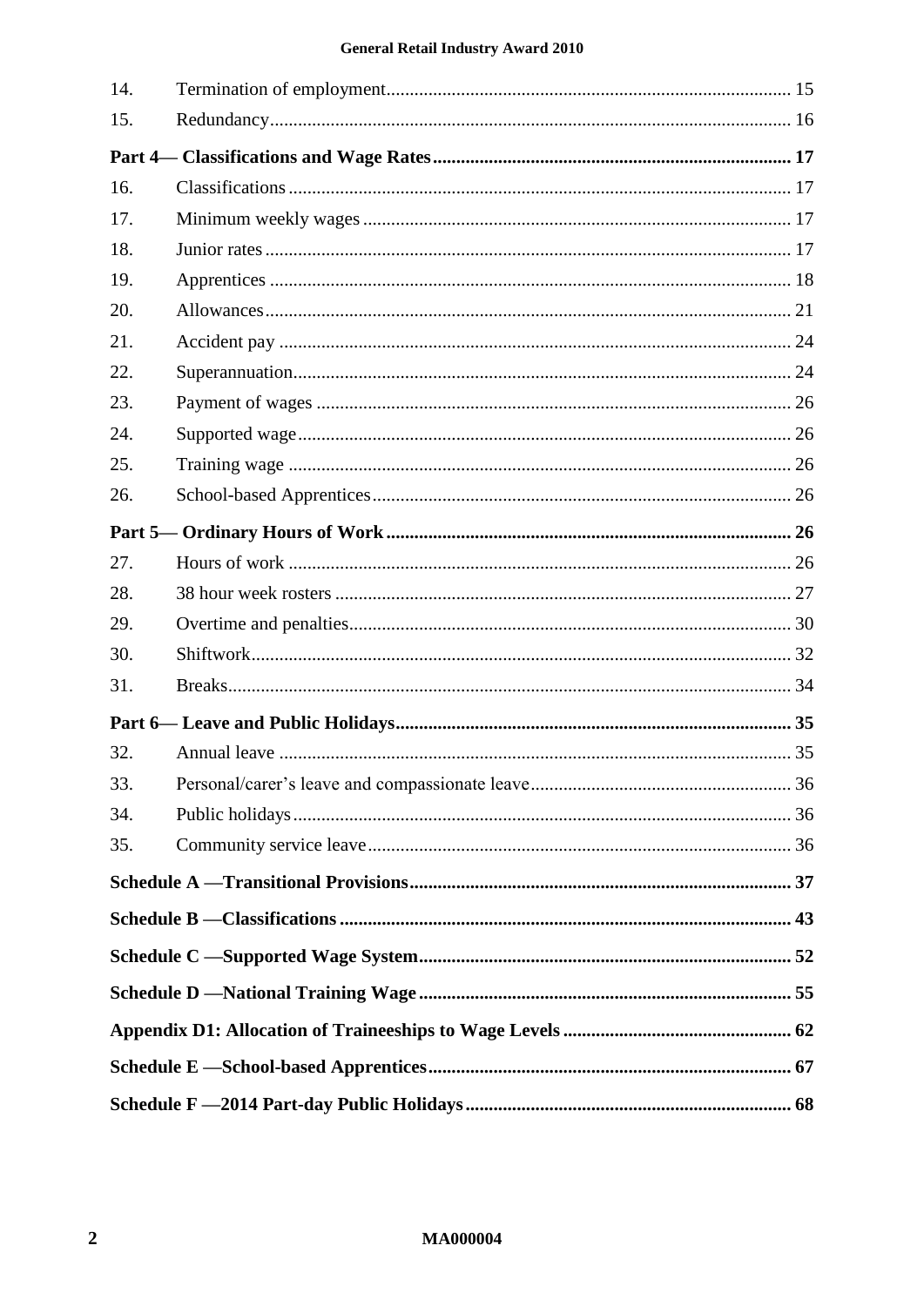| | | |
|---|---|---|
| 14. | Termination of employment | 15 |
| 15. | Redundancy | 16 |
| **Part 4— Classifications and Wage Rates** | | **17** |
| 16. | Classifications | 17 |
| 17. | Minimum weekly wages | 17 |
| 18. | Junior rates | 17 |
| 19. | Apprentices | 18 |
| 20. | Allowances | 21 |
| 21. | Accident pay | 24 |
| 22. | Superannuation | 24 |
| 23. | Payment of wages | 26 |
| 24. | Supported wage | 26 |
| 25. | Training wage | 26 |
| 26. | School-based Apprentices | 26 |
| **Part 5— Ordinary Hours of Work** | | **26** |
| 27. | Hours of work | 26 |
| 28. | 38 hour week rosters | 27 |
| 29. | Overtime and penalties | 30 |
| 30. | Shiftwork | 32 |
| 31. | Breaks | 34 |
| **Part 6— Leave and Public Holidays** | | **35** |
| 32. | Annual leave | 35 |
| 33. | Personal/carer's leave and compassionate leave | 36 |
| 34. | Public holidays | 36 |
| 35. | Community service leave | 36 |
| **Schedule A —Transitional Provisions** | | **37** |
| **Schedule B —Classifications** | | **43** |
| **Schedule C —Supported Wage System** | | **52** |
| **Schedule D —National Training Wage** | | **55** |
| **Appendix D1: Allocation of Traineeships to Wage Levels** | | **62** |
| **Schedule E —School-based Apprentices** | | **67** |
| **Schedule F —2014 Part-day Public Holidays** | | **68** |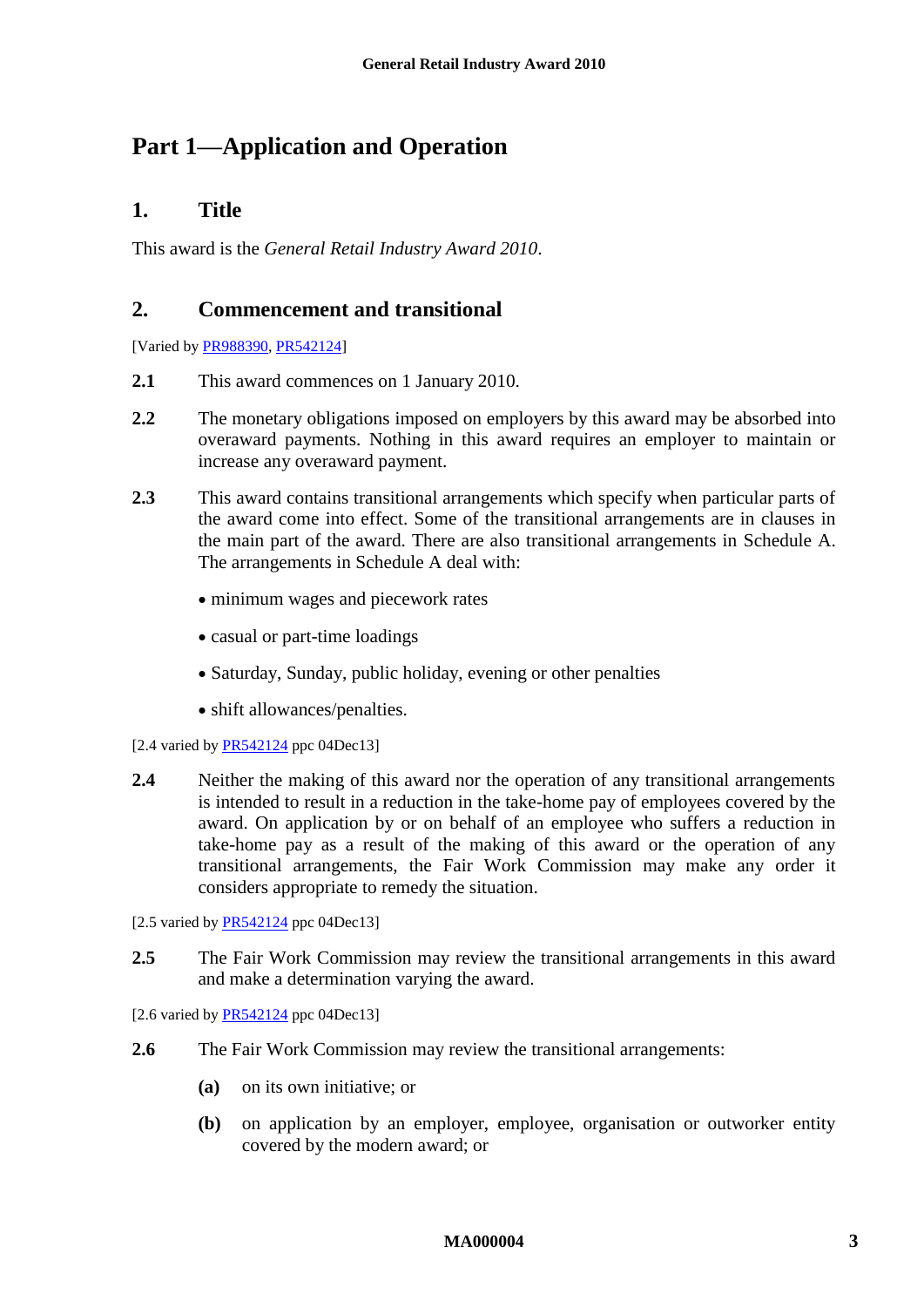# Part 1—Application and Operation

## 1. Title

This award is the *General Retail Industry Award 2010*.

## 2. Commencement and transitional

[Varied by PR988390, PR542124]

**2.1** This award commences on 1 January 2010.

**2.2** The monetary obligations imposed on employers by this award may be absorbed into overaward payments. Nothing in this award requires an employer to maintain or increase any overaward payment.

**2.3** This award contains transitional arrangements which specify when particular parts of the award come into effect. Some of the transitional arrangements are in clauses in the main part of the award. There are also transitional arrangements in Schedule A. The arrangements in Schedule A deal with:

- minimum wages and piecework rates
- casual or part-time loadings
- Saturday, Sunday, public holiday, evening or other penalties
- shift allowances/penalties.

[2.4 varied by PR542124 ppc 04Dec13]

**2.4** Neither the making of this award nor the operation of any transitional arrangements is intended to result in a reduction in the take-home pay of employees covered by the award. On application by or on behalf of an employee who suffers a reduction in take-home pay as a result of the making of this award or the operation of any transitional arrangements, the Fair Work Commission may make any order it considers appropriate to remedy the situation.

[2.5 varied by PR542124 ppc 04Dec13]

**2.5** The Fair Work Commission may review the transitional arrangements in this award and make a determination varying the award.

[2.6 varied by PR542124 ppc 04Dec13]

**2.6** The Fair Work Commission may review the transitional arrangements:

**(a)** on its own initiative; or

**(b)** on application by an employer, employee, organisation or outworker entity covered by the modern award; or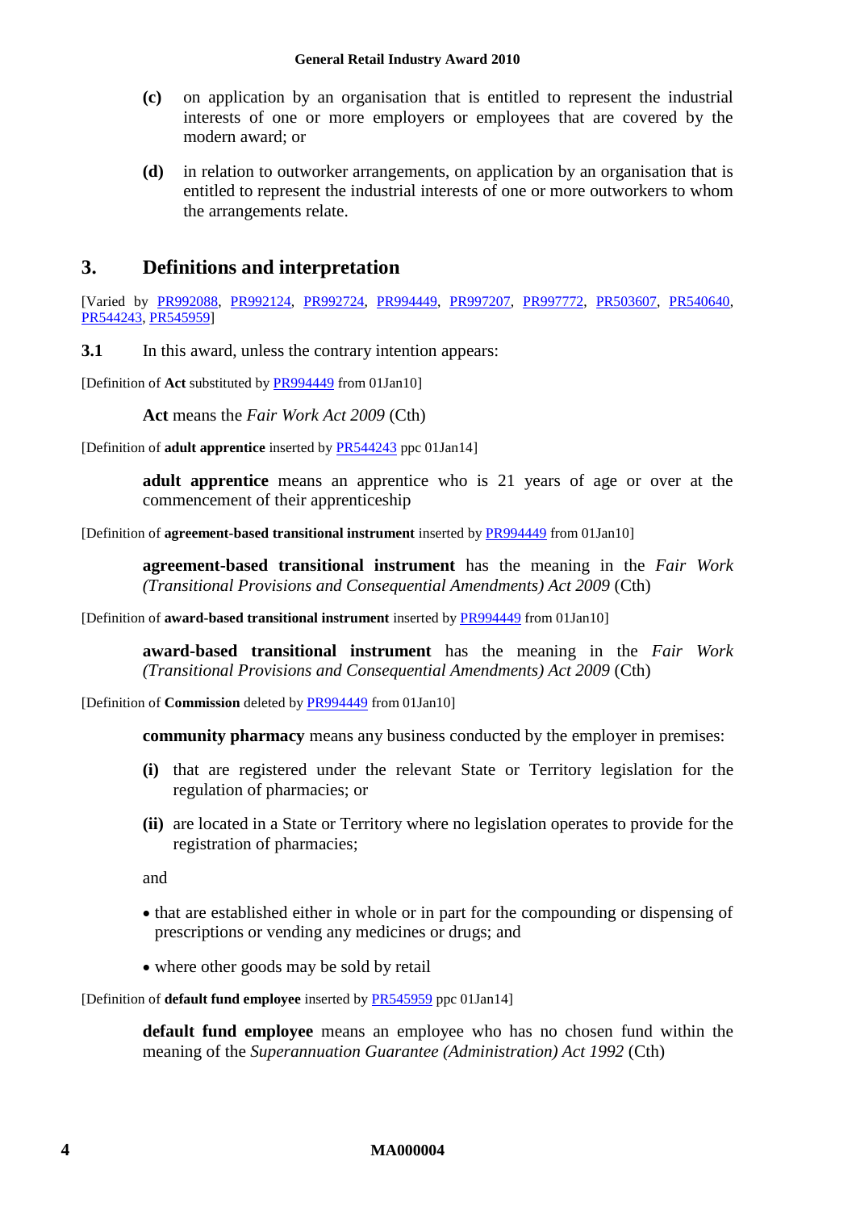**(c)** on application by an organisation that is entitled to represent the industrial interests of one or more employers or employees that are covered by the modern award; or

**(d)** in relation to outworker arrangements, on application by an organisation that is entitled to represent the industrial interests of one or more outworkers to whom the arrangements relate.

## 3. Definitions and interpretation

[Varied by PR992088, PR992124, PR992724, PR994449, PR997207, PR997772, PR503607, PR540640, PR544243, PR545959]

**3.1** In this award, unless the contrary intention appears:

[Definition of **Act** substituted by PR994449 from 01Jan10]

**Act** means the *Fair Work Act 2009* (Cth)

[Definition of **adult apprentice** inserted by PR544243 ppc 01Jan14]

**adult apprentice** means an apprentice who is 21 years of age or over at the commencement of their apprenticeship

[Definition of **agreement-based transitional instrument** inserted by PR994449 from 01Jan10]

**agreement-based transitional instrument** has the meaning in the *Fair Work (Transitional Provisions and Consequential Amendments) Act 2009* (Cth)

[Definition of **award-based transitional instrument** inserted by PR994449 from 01Jan10]

**award-based transitional instrument** has the meaning in the *Fair Work (Transitional Provisions and Consequential Amendments) Act 2009* (Cth)

[Definition of **Commission** deleted by PR994449 from 01Jan10]

**community pharmacy** means any business conducted by the employer in premises:

**(i)** that are registered under the relevant State or Territory legislation for the regulation of pharmacies; or

**(ii)** are located in a State or Territory where no legislation operates to provide for the registration of pharmacies;

and

- that are established either in whole or in part for the compounding or dispensing of prescriptions or vending any medicines or drugs; and
- where other goods may be sold by retail

[Definition of **default fund employee** inserted by PR545959 ppc 01Jan14]

**default fund employee** means an employee who has no chosen fund within the meaning of the *Superannuation Guarantee (Administration) Act 1992* (Cth)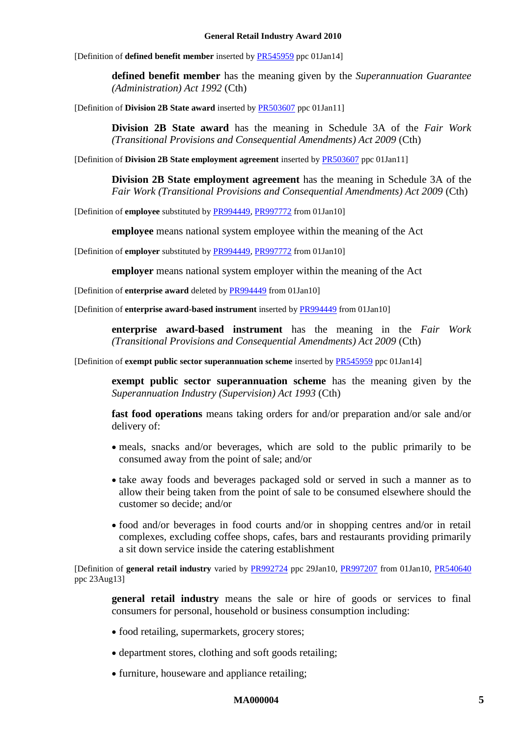[Definition of **defined benefit member** inserted by PR545959 ppc 01Jan14]

**defined benefit member** has the meaning given by the *Superannuation Guarantee (Administration) Act 1992* (Cth)

[Definition of **Division 2B State award** inserted by PR503607 ppc 01Jan11]

**Division 2B State award** has the meaning in Schedule 3A of the *Fair Work (Transitional Provisions and Consequential Amendments) Act 2009* (Cth)

[Definition of **Division 2B State employment agreement** inserted by PR503607 ppc 01Jan11]

**Division 2B State employment agreement** has the meaning in Schedule 3A of the *Fair Work (Transitional Provisions and Consequential Amendments) Act 2009* (Cth)

[Definition of **employee** substituted by PR994449, PR997772 from 01Jan10]

**employee** means national system employee within the meaning of the Act

[Definition of **employer** substituted by PR994449, PR997772 from 01Jan10]

**employer** means national system employer within the meaning of the Act

[Definition of **enterprise award** deleted by PR994449 from 01Jan10]

[Definition of **enterprise award-based instrument** inserted by PR994449 from 01Jan10]

**enterprise award-based instrument** has the meaning in the *Fair Work (Transitional Provisions and Consequential Amendments) Act 2009* (Cth)

[Definition of **exempt public sector superannuation scheme** inserted by PR545959 ppc 01Jan14]

**exempt public sector superannuation scheme** has the meaning given by the *Superannuation Industry (Supervision) Act 1993* (Cth)

**fast food operations** means taking orders for and/or preparation and/or sale and/or delivery of:

- meals, snacks and/or beverages, which are sold to the public primarily to be consumed away from the point of sale; and/or
- take away foods and beverages packaged sold or served in such a manner as to allow their being taken from the point of sale to be consumed elsewhere should the customer so decide; and/or
- food and/or beverages in food courts and/or in shopping centres and/or in retail complexes, excluding coffee shops, cafes, bars and restaurants providing primarily a sit down service inside the catering establishment

[Definition of **general retail industry** varied by PR992724 ppc 29Jan10, PR997207 from 01Jan10, PR540640 ppc 23Aug13]

**general retail industry** means the sale or hire of goods or services to final consumers for personal, household or business consumption including:

- food retailing, supermarkets, grocery stores;
- department stores, clothing and soft goods retailing;
- furniture, houseware and appliance retailing;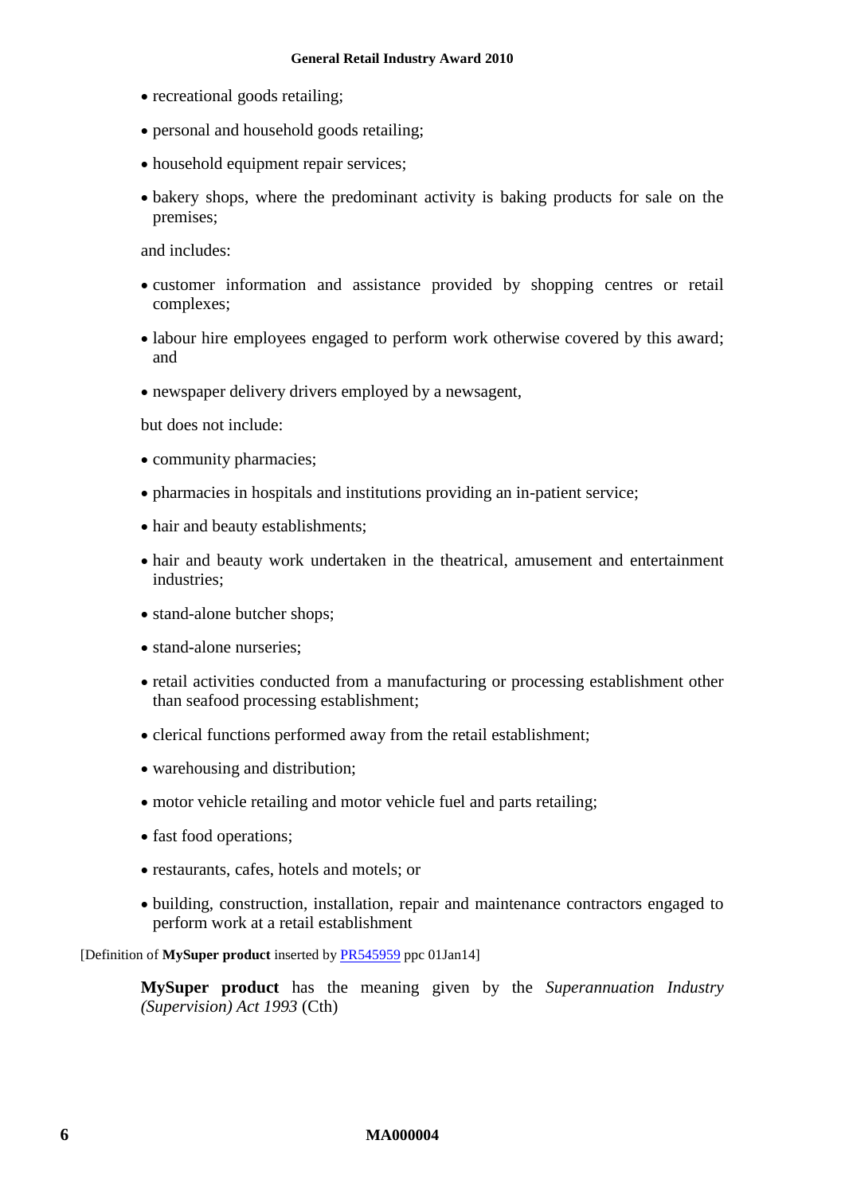- recreational goods retailing;
- personal and household goods retailing;
- household equipment repair services;
- bakery shops, where the predominant activity is baking products for sale on the premises;

and includes:

- customer information and assistance provided by shopping centres or retail complexes;
- labour hire employees engaged to perform work otherwise covered by this award; and
- newspaper delivery drivers employed by a newsagent,

but does not include:

- community pharmacies;
- pharmacies in hospitals and institutions providing an in-patient service;
- hair and beauty establishments;
- hair and beauty work undertaken in the theatrical, amusement and entertainment industries;
- stand-alone butcher shops;
- stand-alone nurseries;
- retail activities conducted from a manufacturing or processing establishment other than seafood processing establishment;
- clerical functions performed away from the retail establishment;
- warehousing and distribution;
- motor vehicle retailing and motor vehicle fuel and parts retailing;
- fast food operations;
- restaurants, cafes, hotels and motels; or
- building, construction, installation, repair and maintenance contractors engaged to perform work at a retail establishment

[Definition of **MySuper product** inserted by PR545959 ppc 01Jan14]

**MySuper product** has the meaning given by the *Superannuation Industry (Supervision) Act 1993* (Cth)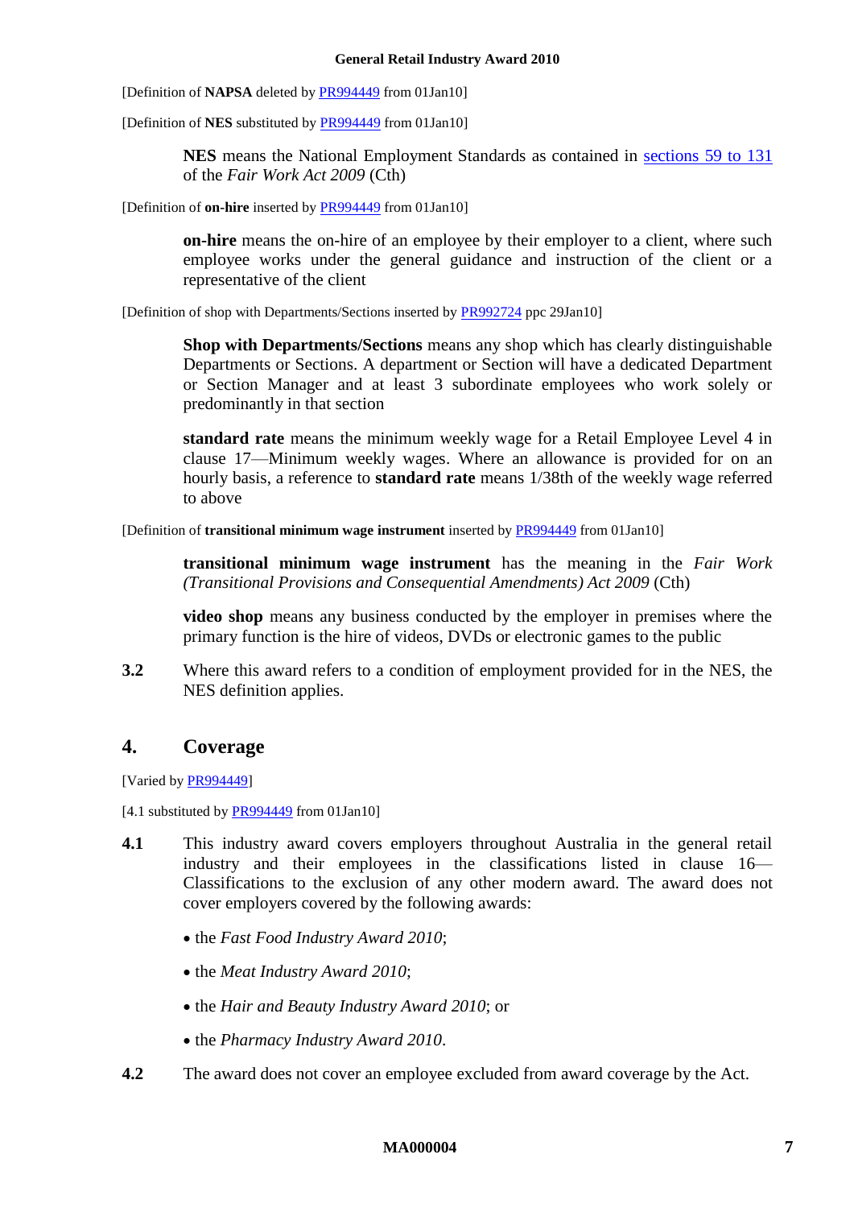[Definition of **NAPSA** deleted by PR994449 from 01Jan10]

[Definition of **NES** substituted by PR994449 from 01Jan10]

> **NES** means the National Employment Standards as contained in sections 59 to 131 of the *Fair Work Act 2009* (Cth)

[Definition of **on-hire** inserted by PR994449 from 01Jan10]

> **on-hire** means the on-hire of an employee by their employer to a client, where such employee works under the general guidance and instruction of the client or a representative of the client

[Definition of shop with Departments/Sections inserted by PR992724 ppc 29Jan10]

> **Shop with Departments/Sections** means any shop which has clearly distinguishable Departments or Sections. A department or Section will have a dedicated Department or Section Manager and at least 3 subordinate employees who work solely or predominantly in that section

> **standard rate** means the minimum weekly wage for a Retail Employee Level 4 in clause 17—Minimum weekly wages. Where an allowance is provided for on an hourly basis, a reference to **standard rate** means 1/38th of the weekly wage referred to above

[Definition of **transitional minimum wage instrument** inserted by PR994449 from 01Jan10]

> **transitional minimum wage instrument** has the meaning in the *Fair Work (Transitional Provisions and Consequential Amendments) Act 2009* (Cth)

> **video shop** means any business conducted by the employer in premises where the primary function is the hire of videos, DVDs or electronic games to the public

**3.2** Where this award refers to a condition of employment provided for in the NES, the NES definition applies.

## 4. Coverage

[Varied by PR994449]

[4.1 substituted by PR994449 from 01Jan10]

**4.1** This industry award covers employers throughout Australia in the general retail industry and their employees in the classifications listed in clause 16—Classifications to the exclusion of any other modern award. The award does not cover employers covered by the following awards:

- the *Fast Food Industry Award 2010*;
- the *Meat Industry Award 2010*;
- the *Hair and Beauty Industry Award 2010*; or
- the *Pharmacy Industry Award 2010*.

**4.2** The award does not cover an employee excluded from award coverage by the Act.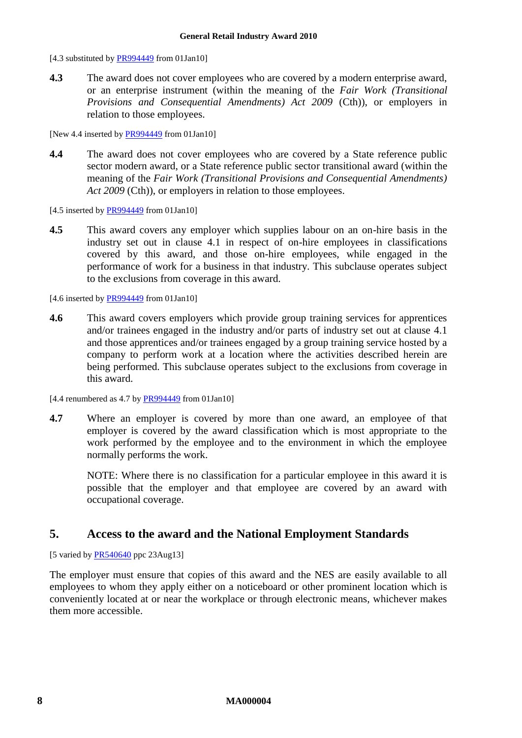[4.3 substituted by PR994449 from 01Jan10]

**4.3** The award does not cover employees who are covered by a modern enterprise award, or an enterprise instrument (within the meaning of the *Fair Work (Transitional Provisions and Consequential Amendments) Act 2009* (Cth)), or employers in relation to those employees.

[New 4.4 inserted by PR994449 from 01Jan10]

**4.4** The award does not cover employees who are covered by a State reference public sector modern award, or a State reference public sector transitional award (within the meaning of the *Fair Work (Transitional Provisions and Consequential Amendments) Act 2009* (Cth)), or employers in relation to those employees.

[4.5 inserted by PR994449 from 01Jan10]

**4.5** This award covers any employer which supplies labour on an on-hire basis in the industry set out in clause 4.1 in respect of on-hire employees in classifications covered by this award, and those on-hire employees, while engaged in the performance of work for a business in that industry. This subclause operates subject to the exclusions from coverage in this award.

[4.6 inserted by PR994449 from 01Jan10]

**4.6** This award covers employers which provide group training services for apprentices and/or trainees engaged in the industry and/or parts of industry set out at clause 4.1 and those apprentices and/or trainees engaged by a group training service hosted by a company to perform work at a location where the activities described herein are being performed. This subclause operates subject to the exclusions from coverage in this award.

[4.4 renumbered as 4.7 by PR994449 from 01Jan10]

**4.7** Where an employer is covered by more than one award, an employee of that employer is covered by the award classification which is most appropriate to the work performed by the employee and to the environment in which the employee normally performs the work.

NOTE: Where there is no classification for a particular employee in this award it is possible that the employer and that employee are covered by an award with occupational coverage.

## 5. Access to the award and the National Employment Standards

[5 varied by PR540640 ppc 23Aug13]

The employer must ensure that copies of this award and the NES are easily available to all employees to whom they apply either on a noticeboard or other prominent location which is conveniently located at or near the workplace or through electronic means, whichever makes them more accessible.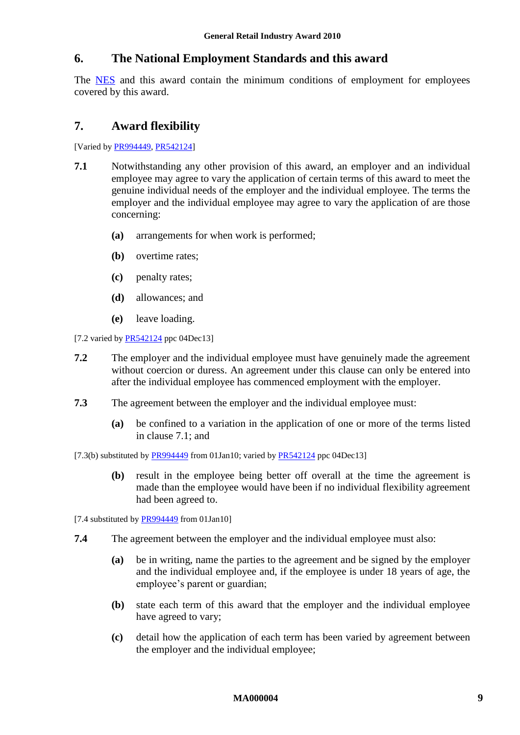## 6. The National Employment Standards and this award

The NES and this award contain the minimum conditions of employment for employees covered by this award.

## 7. Award flexibility

[Varied by PR994449, PR542124]

**7.1** Notwithstanding any other provision of this award, an employer and an individual employee may agree to vary the application of certain terms of this award to meet the genuine individual needs of the employer and the individual employee. The terms the employer and the individual employee may agree to vary the application of are those concerning:

- **(a)** arrangements for when work is performed;
- **(b)** overtime rates;
- **(c)** penalty rates;
- **(d)** allowances; and
- **(e)** leave loading.

[7.2 varied by PR542124 ppc 04Dec13]

**7.2** The employer and the individual employee must have genuinely made the agreement without coercion or duress. An agreement under this clause can only be entered into after the individual employee has commenced employment with the employer.

**7.3** The agreement between the employer and the individual employee must:

- **(a)** be confined to a variation in the application of one or more of the terms listed in clause 7.1; and

[7.3(b) substituted by PR994449 from 01Jan10; varied by PR542124 ppc 04Dec13]

- **(b)** result in the employee being better off overall at the time the agreement is made than the employee would have been if no individual flexibility agreement had been agreed to.

[7.4 substituted by PR994449 from 01Jan10]

**7.4** The agreement between the employer and the individual employee must also:

- **(a)** be in writing, name the parties to the agreement and be signed by the employer and the individual employee and, if the employee is under 18 years of age, the employee's parent or guardian;
- **(b)** state each term of this award that the employer and the individual employee have agreed to vary;
- **(c)** detail how the application of each term has been varied by agreement between the employer and the individual employee;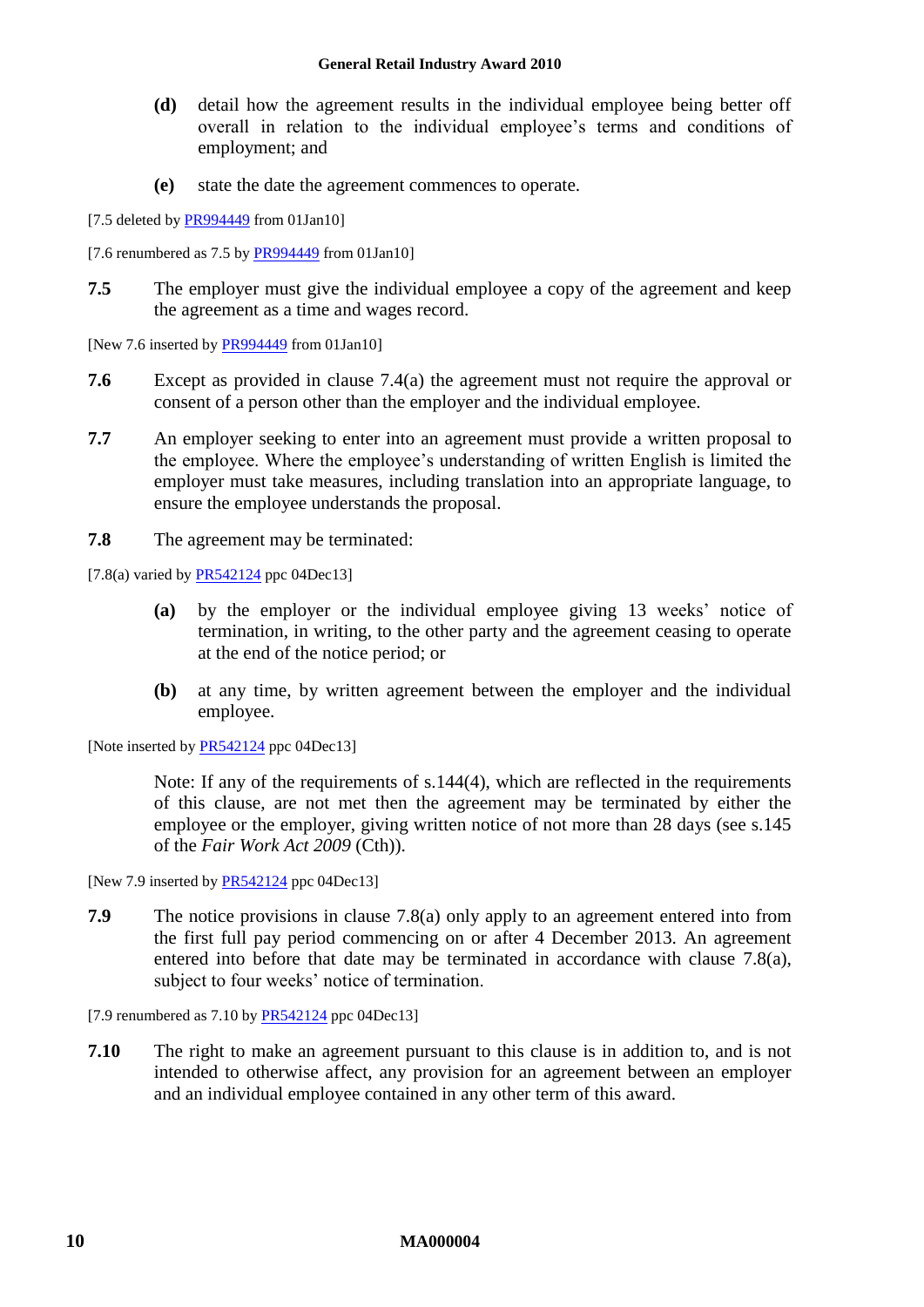**(d)** detail how the agreement results in the individual employee being better off overall in relation to the individual employee's terms and conditions of employment; and

**(e)** state the date the agreement commences to operate.

[7.5 deleted by PR994449 from 01Jan10]

[7.6 renumbered as 7.5 by PR994449 from 01Jan10]

**7.5** The employer must give the individual employee a copy of the agreement and keep the agreement as a time and wages record.

[New 7.6 inserted by PR994449 from 01Jan10]

**7.6** Except as provided in clause 7.4(a) the agreement must not require the approval or consent of a person other than the employer and the individual employee.

**7.7** An employer seeking to enter into an agreement must provide a written proposal to the employee. Where the employee's understanding of written English is limited the employer must take measures, including translation into an appropriate language, to ensure the employee understands the proposal.

**7.8** The agreement may be terminated:

[7.8(a) varied by PR542124 ppc 04Dec13]

**(a)** by the employer or the individual employee giving 13 weeks' notice of termination, in writing, to the other party and the agreement ceasing to operate at the end of the notice period; or

**(b)** at any time, by written agreement between the employer and the individual employee.

[Note inserted by PR542124 ppc 04Dec13]

Note: If any of the requirements of s.144(4), which are reflected in the requirements of this clause, are not met then the agreement may be terminated by either the employee or the employer, giving written notice of not more than 28 days (see s.145 of the *Fair Work Act 2009* (Cth)).

[New 7.9 inserted by PR542124 ppc 04Dec13]

**7.9** The notice provisions in clause 7.8(a) only apply to an agreement entered into from the first full pay period commencing on or after 4 December 2013. An agreement entered into before that date may be terminated in accordance with clause 7.8(a), subject to four weeks' notice of termination.

[7.9 renumbered as 7.10 by PR542124 ppc 04Dec13]

**7.10** The right to make an agreement pursuant to this clause is in addition to, and is not intended to otherwise affect, any provision for an agreement between an employer and an individual employee contained in any other term of this award.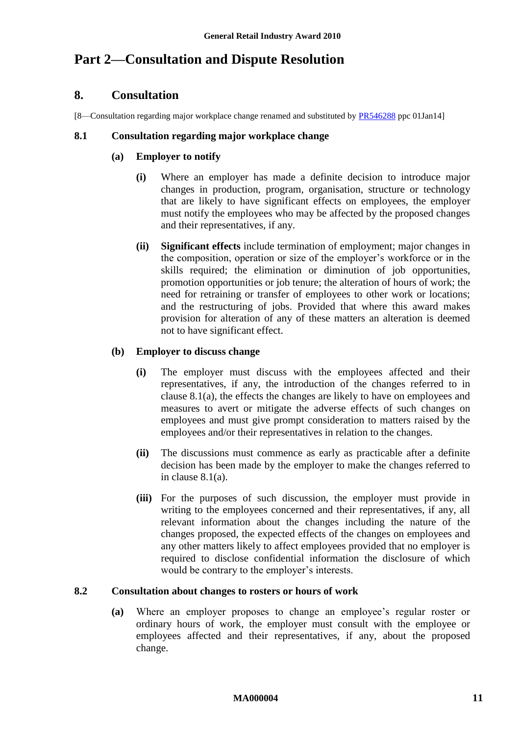# Part 2—Consultation and Dispute Resolution

## 8. Consultation

[8—Consultation regarding major workplace change renamed and substituted by PR546288 ppc 01Jan14]

### 8.1 Consultation regarding major workplace change

**(a) Employer to notify**

**(i)** Where an employer has made a definite decision to introduce major changes in production, program, organisation, structure or technology that are likely to have significant effects on employees, the employer must notify the employees who may be affected by the proposed changes and their representatives, if any.

**(ii)** **Significant effects** include termination of employment; major changes in the composition, operation or size of the employer's workforce or in the skills required; the elimination or diminution of job opportunities, promotion opportunities or job tenure; the alteration of hours of work; the need for retraining or transfer of employees to other work or locations; and the restructuring of jobs. Provided that where this award makes provision for alteration of any of these matters an alteration is deemed not to have significant effect.

**(b) Employer to discuss change**

**(i)** The employer must discuss with the employees affected and their representatives, if any, the introduction of the changes referred to in clause 8.1(a), the effects the changes are likely to have on employees and measures to avert or mitigate the adverse effects of such changes on employees and must give prompt consideration to matters raised by the employees and/or their representatives in relation to the changes.

**(ii)** The discussions must commence as early as practicable after a definite decision has been made by the employer to make the changes referred to in clause 8.1(a).

**(iii)** For the purposes of such discussion, the employer must provide in writing to the employees concerned and their representatives, if any, all relevant information about the changes including the nature of the changes proposed, the expected effects of the changes on employees and any other matters likely to affect employees provided that no employer is required to disclose confidential information the disclosure of which would be contrary to the employer's interests.

### 8.2 Consultation about changes to rosters or hours of work

**(a)** Where an employer proposes to change an employee's regular roster or ordinary hours of work, the employer must consult with the employee or employees affected and their representatives, if any, about the proposed change.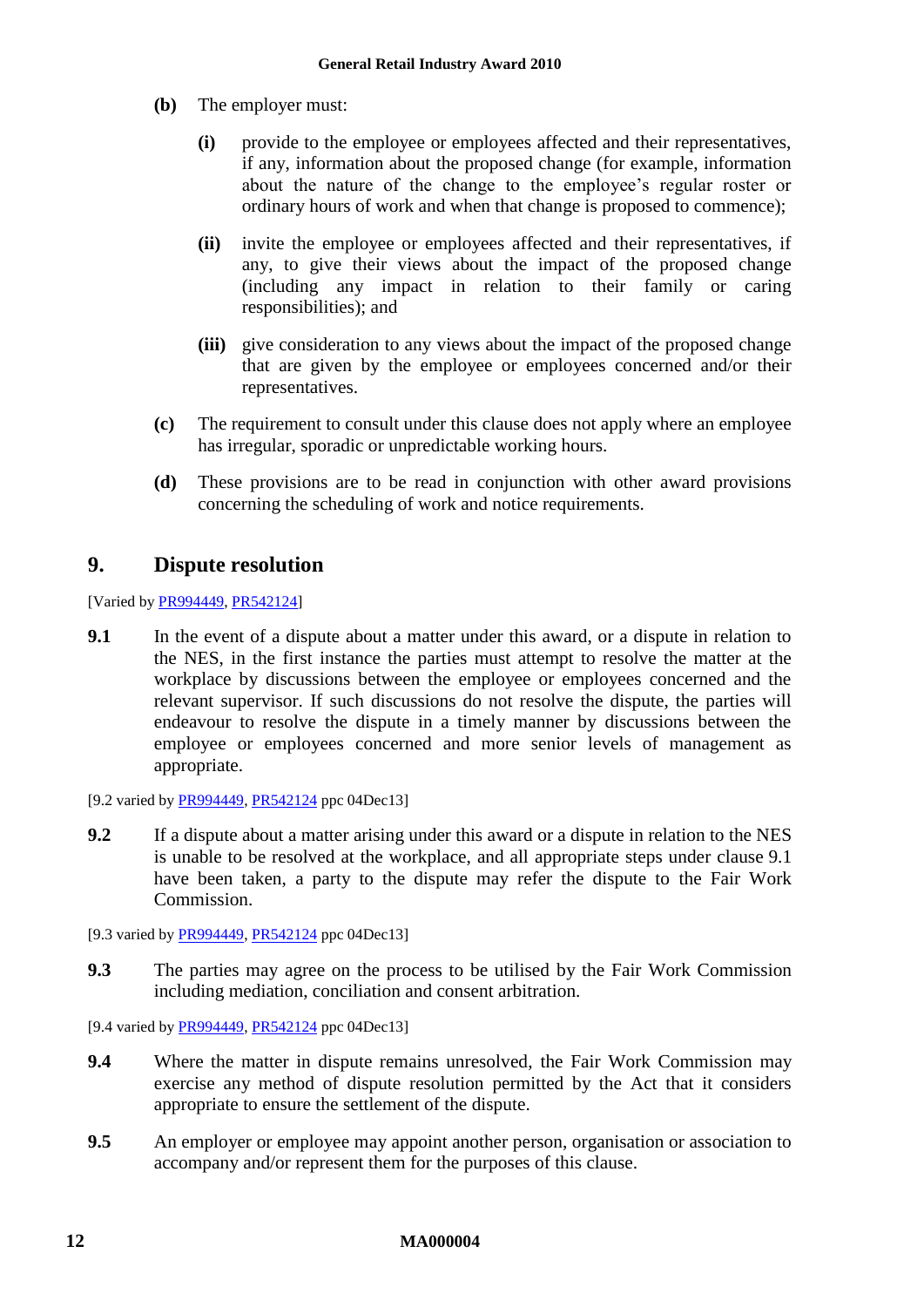**(b)** The employer must:

**(i)** provide to the employee or employees affected and their representatives, if any, information about the proposed change (for example, information about the nature of the change to the employee's regular roster or ordinary hours of work and when that change is proposed to commence);

**(ii)** invite the employee or employees affected and their representatives, if any, to give their views about the impact of the proposed change (including any impact in relation to their family or caring responsibilities); and

**(iii)** give consideration to any views about the impact of the proposed change that are given by the employee or employees concerned and/or their representatives.

**(c)** The requirement to consult under this clause does not apply where an employee has irregular, sporadic or unpredictable working hours.

**(d)** These provisions are to be read in conjunction with other award provisions concerning the scheduling of work and notice requirements.

## 9. Dispute resolution

[Varied by PR994449, PR542124]

**9.1** In the event of a dispute about a matter under this award, or a dispute in relation to the NES, in the first instance the parties must attempt to resolve the matter at the workplace by discussions between the employee or employees concerned and the relevant supervisor. If such discussions do not resolve the dispute, the parties will endeavour to resolve the dispute in a timely manner by discussions between the employee or employees concerned and more senior levels of management as appropriate.

[9.2 varied by PR994449, PR542124 ppc 04Dec13]

**9.2** If a dispute about a matter arising under this award or a dispute in relation to the NES is unable to be resolved at the workplace, and all appropriate steps under clause 9.1 have been taken, a party to the dispute may refer the dispute to the Fair Work Commission.

[9.3 varied by PR994449, PR542124 ppc 04Dec13]

**9.3** The parties may agree on the process to be utilised by the Fair Work Commission including mediation, conciliation and consent arbitration.

[9.4 varied by PR994449, PR542124 ppc 04Dec13]

**9.4** Where the matter in dispute remains unresolved, the Fair Work Commission may exercise any method of dispute resolution permitted by the Act that it considers appropriate to ensure the settlement of the dispute.

**9.5** An employer or employee may appoint another person, organisation or association to accompany and/or represent them for the purposes of this clause.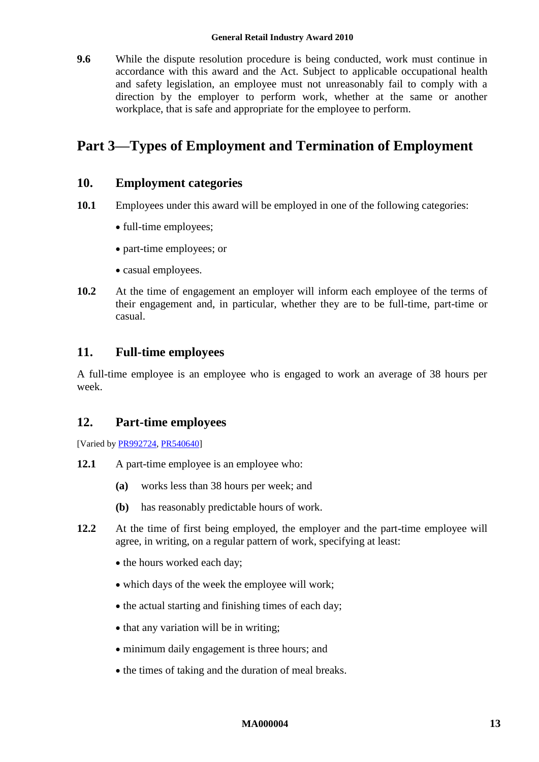**9.6** While the dispute resolution procedure is being conducted, work must continue in accordance with this award and the Act. Subject to applicable occupational health and safety legislation, an employee must not unreasonably fail to comply with a direction by the employer to perform work, whether at the same or another workplace, that is safe and appropriate for the employee to perform.

# Part 3—Types of Employment and Termination of Employment

## 10. Employment categories

**10.1** Employees under this award will be employed in one of the following categories:

- full-time employees;
- part-time employees; or
- casual employees.

**10.2** At the time of engagement an employer will inform each employee of the terms of their engagement and, in particular, whether they are to be full-time, part-time or casual.

## 11. Full-time employees

A full-time employee is an employee who is engaged to work an average of 38 hours per week.

## 12. Part-time employees

[Varied by PR992724, PR540640]

**12.1** A part-time employee is an employee who:

**(a)** works less than 38 hours per week; and

**(b)** has reasonably predictable hours of work.

**12.2** At the time of first being employed, the employer and the part-time employee will agree, in writing, on a regular pattern of work, specifying at least:

- the hours worked each day;
- which days of the week the employee will work;
- the actual starting and finishing times of each day;
- that any variation will be in writing;
- minimum daily engagement is three hours; and
- the times of taking and the duration of meal breaks.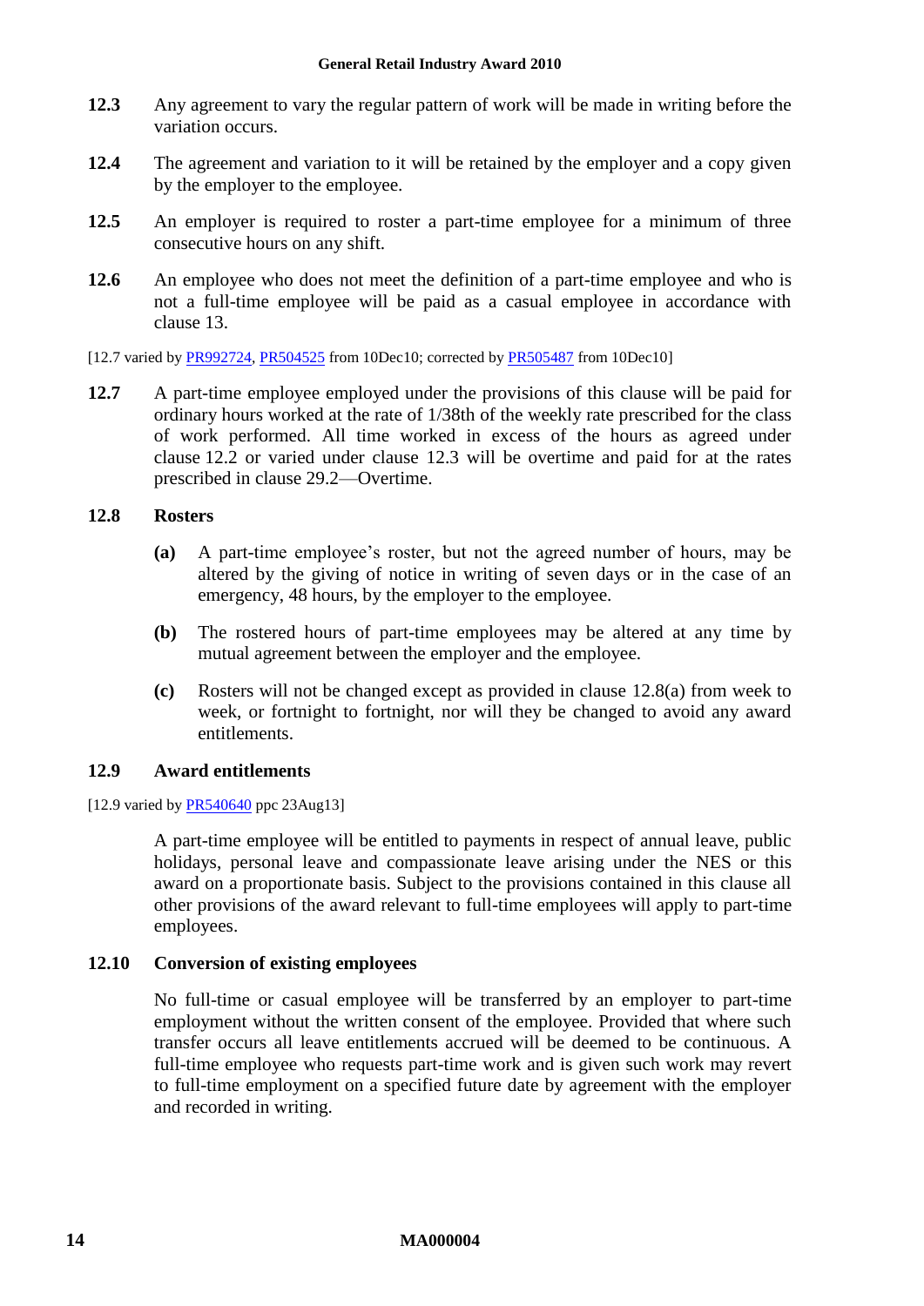**12.3** Any agreement to vary the regular pattern of work will be made in writing before the variation occurs.

**12.4** The agreement and variation to it will be retained by the employer and a copy given by the employer to the employee.

**12.5** An employer is required to roster a part-time employee for a minimum of three consecutive hours on any shift.

**12.6** An employee who does not meet the definition of a part-time employee and who is not a full-time employee will be paid as a casual employee in accordance with clause 13.

[12.7 varied by PR992724, PR504525 from 10Dec10; corrected by PR505487 from 10Dec10]

**12.7** A part-time employee employed under the provisions of this clause will be paid for ordinary hours worked at the rate of 1/38th of the weekly rate prescribed for the class of work performed. All time worked in excess of the hours as agreed under clause 12.2 or varied under clause 12.3 will be overtime and paid for at the rates prescribed in clause 29.2—Overtime.

**12.8 Rosters**

**(a)** A part-time employee's roster, but not the agreed number of hours, may be altered by the giving of notice in writing of seven days or in the case of an emergency, 48 hours, by the employer to the employee.

**(b)** The rostered hours of part-time employees may be altered at any time by mutual agreement between the employer and the employee.

**(c)** Rosters will not be changed except as provided in clause 12.8(a) from week to week, or fortnight to fortnight, nor will they be changed to avoid any award entitlements.

**12.9 Award entitlements**

[12.9 varied by PR540640 ppc 23Aug13]

A part-time employee will be entitled to payments in respect of annual leave, public holidays, personal leave and compassionate leave arising under the NES or this award on a proportionate basis. Subject to the provisions contained in this clause all other provisions of the award relevant to full-time employees will apply to part-time employees.

**12.10 Conversion of existing employees**

No full-time or casual employee will be transferred by an employer to part-time employment without the written consent of the employee. Provided that where such transfer occurs all leave entitlements accrued will be deemed to be continuous. A full-time employee who requests part-time work and is given such work may revert to full-time employment on a specified future date by agreement with the employer and recorded in writing.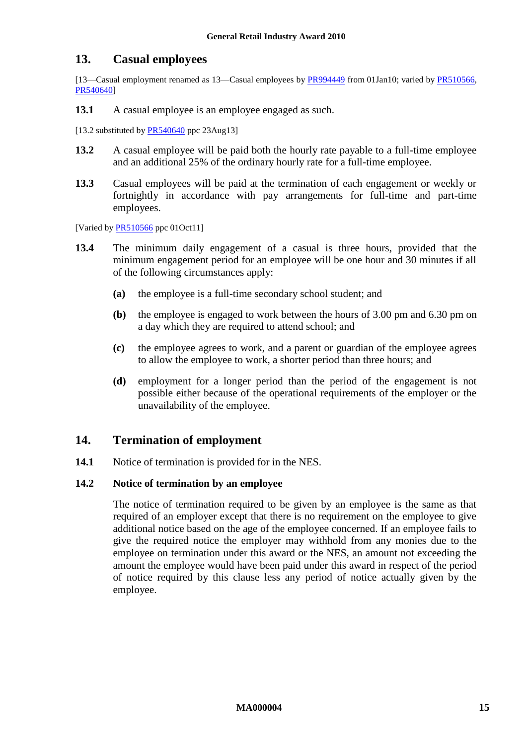## 13. Casual employees

[13—Casual employment renamed as 13—Casual employees by PR994449 from 01Jan10; varied by PR510566, PR540640]

**13.1** A casual employee is an employee engaged as such.

[13.2 substituted by PR540640 ppc 23Aug13]

**13.2** A casual employee will be paid both the hourly rate payable to a full-time employee and an additional 25% of the ordinary hourly rate for a full-time employee.

**13.3** Casual employees will be paid at the termination of each engagement or weekly or fortnightly in accordance with pay arrangements for full-time and part-time employees.

[Varied by PR510566 ppc 01Oct11]

**13.4** The minimum daily engagement of a casual is three hours, provided that the minimum engagement period for an employee will be one hour and 30 minutes if all of the following circumstances apply:

**(a)** the employee is a full-time secondary school student; and

**(b)** the employee is engaged to work between the hours of 3.00 pm and 6.30 pm on a day which they are required to attend school; and

**(c)** the employee agrees to work, and a parent or guardian of the employee agrees to allow the employee to work, a shorter period than three hours; and

**(d)** employment for a longer period than the period of the engagement is not possible either because of the operational requirements of the employer or the unavailability of the employee.

## 14. Termination of employment

**14.1** Notice of termination is provided for in the NES.

**14.2** **Notice of termination by an employee**

The notice of termination required to be given by an employee is the same as that required of an employer except that there is no requirement on the employee to give additional notice based on the age of the employee concerned. If an employee fails to give the required notice the employer may withhold from any monies due to the employee on termination under this award or the NES, an amount not exceeding the amount the employee would have been paid under this award in respect of the period of notice required by this clause less any period of notice actually given by the employee.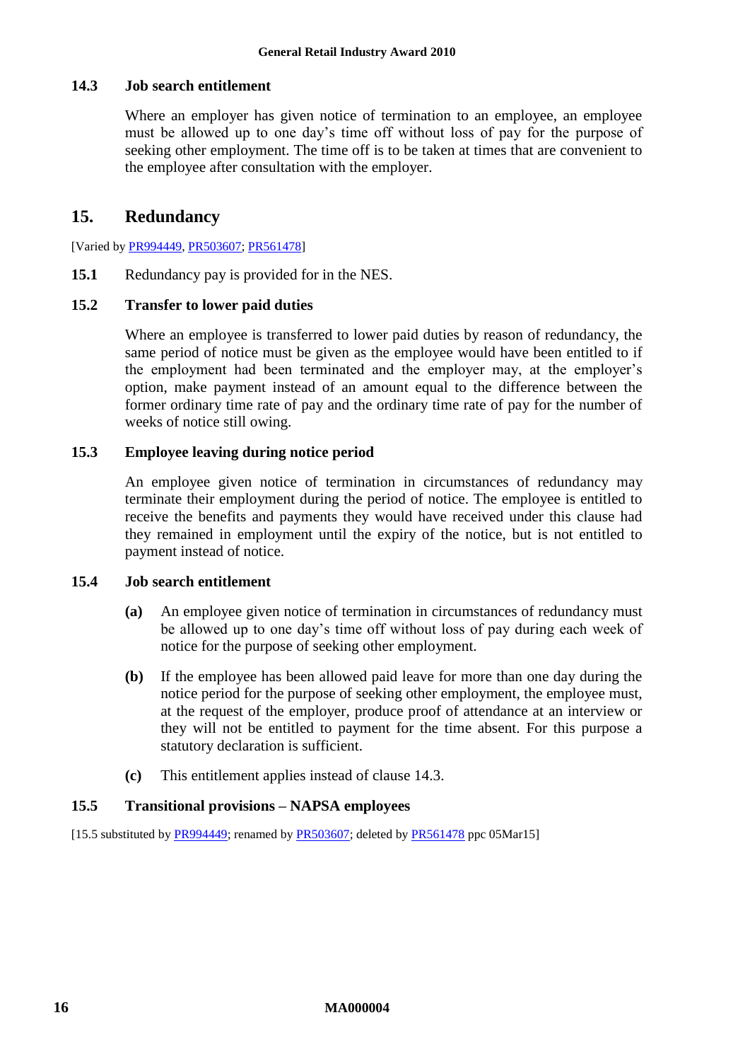### 14.3 Job search entitlement

Where an employer has given notice of termination to an employee, an employee must be allowed up to one day's time off without loss of pay for the purpose of seeking other employment. The time off is to be taken at times that are convenient to the employee after consultation with the employer.

## 15. Redundancy

[Varied by PR994449, PR503607; PR561478]

**15.1** Redundancy pay is provided for in the NES.

### 15.2 Transfer to lower paid duties

Where an employee is transferred to lower paid duties by reason of redundancy, the same period of notice must be given as the employee would have been entitled to if the employment had been terminated and the employer may, at the employer's option, make payment instead of an amount equal to the difference between the former ordinary time rate of pay and the ordinary time rate of pay for the number of weeks of notice still owing.

### 15.3 Employee leaving during notice period

An employee given notice of termination in circumstances of redundancy may terminate their employment during the period of notice. The employee is entitled to receive the benefits and payments they would have received under this clause had they remained in employment until the expiry of the notice, but is not entitled to payment instead of notice.

### 15.4 Job search entitlement

**(a)** An employee given notice of termination in circumstances of redundancy must be allowed up to one day's time off without loss of pay during each week of notice for the purpose of seeking other employment.

**(b)** If the employee has been allowed paid leave for more than one day during the notice period for the purpose of seeking other employment, the employee must, at the request of the employer, produce proof of attendance at an interview or they will not be entitled to payment for the time absent. For this purpose a statutory declaration is sufficient.

**(c)** This entitlement applies instead of clause 14.3.

### 15.5 Transitional provisions – NAPSA employees

[15.5 substituted by PR994449; renamed by PR503607; deleted by PR561478 ppc 05Mar15]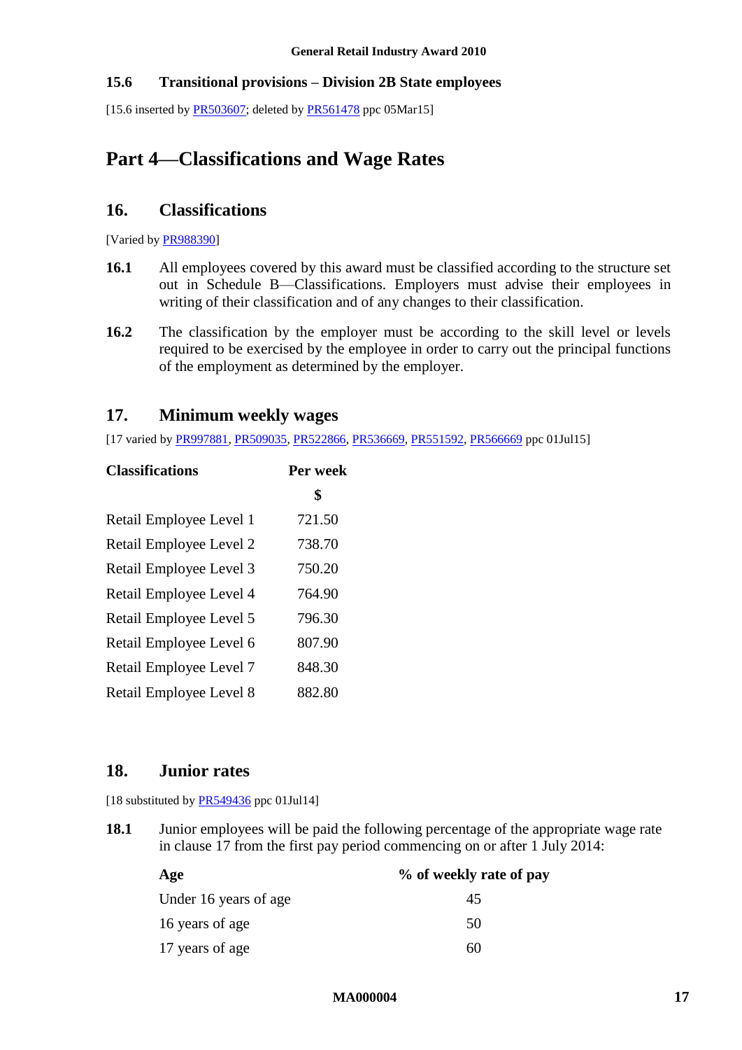### 15.6 Transitional provisions – Division 2B State employees

[15.6 inserted by PR503607; deleted by PR561478 ppc 05Mar15]

# Part 4—Classifications and Wage Rates

## 16. Classifications

[Varied by PR988390]

**16.1** All employees covered by this award must be classified according to the structure set out in Schedule B—Classifications. Employers must advise their employees in writing of their classification and of any changes to their classification.

**16.2** The classification by the employer must be according to the skill level or levels required to be exercised by the employee in order to carry out the principal functions of the employment as determined by the employer.

## 17. Minimum weekly wages

[17 varied by PR997881, PR509035, PR522866, PR536669, PR551592, PR566669 ppc 01Jul15]

| Classifications | Per week |
|---|---|
| | $ |
| Retail Employee Level 1 | 721.50 |
| Retail Employee Level 2 | 738.70 |
| Retail Employee Level 3 | 750.20 |
| Retail Employee Level 4 | 764.90 |
| Retail Employee Level 5 | 796.30 |
| Retail Employee Level 6 | 807.90 |
| Retail Employee Level 7 | 848.30 |
| Retail Employee Level 8 | 882.80 |

## 18. Junior rates

[18 substituted by PR549436 ppc 01Jul14]

**18.1** Junior employees will be paid the following percentage of the appropriate wage rate in clause 17 from the first pay period commencing on or after 1 July 2014:

| Age | % of weekly rate of pay |
|---|---|
| Under 16 years of age | 45 |
| 16 years of age | 50 |
| 17 years of age | 60 |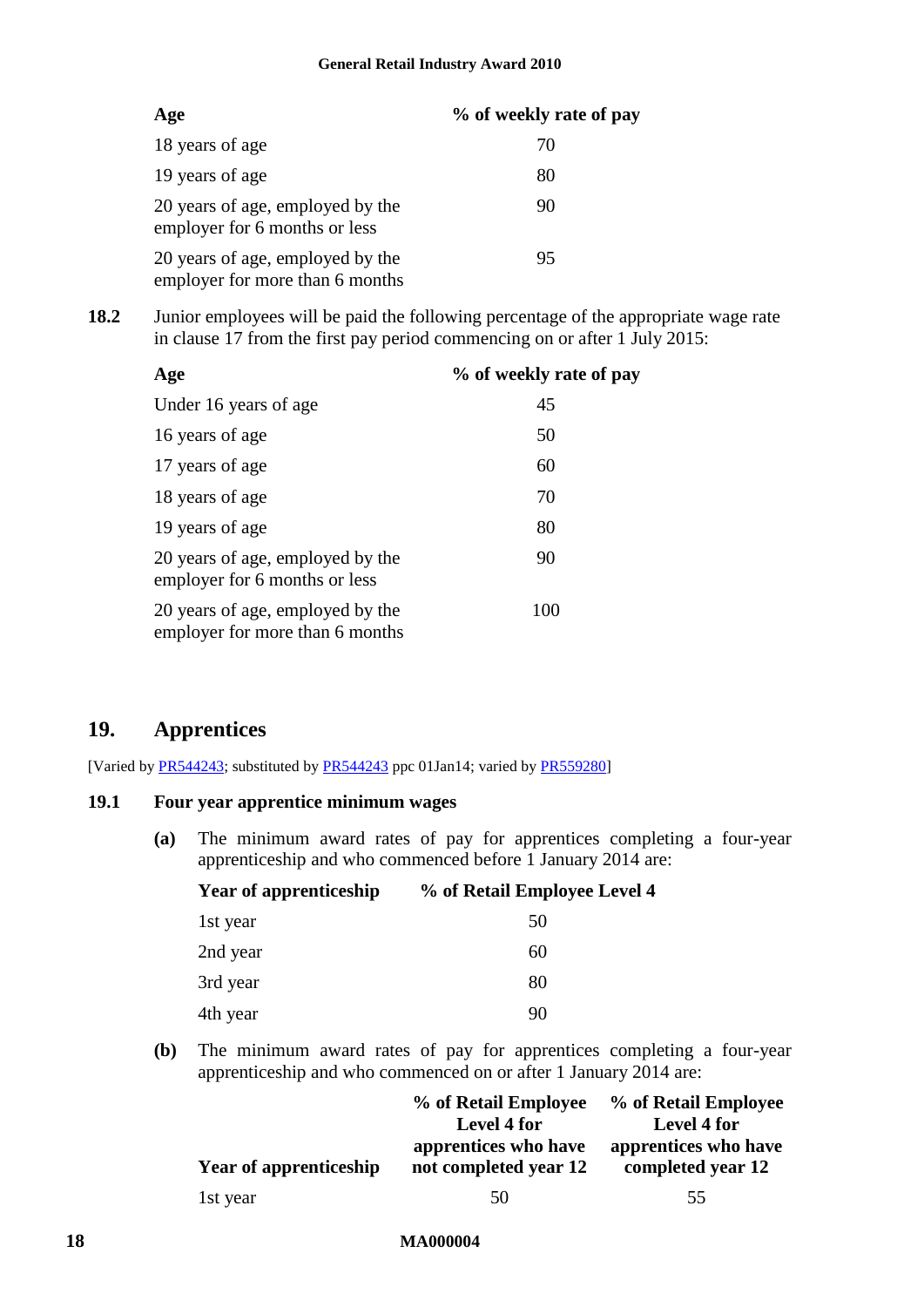| Age | % of weekly rate of pay |
|---|---|
| 18 years of age | 70 |
| 19 years of age | 80 |
| 20 years of age, employed by the employer for 6 months or less | 90 |
| 20 years of age, employed by the employer for more than 6 months | 95 |

**18.2** Junior employees will be paid the following percentage of the appropriate wage rate in clause 17 from the first pay period commencing on or after 1 July 2015:

| Age | % of weekly rate of pay |
|---|---|
| Under 16 years of age | 45 |
| 16 years of age | 50 |
| 17 years of age | 60 |
| 18 years of age | 70 |
| 19 years of age | 80 |
| 20 years of age, employed by the employer for 6 months or less | 90 |
| 20 years of age, employed by the employer for more than 6 months | 100 |

## 19. Apprentices

[Varied by PR544243; substituted by PR544243 ppc 01Jan14; varied by PR559280]

### 19.1 Four year apprentice minimum wages

**(a)** The minimum award rates of pay for apprentices completing a four-year apprenticeship and who commenced before 1 January 2014 are:

| Year of apprenticeship | % of Retail Employee Level 4 |
|---|---|
| 1st year | 50 |
| 2nd year | 60 |
| 3rd year | 80 |
| 4th year | 90 |

**(b)** The minimum award rates of pay for apprentices completing a four-year apprenticeship and who commenced on or after 1 January 2014 are:

| Year of apprenticeship | % of Retail Employee Level 4 for apprentices who have not completed year 12 | % of Retail Employee Level 4 for apprentices who have completed year 12 |
|---|---|---|
| 1st year | 50 | 55 |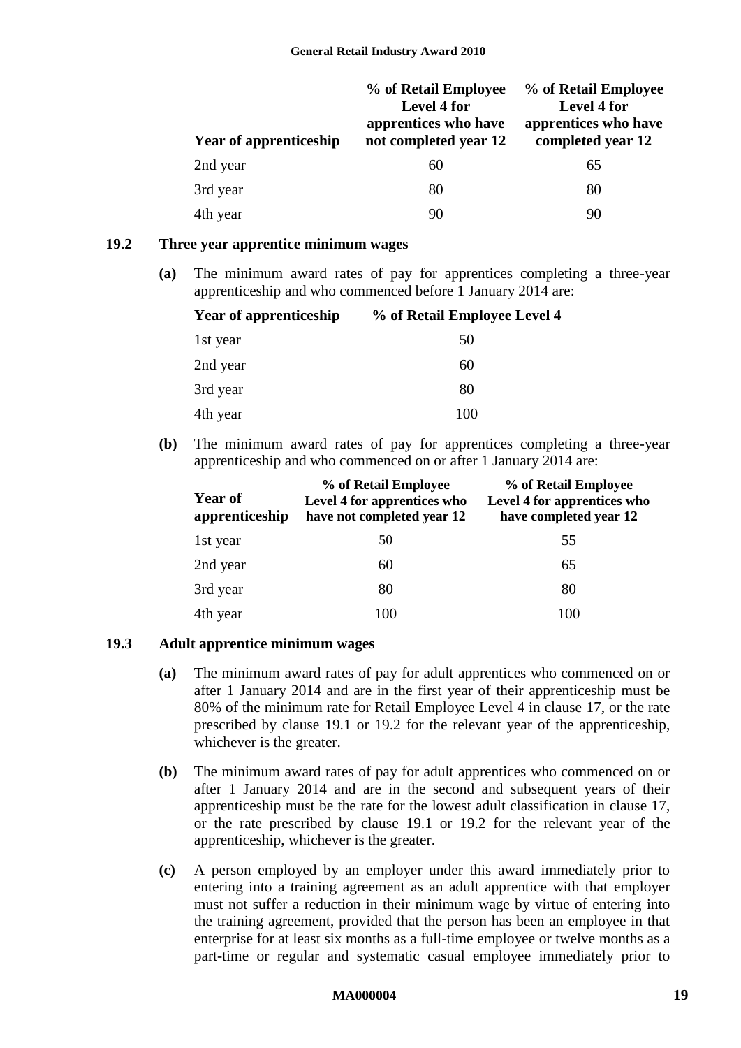| Year of apprenticeship | % of Retail Employee Level 4 for apprentices who have not completed year 12 | % of Retail Employee Level 4 for apprentices who have completed year 12 |
|---|---|---|
| 2nd year | 60 | 65 |
| 3rd year | 80 | 80 |
| 4th year | 90 | 90 |

### 19.2 Three year apprentice minimum wages

**(a)** The minimum award rates of pay for apprentices completing a three-year apprenticeship and who commenced before 1 January 2014 are:

| Year of apprenticeship | % of Retail Employee Level 4 |
|---|---|
| 1st year | 50 |
| 2nd year | 60 |
| 3rd year | 80 |
| 4th year | 100 |

**(b)** The minimum award rates of pay for apprentices completing a three-year apprenticeship and who commenced on or after 1 January 2014 are:

| Year of apprenticeship | % of Retail Employee Level 4 for apprentices who have not completed year 12 | % of Retail Employee Level 4 for apprentices who have completed year 12 |
|---|---|---|
| 1st year | 50 | 55 |
| 2nd year | 60 | 65 |
| 3rd year | 80 | 80 |
| 4th year | 100 | 100 |

### 19.3 Adult apprentice minimum wages

**(a)** The minimum award rates of pay for adult apprentices who commenced on or after 1 January 2014 and are in the first year of their apprenticeship must be 80% of the minimum rate for Retail Employee Level 4 in clause 17, or the rate prescribed by clause 19.1 or 19.2 for the relevant year of the apprenticeship, whichever is the greater.

**(b)** The minimum award rates of pay for adult apprentices who commenced on or after 1 January 2014 and are in the second and subsequent years of their apprenticeship must be the rate for the lowest adult classification in clause 17, or the rate prescribed by clause 19.1 or 19.2 for the relevant year of the apprenticeship, whichever is the greater.

**(c)** A person employed by an employer under this award immediately prior to entering into a training agreement as an adult apprentice with that employer must not suffer a reduction in their minimum wage by virtue of entering into the training agreement, provided that the person has been an employee in that enterprise for at least six months as a full-time employee or twelve months as a part-time or regular and systematic casual employee immediately prior to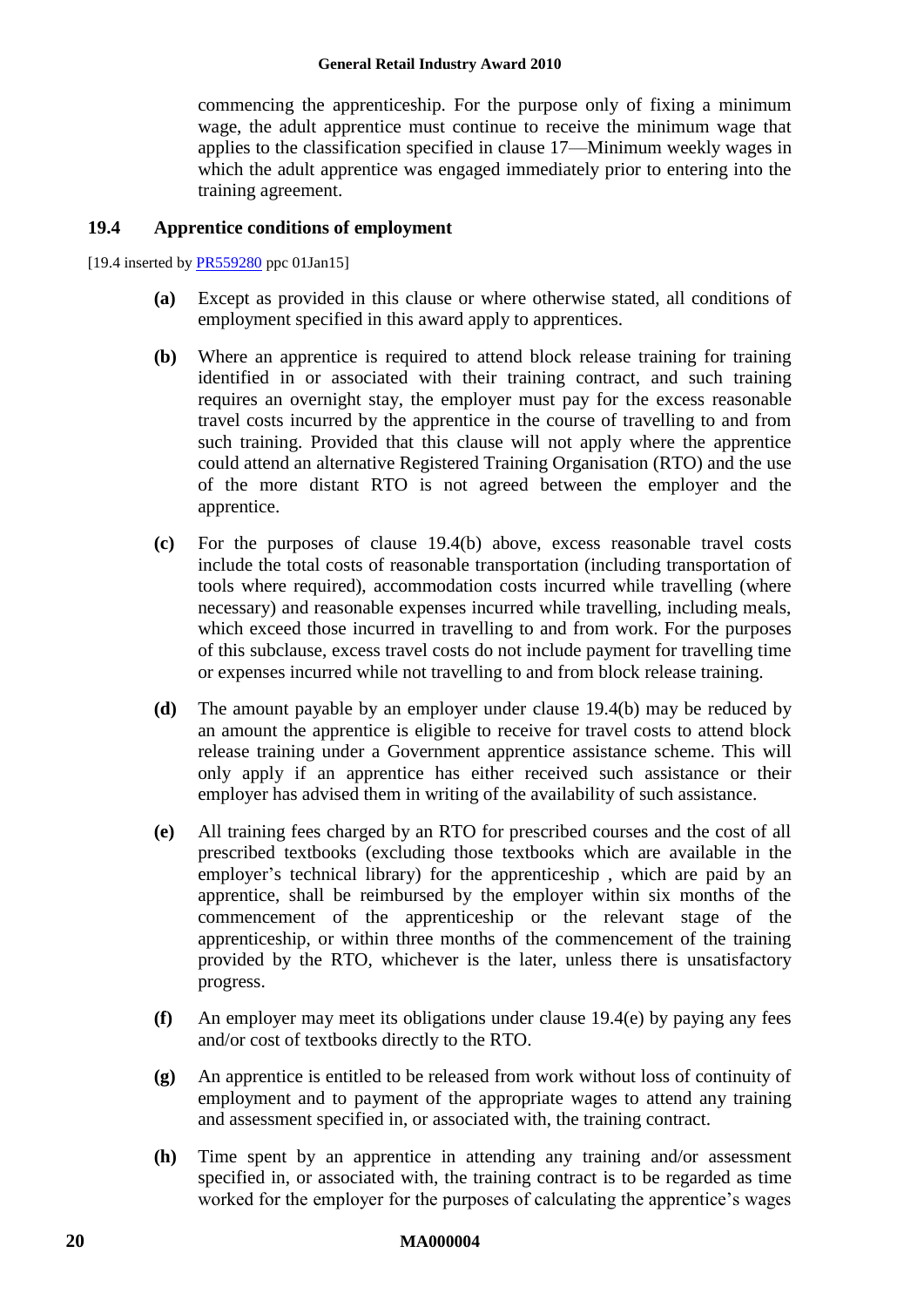commencing the apprenticeship. For the purpose only of fixing a minimum wage, the adult apprentice must continue to receive the minimum wage that applies to the classification specified in clause 17—Minimum weekly wages in which the adult apprentice was engaged immediately prior to entering into the training agreement.

### 19.4 Apprentice conditions of employment

[19.4 inserted by PR559280 ppc 01Jan15]

**(a)** Except as provided in this clause or where otherwise stated, all conditions of employment specified in this award apply to apprentices.

**(b)** Where an apprentice is required to attend block release training for training identified in or associated with their training contract, and such training requires an overnight stay, the employer must pay for the excess reasonable travel costs incurred by the apprentice in the course of travelling to and from such training. Provided that this clause will not apply where the apprentice could attend an alternative Registered Training Organisation (RTO) and the use of the more distant RTO is not agreed between the employer and the apprentice.

**(c)** For the purposes of clause 19.4(b) above, excess reasonable travel costs include the total costs of reasonable transportation (including transportation of tools where required), accommodation costs incurred while travelling (where necessary) and reasonable expenses incurred while travelling, including meals, which exceed those incurred in travelling to and from work. For the purposes of this subclause, excess travel costs do not include payment for travelling time or expenses incurred while not travelling to and from block release training.

**(d)** The amount payable by an employer under clause 19.4(b) may be reduced by an amount the apprentice is eligible to receive for travel costs to attend block release training under a Government apprentice assistance scheme. This will only apply if an apprentice has either received such assistance or their employer has advised them in writing of the availability of such assistance.

**(e)** All training fees charged by an RTO for prescribed courses and the cost of all prescribed textbooks (excluding those textbooks which are available in the employer's technical library) for the apprenticeship , which are paid by an apprentice, shall be reimbursed by the employer within six months of the commencement of the apprenticeship or the relevant stage of the apprenticeship, or within three months of the commencement of the training provided by the RTO, whichever is the later, unless there is unsatisfactory progress.

**(f)** An employer may meet its obligations under clause 19.4(e) by paying any fees and/or cost of textbooks directly to the RTO.

**(g)** An apprentice is entitled to be released from work without loss of continuity of employment and to payment of the appropriate wages to attend any training and assessment specified in, or associated with, the training contract.

**(h)** Time spent by an apprentice in attending any training and/or assessment specified in, or associated with, the training contract is to be regarded as time worked for the employer for the purposes of calculating the apprentice's wages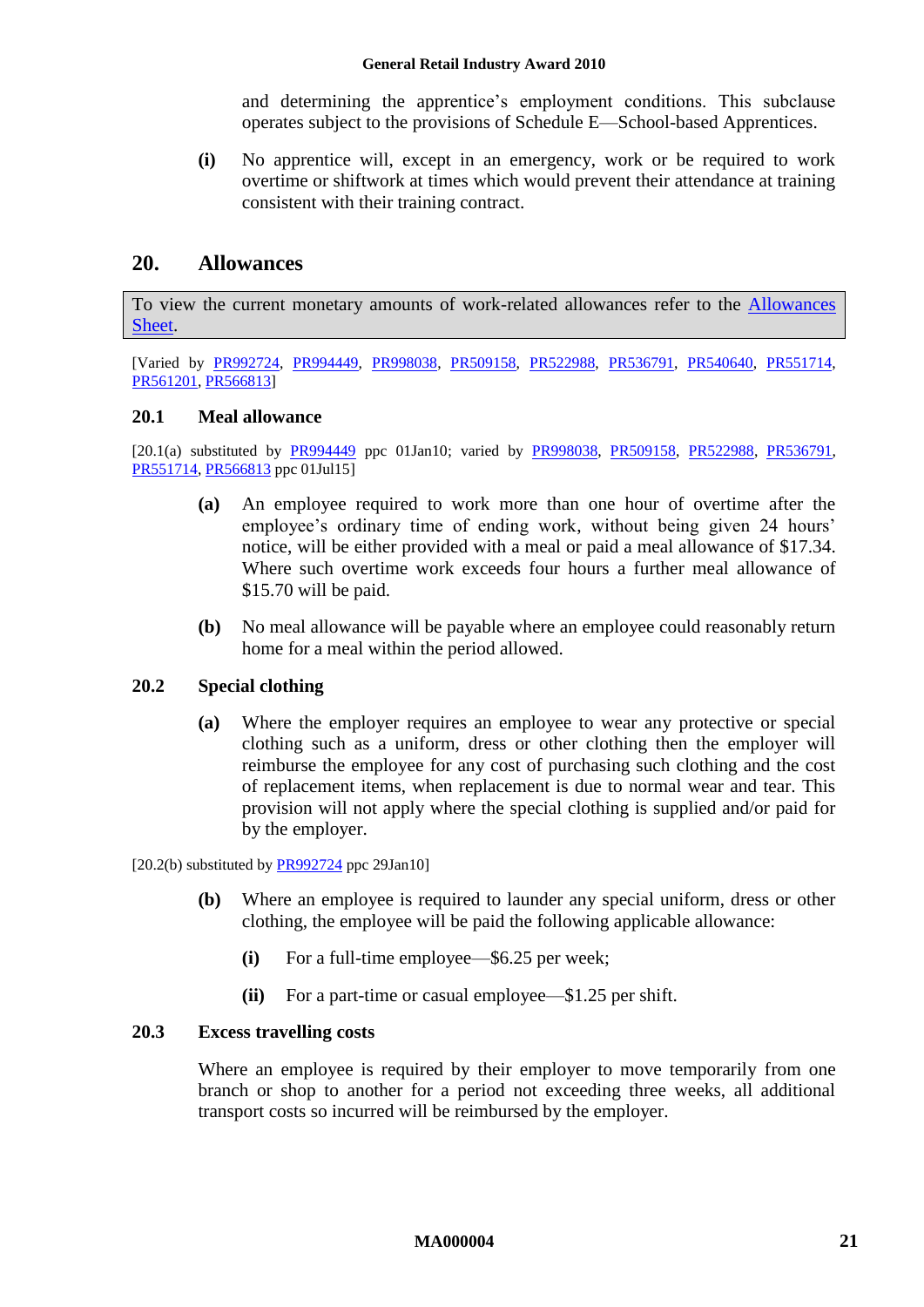and determining the apprentice's employment conditions. This subclause operates subject to the provisions of Schedule E—School-based Apprentices.

**(i)** No apprentice will, except in an emergency, work or be required to work overtime or shiftwork at times which would prevent their attendance at training consistent with their training contract.

## 20. Allowances

> To view the current monetary amounts of work-related allowances refer to the Allowances Sheet.

[Varied by PR992724, PR994449, PR998038, PR509158, PR522988, PR536791, PR540640, PR551714, PR561201, PR566813]

### 20.1 Meal allowance

[20.1(a) substituted by PR994449 ppc 01Jan10; varied by PR998038, PR509158, PR522988, PR536791, PR551714, PR566813 ppc 01Jul15]

**(a)** An employee required to work more than one hour of overtime after the employee's ordinary time of ending work, without being given 24 hours' notice, will be either provided with a meal or paid a meal allowance of $17.34. Where such overtime work exceeds four hours a further meal allowance of $15.70 will be paid.

**(b)** No meal allowance will be payable where an employee could reasonably return home for a meal within the period allowed.

### 20.2 Special clothing

**(a)** Where the employer requires an employee to wear any protective or special clothing such as a uniform, dress or other clothing then the employer will reimburse the employee for any cost of purchasing such clothing and the cost of replacement items, when replacement is due to normal wear and tear. This provision will not apply where the special clothing is supplied and/or paid for by the employer.

[20.2(b) substituted by PR992724 ppc 29Jan10]

**(b)** Where an employee is required to launder any special uniform, dress or other clothing, the employee will be paid the following applicable allowance:

**(i)** For a full-time employee—$6.25 per week;

**(ii)** For a part-time or casual employee—$1.25 per shift.

### 20.3 Excess travelling costs

Where an employee is required by their employer to move temporarily from one branch or shop to another for a period not exceeding three weeks, all additional transport costs so incurred will be reimbursed by the employer.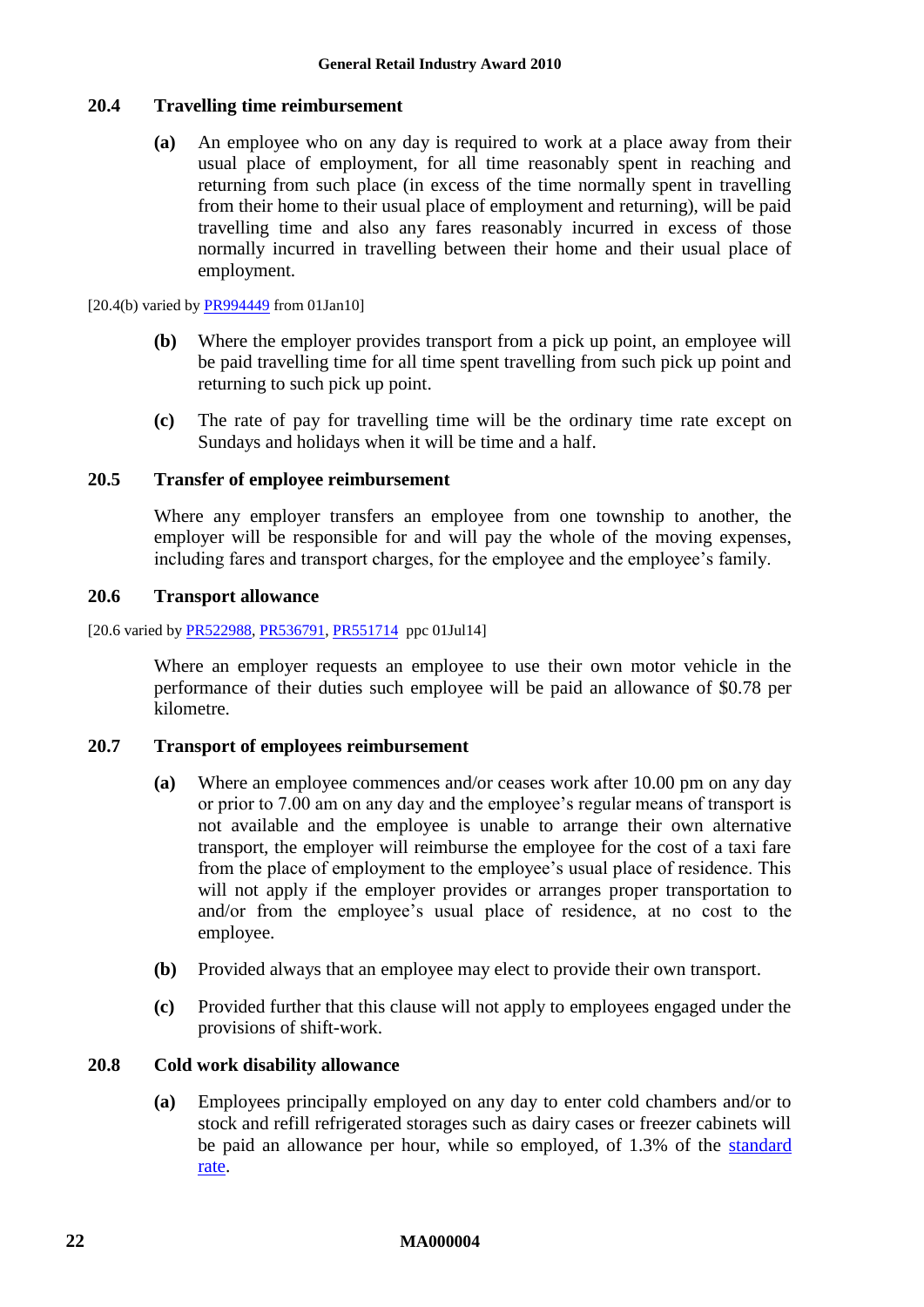### 20.4 Travelling time reimbursement

**(a)** An employee who on any day is required to work at a place away from their usual place of employment, for all time reasonably spent in reaching and returning from such place (in excess of the time normally spent in travelling from their home to their usual place of employment and returning), will be paid travelling time and also any fares reasonably incurred in excess of those normally incurred in travelling between their home and their usual place of employment.

[20.4(b) varied by PR994449 from 01Jan10]

**(b)** Where the employer provides transport from a pick up point, an employee will be paid travelling time for all time spent travelling from such pick up point and returning to such pick up point.

**(c)** The rate of pay for travelling time will be the ordinary time rate except on Sundays and holidays when it will be time and a half.

### 20.5 Transfer of employee reimbursement

Where any employer transfers an employee from one township to another, the employer will be responsible for and will pay the whole of the moving expenses, including fares and transport charges, for the employee and the employee's family.

### 20.6 Transport allowance

[20.6 varied by PR522988, PR536791, PR551714 ppc 01Jul14]

Where an employer requests an employee to use their own motor vehicle in the performance of their duties such employee will be paid an allowance of $0.78 per kilometre.

### 20.7 Transport of employees reimbursement

**(a)** Where an employee commences and/or ceases work after 10.00 pm on any day or prior to 7.00 am on any day and the employee's regular means of transport is not available and the employee is unable to arrange their own alternative transport, the employer will reimburse the employee for the cost of a taxi fare from the place of employment to the employee's usual place of residence. This will not apply if the employer provides or arranges proper transportation to and/or from the employee's usual place of residence, at no cost to the employee.

**(b)** Provided always that an employee may elect to provide their own transport.

**(c)** Provided further that this clause will not apply to employees engaged under the provisions of shift-work.

### 20.8 Cold work disability allowance

**(a)** Employees principally employed on any day to enter cold chambers and/or to stock and refill refrigerated storages such as dairy cases or freezer cabinets will be paid an allowance per hour, while so employed, of 1.3% of the standard rate.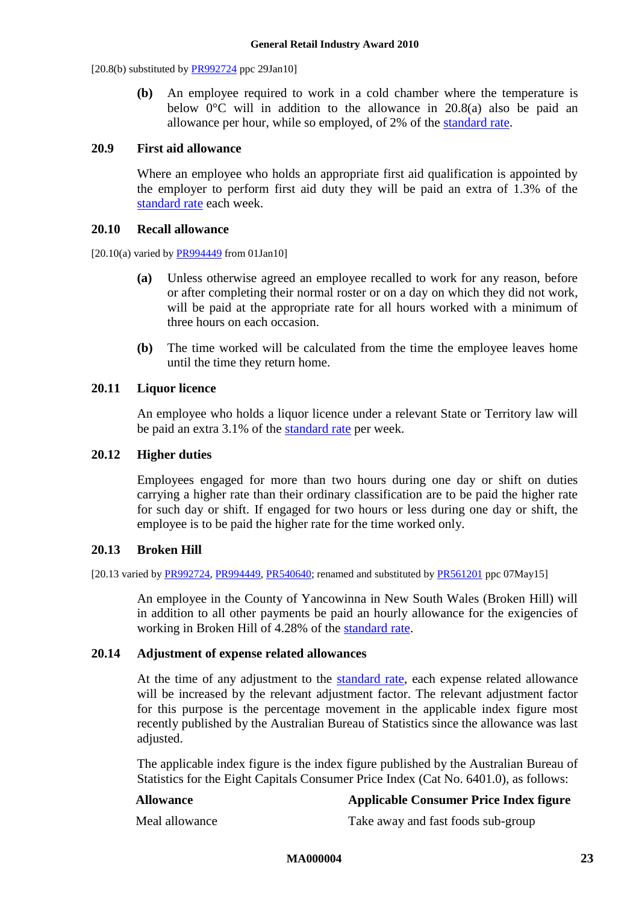[20.8(b) substituted by PR992724 ppc 29Jan10]

**(b)** An employee required to work in a cold chamber where the temperature is below 0°C will in addition to the allowance in 20.8(a) also be paid an allowance per hour, while so employed, of 2% of the standard rate.

### 20.9 First aid allowance

Where an employee who holds an appropriate first aid qualification is appointed by the employer to perform first aid duty they will be paid an extra of 1.3% of the standard rate each week.

### 20.10 Recall allowance

[20.10(a) varied by PR994449 from 01Jan10]

**(a)** Unless otherwise agreed an employee recalled to work for any reason, before or after completing their normal roster or on a day on which they did not work, will be paid at the appropriate rate for all hours worked with a minimum of three hours on each occasion.

**(b)** The time worked will be calculated from the time the employee leaves home until the time they return home.

### 20.11 Liquor licence

An employee who holds a liquor licence under a relevant State or Territory law will be paid an extra 3.1% of the standard rate per week.

### 20.12 Higher duties

Employees engaged for more than two hours during one day or shift on duties carrying a higher rate than their ordinary classification are to be paid the higher rate for such day or shift. If engaged for two hours or less during one day or shift, the employee is to be paid the higher rate for the time worked only.

### 20.13 Broken Hill

[20.13 varied by PR992724, PR994449, PR540640; renamed and substituted by PR561201 ppc 07May15]

An employee in the County of Yancowinna in New South Wales (Broken Hill) will in addition to all other payments be paid an hourly allowance for the exigencies of working in Broken Hill of 4.28% of the standard rate.

### 20.14 Adjustment of expense related allowances

At the time of any adjustment to the standard rate, each expense related allowance will be increased by the relevant adjustment factor. The relevant adjustment factor for this purpose is the percentage movement in the applicable index figure most recently published by the Australian Bureau of Statistics since the allowance was last adjusted.

The applicable index figure is the index figure published by the Australian Bureau of Statistics for the Eight Capitals Consumer Price Index (Cat No. 6401.0), as follows:

| Allowance | Applicable Consumer Price Index figure |
|---|---|
| Meal allowance | Take away and fast foods sub-group |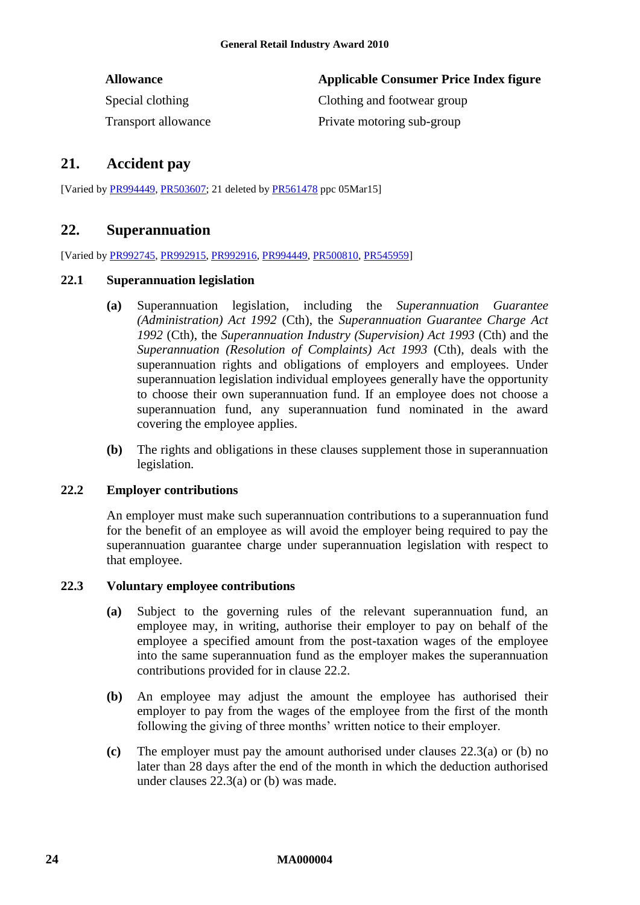| Allowance | Applicable Consumer Price Index figure |
| --- | --- |
| Special clothing | Clothing and footwear group |
| Transport allowance | Private motoring sub-group |

## 21. Accident pay

[Varied by PR994449, PR503607; 21 deleted by PR561478 ppc 05Mar15]

## 22. Superannuation

[Varied by PR992745, PR992915, PR992916, PR994449, PR500810, PR545959]

### 22.1 Superannuation legislation

**(a)** Superannuation legislation, including the *Superannuation Guarantee (Administration) Act 1992* (Cth), the *Superannuation Guarantee Charge Act 1992* (Cth), the *Superannuation Industry (Supervision) Act 1993* (Cth) and the *Superannuation (Resolution of Complaints) Act 1993* (Cth), deals with the superannuation rights and obligations of employers and employees. Under superannuation legislation individual employees generally have the opportunity to choose their own superannuation fund. If an employee does not choose a superannuation fund, any superannuation fund nominated in the award covering the employee applies.

**(b)** The rights and obligations in these clauses supplement those in superannuation legislation.

### 22.2 Employer contributions

An employer must make such superannuation contributions to a superannuation fund for the benefit of an employee as will avoid the employer being required to pay the superannuation guarantee charge under superannuation legislation with respect to that employee.

### 22.3 Voluntary employee contributions

**(a)** Subject to the governing rules of the relevant superannuation fund, an employee may, in writing, authorise their employer to pay on behalf of the employee a specified amount from the post-taxation wages of the employee into the same superannuation fund as the employer makes the superannuation contributions provided for in clause 22.2.

**(b)** An employee may adjust the amount the employee has authorised their employer to pay from the wages of the employee from the first of the month following the giving of three months' written notice to their employer.

**(c)** The employer must pay the amount authorised under clauses 22.3(a) or (b) no later than 28 days after the end of the month in which the deduction authorised under clauses 22.3(a) or (b) was made.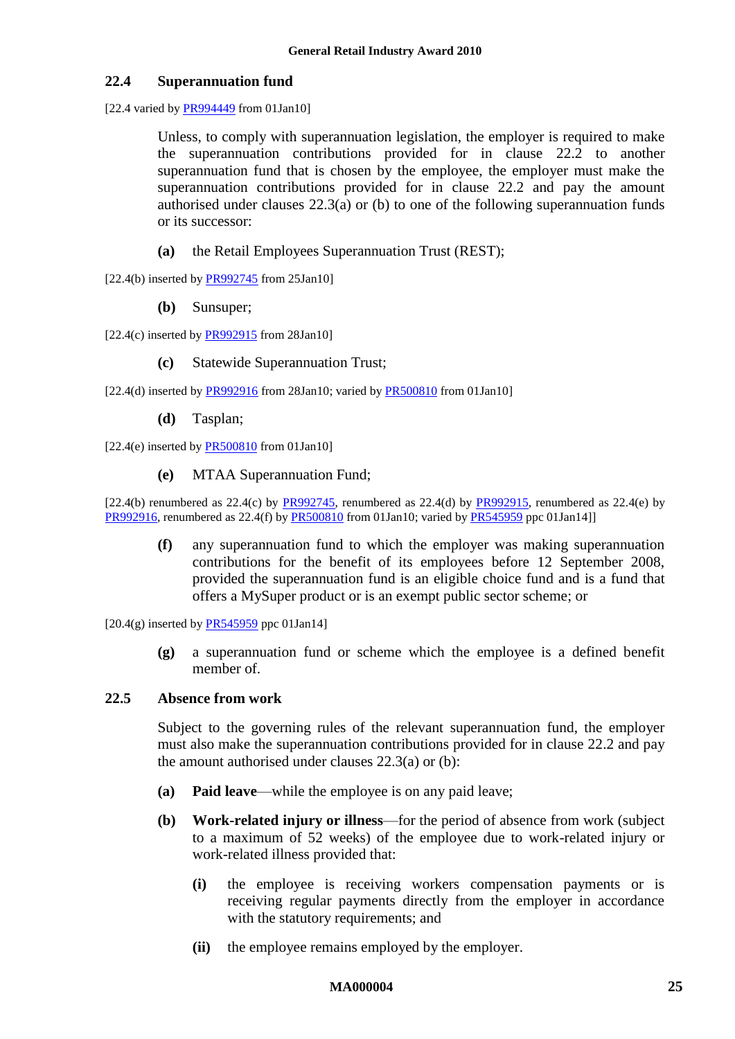### 22.4 Superannuation fund

[22.4 varied by PR994449 from 01Jan10]

Unless, to comply with superannuation legislation, the employer is required to make the superannuation contributions provided for in clause 22.2 to another superannuation fund that is chosen by the employee, the employer must make the superannuation contributions provided for in clause 22.2 and pay the amount authorised under clauses 22.3(a) or (b) to one of the following superannuation funds or its successor:

**(a)** the Retail Employees Superannuation Trust (REST);

[22.4(b) inserted by PR992745 from 25Jan10]

**(b)** Sunsuper;

[22.4(c) inserted by PR992915 from 28Jan10]

**(c)** Statewide Superannuation Trust;

[22.4(d) inserted by PR992916 from 28Jan10; varied by PR500810 from 01Jan10]

**(d)** Tasplan;

[22.4(e) inserted by PR500810 from 01Jan10]

**(e)** MTAA Superannuation Fund;

[22.4(b) renumbered as 22.4(c) by PR992745, renumbered as 22.4(d) by PR992915, renumbered as 22.4(e) by PR992916, renumbered as 22.4(f) by PR500810 from 01Jan10; varied by PR545959 ppc 01Jan14]]

**(f)** any superannuation fund to which the employer was making superannuation contributions for the benefit of its employees before 12 September 2008, provided the superannuation fund is an eligible choice fund and is a fund that offers a MySuper product or is an exempt public sector scheme; or

[20.4(g) inserted by PR545959 ppc 01Jan14]

**(g)** a superannuation fund or scheme which the employee is a defined benefit member of.

### 22.5 Absence from work

Subject to the governing rules of the relevant superannuation fund, the employer must also make the superannuation contributions provided for in clause 22.2 and pay the amount authorised under clauses 22.3(a) or (b):

**(a)** **Paid leave**—while the employee is on any paid leave;

**(b)** **Work-related injury or illness**—for the period of absence from work (subject to a maximum of 52 weeks) of the employee due to work-related injury or work-related illness provided that:

**(i)** the employee is receiving workers compensation payments or is receiving regular payments directly from the employer in accordance with the statutory requirements; and

**(ii)** the employee remains employed by the employer.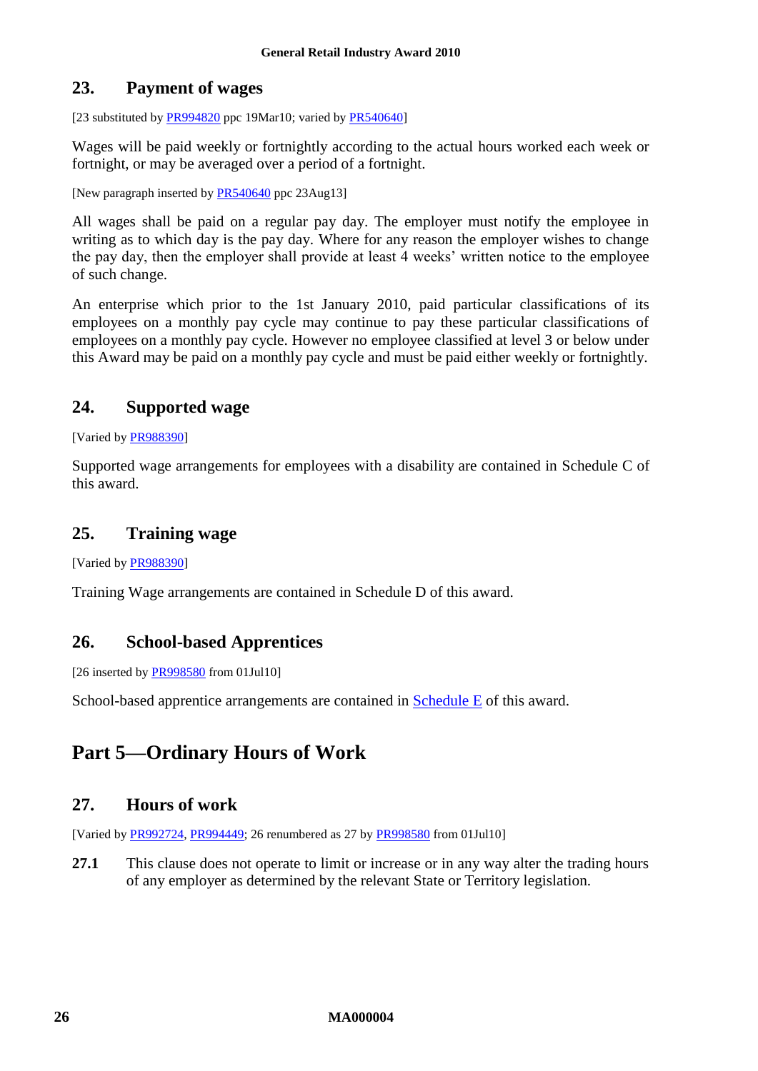## 23. Payment of wages

[23 substituted by PR994820 ppc 19Mar10; varied by PR540640]

Wages will be paid weekly or fortnightly according to the actual hours worked each week or fortnight, or may be averaged over a period of a fortnight.

[New paragraph inserted by PR540640 ppc 23Aug13]

All wages shall be paid on a regular pay day. The employer must notify the employee in writing as to which day is the pay day. Where for any reason the employer wishes to change the pay day, then the employer shall provide at least 4 weeks' written notice to the employee of such change.

An enterprise which prior to the 1st January 2010, paid particular classifications of its employees on a monthly pay cycle may continue to pay these particular classifications of employees on a monthly pay cycle. However no employee classified at level 3 or below under this Award may be paid on a monthly pay cycle and must be paid either weekly or fortnightly.

## 24. Supported wage

[Varied by PR988390]

Supported wage arrangements for employees with a disability are contained in Schedule C of this award.

## 25. Training wage

[Varied by PR988390]

Training Wage arrangements are contained in Schedule D of this award.

## 26. School-based Apprentices

[26 inserted by PR998580 from 01Jul10]

School-based apprentice arrangements are contained in Schedule E of this award.

# Part 5—Ordinary Hours of Work

## 27. Hours of work

[Varied by PR992724, PR994449; 26 renumbered as 27 by PR998580 from 01Jul10]

**27.1** This clause does not operate to limit or increase or in any way alter the trading hours of any employer as determined by the relevant State or Territory legislation.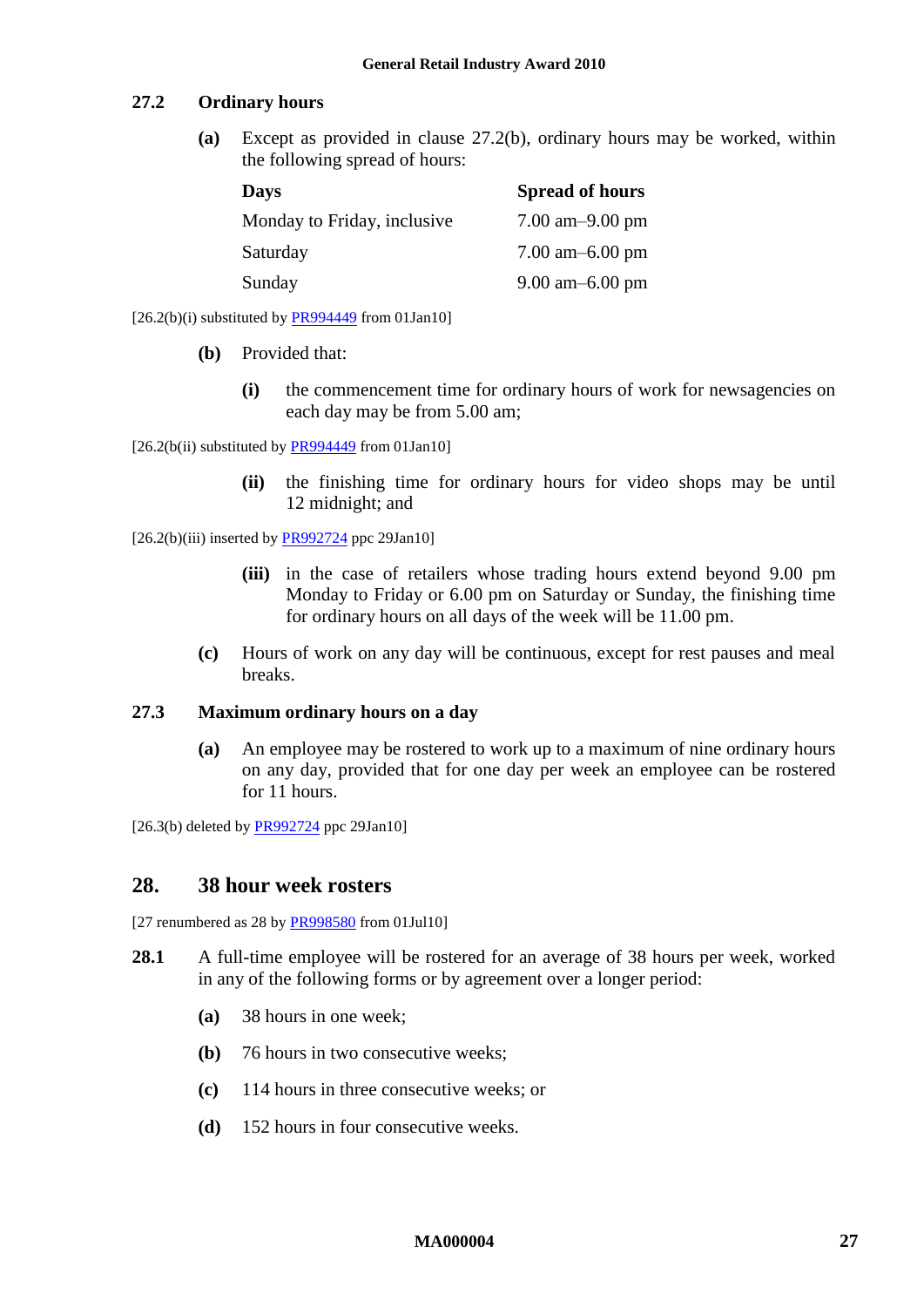### 27.2 Ordinary hours

**(a)** Except as provided in clause 27.2(b), ordinary hours may be worked, within the following spread of hours:

| Days | Spread of hours |
|---|---|
| Monday to Friday, inclusive | 7.00 am–9.00 pm |
| Saturday | 7.00 am–6.00 pm |
| Sunday | 9.00 am–6.00 pm |

[26.2(b)(i) substituted by PR994449 from 01Jan10]

**(b)** Provided that:

**(i)** the commencement time for ordinary hours of work for newsagencies on each day may be from 5.00 am;

[26.2(b(ii) substituted by PR994449 from 01Jan10]

**(ii)** the finishing time for ordinary hours for video shops may be until 12 midnight; and

[26.2(b)(iii) inserted by PR992724 ppc 29Jan10]

**(iii)** in the case of retailers whose trading hours extend beyond 9.00 pm Monday to Friday or 6.00 pm on Saturday or Sunday, the finishing time for ordinary hours on all days of the week will be 11.00 pm.

**(c)** Hours of work on any day will be continuous, except for rest pauses and meal breaks.

### 27.3 Maximum ordinary hours on a day

**(a)** An employee may be rostered to work up to a maximum of nine ordinary hours on any day, provided that for one day per week an employee can be rostered for 11 hours.

[26.3(b) deleted by PR992724 ppc 29Jan10]

## 28. 38 hour week rosters

[27 renumbered as 28 by PR998580 from 01Jul10]

**28.1** A full-time employee will be rostered for an average of 38 hours per week, worked in any of the following forms or by agreement over a longer period:

**(a)** 38 hours in one week;

**(b)** 76 hours in two consecutive weeks;

**(c)** 114 hours in three consecutive weeks; or

**(d)** 152 hours in four consecutive weeks.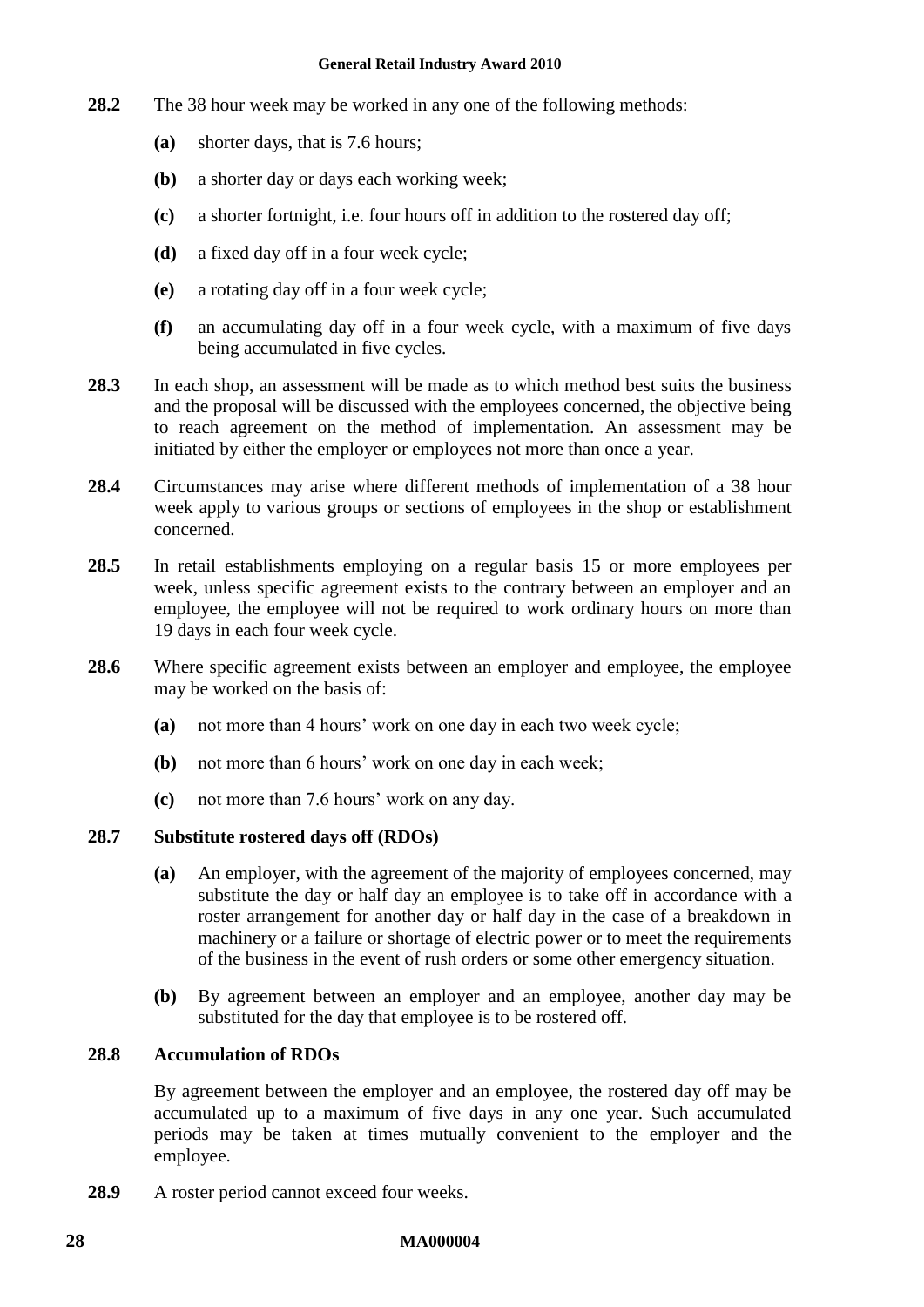**28.2** The 38 hour week may be worked in any one of the following methods:

- **(a)** shorter days, that is 7.6 hours;
- **(b)** a shorter day or days each working week;
- **(c)** a shorter fortnight, i.e. four hours off in addition to the rostered day off;
- **(d)** a fixed day off in a four week cycle;
- **(e)** a rotating day off in a four week cycle;
- **(f)** an accumulating day off in a four week cycle, with a maximum of five days being accumulated in five cycles.

**28.3** In each shop, an assessment will be made as to which method best suits the business and the proposal will be discussed with the employees concerned, the objective being to reach agreement on the method of implementation. An assessment may be initiated by either the employer or employees not more than once a year.

**28.4** Circumstances may arise where different methods of implementation of a 38 hour week apply to various groups or sections of employees in the shop or establishment concerned.

**28.5** In retail establishments employing on a regular basis 15 or more employees per week, unless specific agreement exists to the contrary between an employer and an employee, the employee will not be required to work ordinary hours on more than 19 days in each four week cycle.

**28.6** Where specific agreement exists between an employer and employee, the employee may be worked on the basis of:

- **(a)** not more than 4 hours' work on one day in each two week cycle;
- **(b)** not more than 6 hours' work on one day in each week;
- **(c)** not more than 7.6 hours' work on any day.

### 28.7 Substitute rostered days off (RDOs)

- **(a)** An employer, with the agreement of the majority of employees concerned, may substitute the day or half day an employee is to take off in accordance with a roster arrangement for another day or half day in the case of a breakdown in machinery or a failure or shortage of electric power or to meet the requirements of the business in the event of rush orders or some other emergency situation.
- **(b)** By agreement between an employer and an employee, another day may be substituted for the day that employee is to be rostered off.

### 28.8 Accumulation of RDOs

By agreement between the employer and an employee, the rostered day off may be accumulated up to a maximum of five days in any one year. Such accumulated periods may be taken at times mutually convenient to the employer and the employee.

**28.9** A roster period cannot exceed four weeks.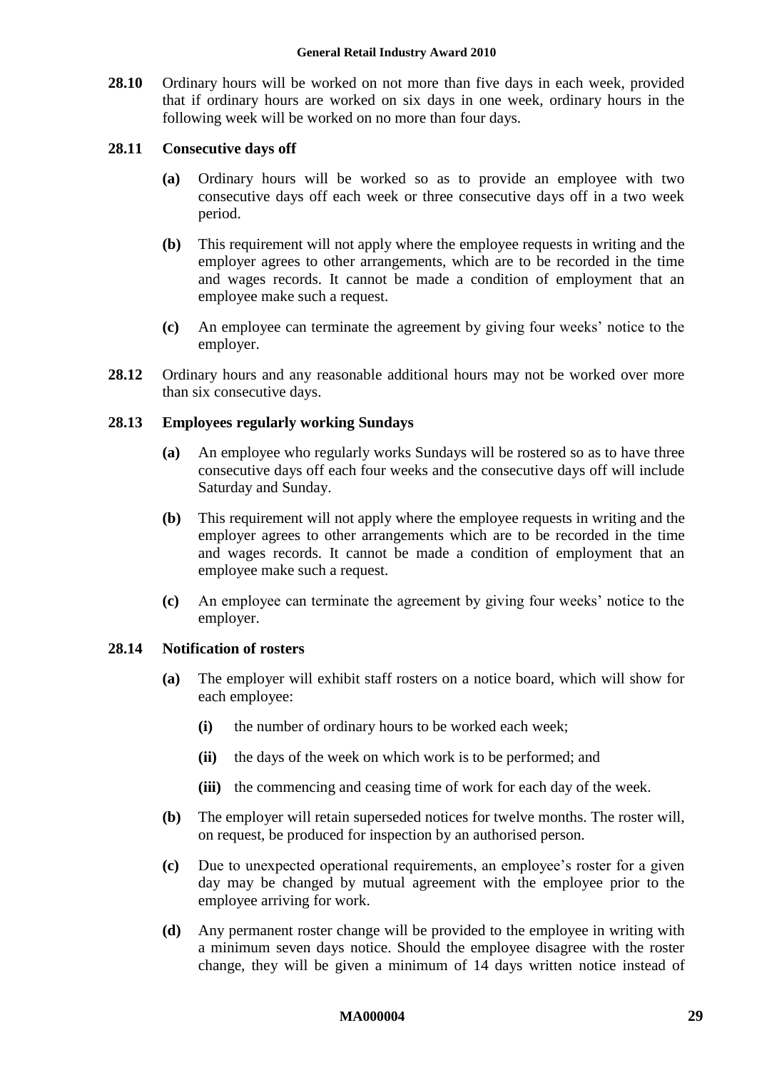**28.10** Ordinary hours will be worked on not more than five days in each week, provided that if ordinary hours are worked on six days in one week, ordinary hours in the following week will be worked on no more than four days.

**28.11 Consecutive days off**

**(a)** Ordinary hours will be worked so as to provide an employee with two consecutive days off each week or three consecutive days off in a two week period.

**(b)** This requirement will not apply where the employee requests in writing and the employer agrees to other arrangements, which are to be recorded in the time and wages records. It cannot be made a condition of employment that an employee make such a request.

**(c)** An employee can terminate the agreement by giving four weeks' notice to the employer.

**28.12** Ordinary hours and any reasonable additional hours may not be worked over more than six consecutive days.

**28.13 Employees regularly working Sundays**

**(a)** An employee who regularly works Sundays will be rostered so as to have three consecutive days off each four weeks and the consecutive days off will include Saturday and Sunday.

**(b)** This requirement will not apply where the employee requests in writing and the employer agrees to other arrangements which are to be recorded in the time and wages records. It cannot be made a condition of employment that an employee make such a request.

**(c)** An employee can terminate the agreement by giving four weeks' notice to the employer.

**28.14 Notification of rosters**

**(a)** The employer will exhibit staff rosters on a notice board, which will show for each employee:

**(i)** the number of ordinary hours to be worked each week;

**(ii)** the days of the week on which work is to be performed; and

**(iii)** the commencing and ceasing time of work for each day of the week.

**(b)** The employer will retain superseded notices for twelve months. The roster will, on request, be produced for inspection by an authorised person.

**(c)** Due to unexpected operational requirements, an employee's roster for a given day may be changed by mutual agreement with the employee prior to the employee arriving for work.

**(d)** Any permanent roster change will be provided to the employee in writing with a minimum seven days notice. Should the employee disagree with the roster change, they will be given a minimum of 14 days written notice instead of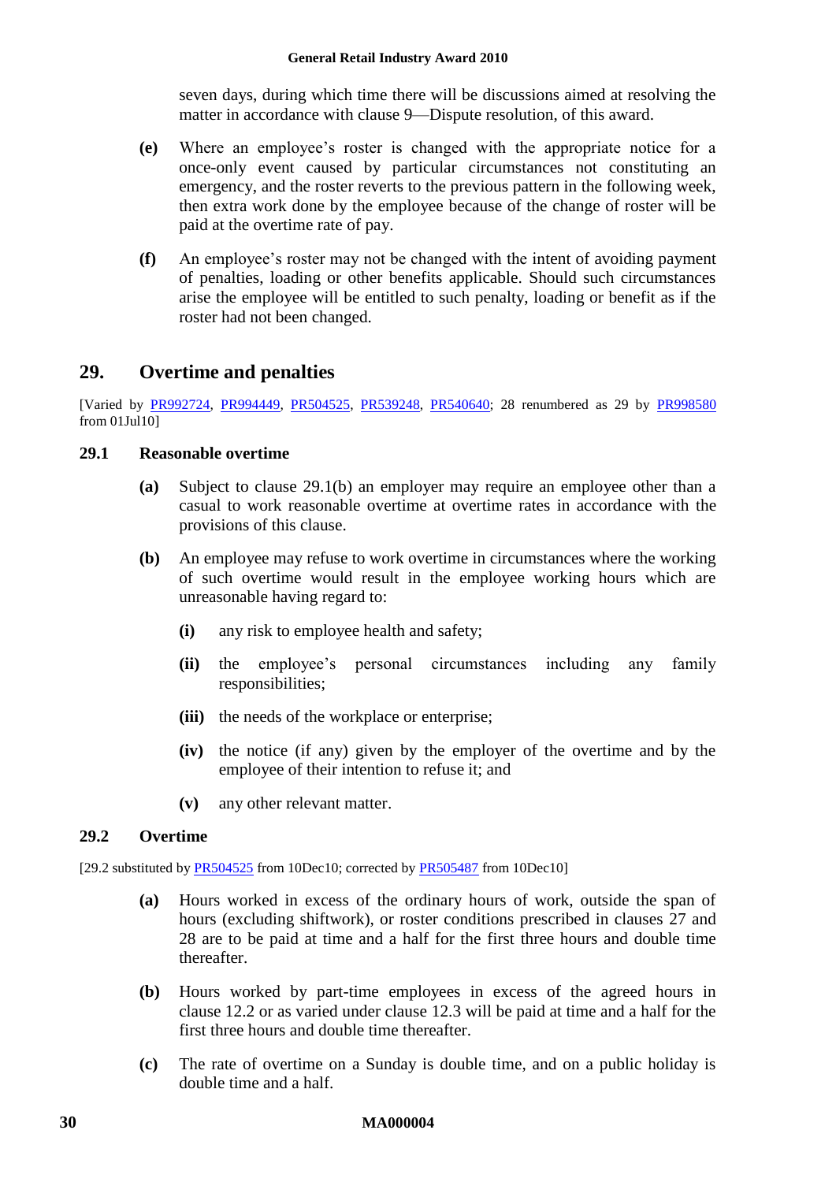seven days, during which time there will be discussions aimed at resolving the matter in accordance with clause 9—Dispute resolution, of this award.

**(e)** Where an employee's roster is changed with the appropriate notice for a once-only event caused by particular circumstances not constituting an emergency, and the roster reverts to the previous pattern in the following week, then extra work done by the employee because of the change of roster will be paid at the overtime rate of pay.

**(f)** An employee's roster may not be changed with the intent of avoiding payment of penalties, loading or other benefits applicable. Should such circumstances arise the employee will be entitled to such penalty, loading or benefit as if the roster had not been changed.

## 29. Overtime and penalties

[Varied by PR992724, PR994449, PR504525, PR539248, PR540640; 28 renumbered as 29 by PR998580 from 01Jul10]

### 29.1 Reasonable overtime

**(a)** Subject to clause 29.1(b) an employer may require an employee other than a casual to work reasonable overtime at overtime rates in accordance with the provisions of this clause.

**(b)** An employee may refuse to work overtime in circumstances where the working of such overtime would result in the employee working hours which are unreasonable having regard to:

- **(i)** any risk to employee health and safety;
- **(ii)** the employee's personal circumstances including any family responsibilities;
- **(iii)** the needs of the workplace or enterprise;
- **(iv)** the notice (if any) given by the employer of the overtime and by the employee of their intention to refuse it; and
- **(v)** any other relevant matter.

### 29.2 Overtime

[29.2 substituted by PR504525 from 10Dec10; corrected by PR505487 from 10Dec10]

**(a)** Hours worked in excess of the ordinary hours of work, outside the span of hours (excluding shiftwork), or roster conditions prescribed in clauses 27 and 28 are to be paid at time and a half for the first three hours and double time thereafter.

**(b)** Hours worked by part-time employees in excess of the agreed hours in clause 12.2 or as varied under clause 12.3 will be paid at time and a half for the first three hours and double time thereafter.

**(c)** The rate of overtime on a Sunday is double time, and on a public holiday is double time and a half.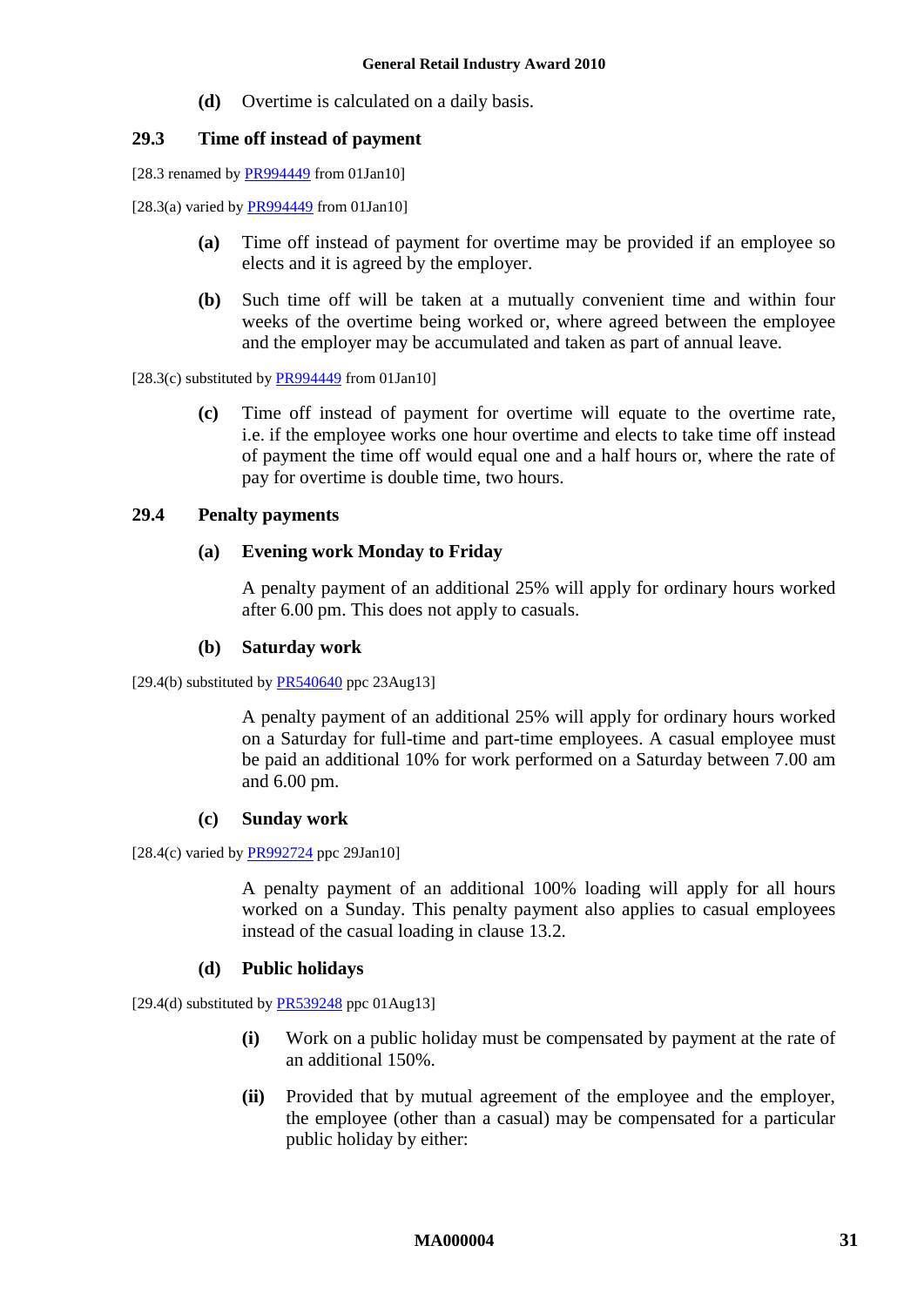**(d)** Overtime is calculated on a daily basis.

### 29.3 Time off instead of payment

[28.3 renamed by PR994449 from 01Jan10]

[28.3(a) varied by PR994449 from 01Jan10]

**(a)** Time off instead of payment for overtime may be provided if an employee so elects and it is agreed by the employer.

**(b)** Such time off will be taken at a mutually convenient time and within four weeks of the overtime being worked or, where agreed between the employee and the employer may be accumulated and taken as part of annual leave.

[28.3(c) substituted by PR994449 from 01Jan10]

**(c)** Time off instead of payment for overtime will equate to the overtime rate, i.e. if the employee works one hour overtime and elects to take time off instead of payment the time off would equal one and a half hours or, where the rate of pay for overtime is double time, two hours.

### 29.4 Penalty payments

**(a) Evening work Monday to Friday**

A penalty payment of an additional 25% will apply for ordinary hours worked after 6.00 pm. This does not apply to casuals.

**(b) Saturday work**

[29.4(b) substituted by PR540640 ppc 23Aug13]

A penalty payment of an additional 25% will apply for ordinary hours worked on a Saturday for full-time and part-time employees. A casual employee must be paid an additional 10% for work performed on a Saturday between 7.00 am and 6.00 pm.

**(c) Sunday work**

[28.4(c) varied by PR992724 ppc 29Jan10]

A penalty payment of an additional 100% loading will apply for all hours worked on a Sunday. This penalty payment also applies to casual employees instead of the casual loading in clause 13.2.

**(d) Public holidays**

[29.4(d) substituted by PR539248 ppc 01Aug13]

**(i)** Work on a public holiday must be compensated by payment at the rate of an additional 150%.

**(ii)** Provided that by mutual agreement of the employee and the employer, the employee (other than a casual) may be compensated for a particular public holiday by either: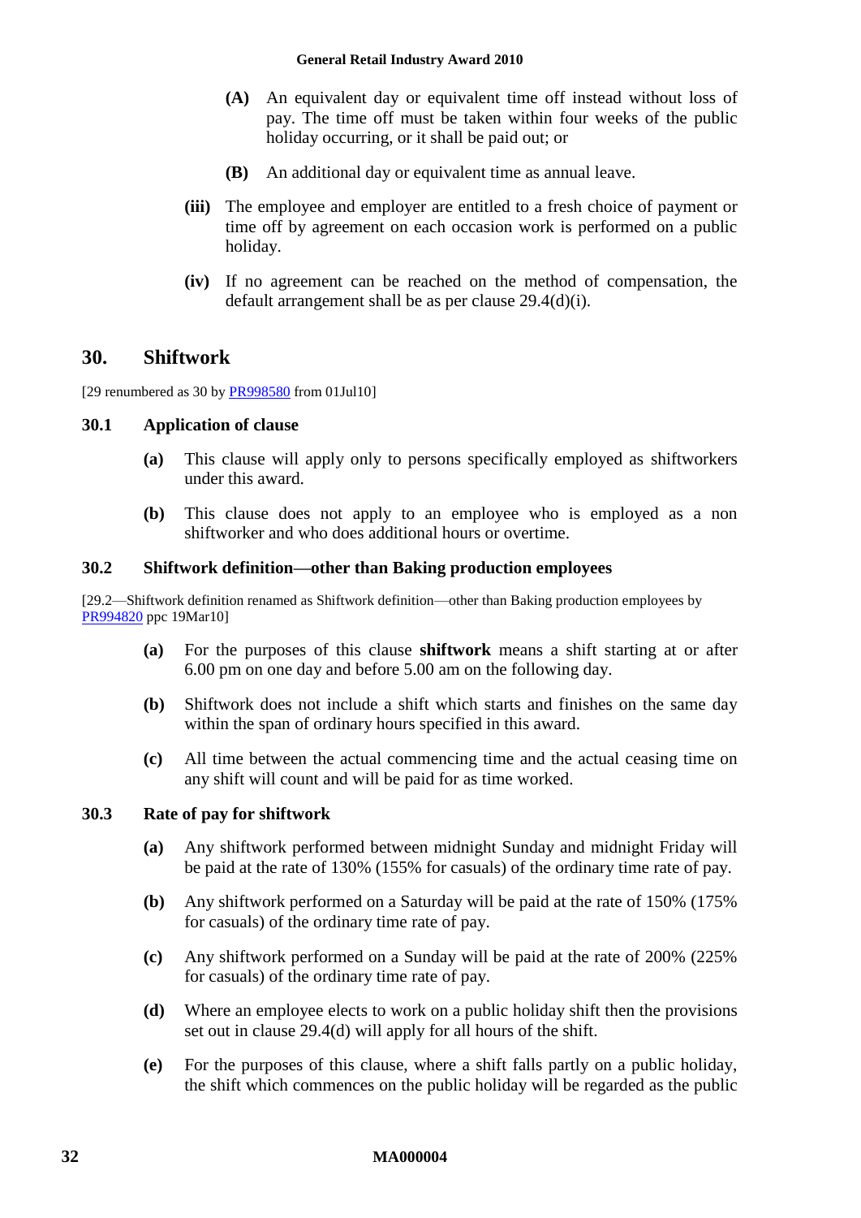**(A)** An equivalent day or equivalent time off instead without loss of pay. The time off must be taken within four weeks of the public holiday occurring, or it shall be paid out; or

**(B)** An additional day or equivalent time as annual leave.

**(iii)** The employee and employer are entitled to a fresh choice of payment or time off by agreement on each occasion work is performed on a public holiday.

**(iv)** If no agreement can be reached on the method of compensation, the default arrangement shall be as per clause 29.4(d)(i).

## 30. Shiftwork

[29 renumbered as 30 by PR998580 from 01Jul10]

### 30.1 Application of clause

**(a)** This clause will apply only to persons specifically employed as shiftworkers under this award.

**(b)** This clause does not apply to an employee who is employed as a non shiftworker and who does additional hours or overtime.

### 30.2 Shiftwork definition—other than Baking production employees

[29.2—Shiftwork definition renamed as Shiftwork definition—other than Baking production employees by PR994820 ppc 19Mar10]

**(a)** For the purposes of this clause **shiftwork** means a shift starting at or after 6.00 pm on one day and before 5.00 am on the following day.

**(b)** Shiftwork does not include a shift which starts and finishes on the same day within the span of ordinary hours specified in this award.

**(c)** All time between the actual commencing time and the actual ceasing time on any shift will count and will be paid for as time worked.

### 30.3 Rate of pay for shiftwork

**(a)** Any shiftwork performed between midnight Sunday and midnight Friday will be paid at the rate of 130% (155% for casuals) of the ordinary time rate of pay.

**(b)** Any shiftwork performed on a Saturday will be paid at the rate of 150% (175% for casuals) of the ordinary time rate of pay.

**(c)** Any shiftwork performed on a Sunday will be paid at the rate of 200% (225% for casuals) of the ordinary time rate of pay.

**(d)** Where an employee elects to work on a public holiday shift then the provisions set out in clause 29.4(d) will apply for all hours of the shift.

**(e)** For the purposes of this clause, where a shift falls partly on a public holiday, the shift which commences on the public holiday will be regarded as the public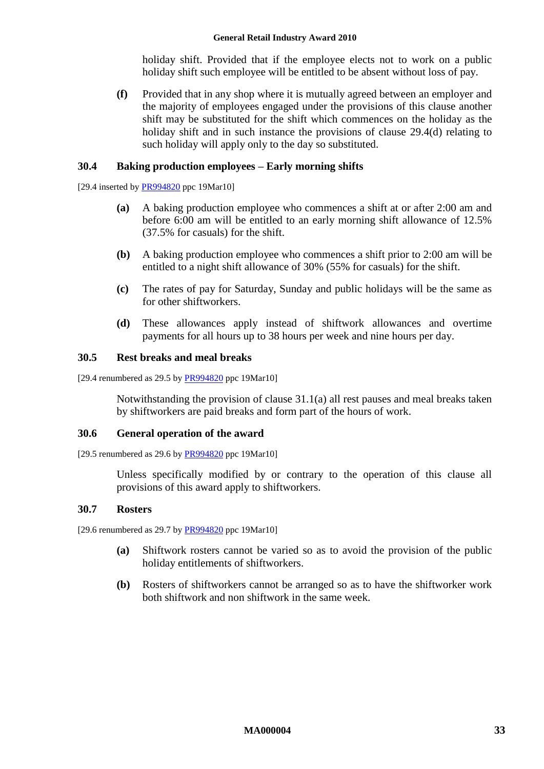holiday shift. Provided that if the employee elects not to work on a public holiday shift such employee will be entitled to be absent without loss of pay.

**(f)** Provided that in any shop where it is mutually agreed between an employer and the majority of employees engaged under the provisions of this clause another shift may be substituted for the shift which commences on the holiday as the holiday shift and in such instance the provisions of clause 29.4(d) relating to such holiday will apply only to the day so substituted.

### 30.4 Baking production employees – Early morning shifts

[29.4 inserted by PR994820 ppc 19Mar10]

**(a)** A baking production employee who commences a shift at or after 2:00 am and before 6:00 am will be entitled to an early morning shift allowance of 12.5% (37.5% for casuals) for the shift.

**(b)** A baking production employee who commences a shift prior to 2:00 am will be entitled to a night shift allowance of 30% (55% for casuals) for the shift.

**(c)** The rates of pay for Saturday, Sunday and public holidays will be the same as for other shiftworkers.

**(d)** These allowances apply instead of shiftwork allowances and overtime payments for all hours up to 38 hours per week and nine hours per day.

### 30.5 Rest breaks and meal breaks

[29.4 renumbered as 29.5 by PR994820 ppc 19Mar10]

Notwithstanding the provision of clause 31.1(a) all rest pauses and meal breaks taken by shiftworkers are paid breaks and form part of the hours of work.

### 30.6 General operation of the award

[29.5 renumbered as 29.6 by PR994820 ppc 19Mar10]

Unless specifically modified by or contrary to the operation of this clause all provisions of this award apply to shiftworkers.

### 30.7 Rosters

[29.6 renumbered as 29.7 by PR994820 ppc 19Mar10]

**(a)** Shiftwork rosters cannot be varied so as to avoid the provision of the public holiday entitlements of shiftworkers.

**(b)** Rosters of shiftworkers cannot be arranged so as to have the shiftworker work both shiftwork and non shiftwork in the same week.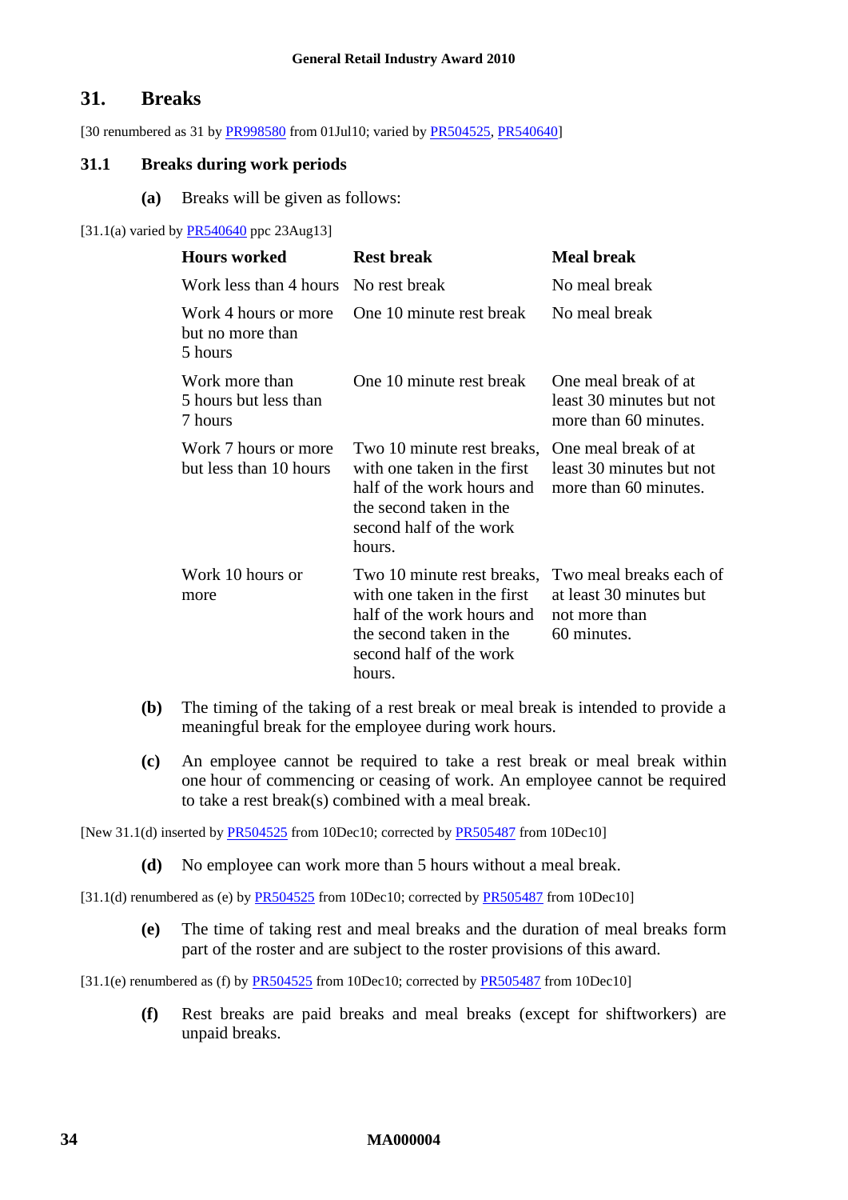## 31. Breaks

[30 renumbered as 31 by PR998580 from 01Jul10; varied by PR504525, PR540640]

### 31.1 Breaks during work periods

**(a)** Breaks will be given as follows:

[31.1(a) varied by PR540640 ppc 23Aug13]

| Hours worked | Rest break | Meal break |
|---|---|---|
| Work less than 4 hours | No rest break | No meal break |
| Work 4 hours or more but no more than 5 hours | One 10 minute rest break | No meal break |
| Work more than 5 hours but less than 7 hours | One 10 minute rest break | One meal break of at least 30 minutes but not more than 60 minutes. |
| Work 7 hours or more but less than 10 hours | Two 10 minute rest breaks, with one taken in the first half of the work hours and the second taken in the second half of the work hours. | One meal break of at least 30 minutes but not more than 60 minutes. |
| Work 10 hours or more | Two 10 minute rest breaks, with one taken in the first half of the work hours and the second taken in the second half of the work hours. | Two meal breaks each of at least 30 minutes but not more than 60 minutes. |

**(b)** The timing of the taking of a rest break or meal break is intended to provide a meaningful break for the employee during work hours.

**(c)** An employee cannot be required to take a rest break or meal break within one hour of commencing or ceasing of work. An employee cannot be required to take a rest break(s) combined with a meal break.

[New 31.1(d) inserted by PR504525 from 10Dec10; corrected by PR505487 from 10Dec10]

**(d)** No employee can work more than 5 hours without a meal break.

[31.1(d) renumbered as (e) by PR504525 from 10Dec10; corrected by PR505487 from 10Dec10]

**(e)** The time of taking rest and meal breaks and the duration of meal breaks form part of the roster and are subject to the roster provisions of this award.

[31.1(e) renumbered as (f) by PR504525 from 10Dec10; corrected by PR505487 from 10Dec10]

**(f)** Rest breaks are paid breaks and meal breaks (except for shiftworkers) are unpaid breaks.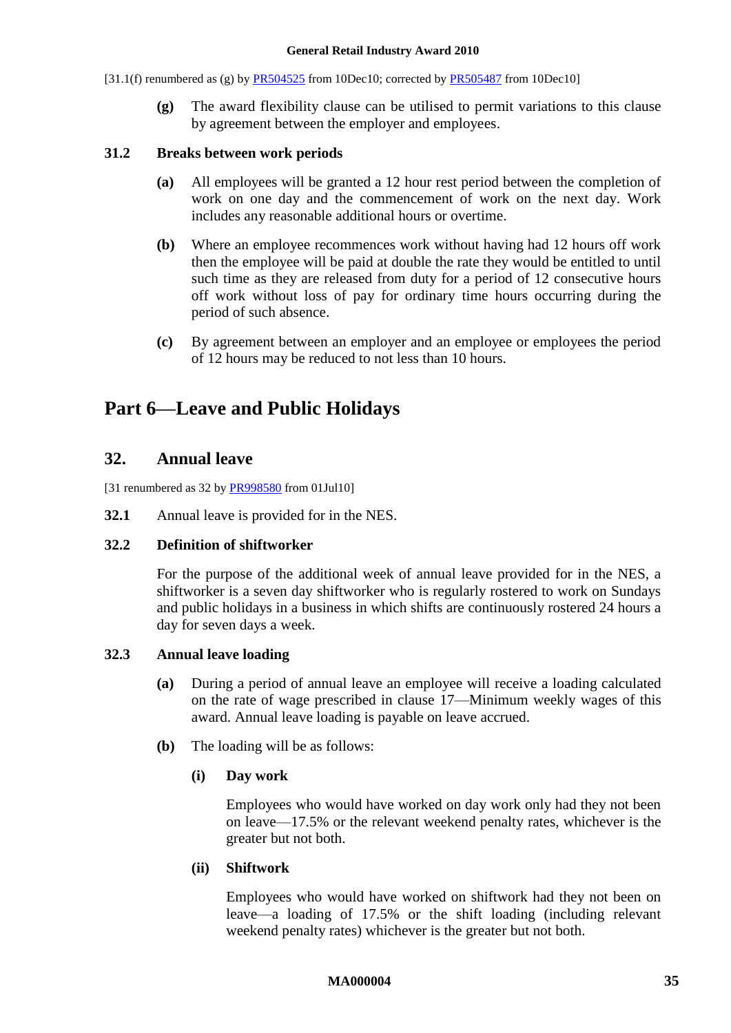[31.1(f) renumbered as (g) by PR504525 from 10Dec10; corrected by PR505487 from 10Dec10]

**(g)** The award flexibility clause can be utilised to permit variations to this clause by agreement between the employer and employees.

### 31.2 Breaks between work periods

**(a)** All employees will be granted a 12 hour rest period between the completion of work on one day and the commencement of work on the next day. Work includes any reasonable additional hours or overtime.

**(b)** Where an employee recommences work without having had 12 hours off work then the employee will be paid at double the rate they would be entitled to until such time as they are released from duty for a period of 12 consecutive hours off work without loss of pay for ordinary time hours occurring during the period of such absence.

**(c)** By agreement between an employer and an employee or employees the period of 12 hours may be reduced to not less than 10 hours.

# Part 6—Leave and Public Holidays

## 32. Annual leave

[31 renumbered as 32 by PR998580 from 01Jul10]

**32.1** Annual leave is provided for in the NES.

### 32.2 Definition of shiftworker

For the purpose of the additional week of annual leave provided for in the NES, a shiftworker is a seven day shiftworker who is regularly rostered to work on Sundays and public holidays in a business in which shifts are continuously rostered 24 hours a day for seven days a week.

### 32.3 Annual leave loading

**(a)** During a period of annual leave an employee will receive a loading calculated on the rate of wage prescribed in clause 17—Minimum weekly wages of this award. Annual leave loading is payable on leave accrued.

**(b)** The loading will be as follows:

**(i) Day work**

Employees who would have worked on day work only had they not been on leave—17.5% or the relevant weekend penalty rates, whichever is the greater but not both.

**(ii) Shiftwork**

Employees who would have worked on shiftwork had they not been on leave—a loading of 17.5% or the shift loading (including relevant weekend penalty rates) whichever is the greater but not both.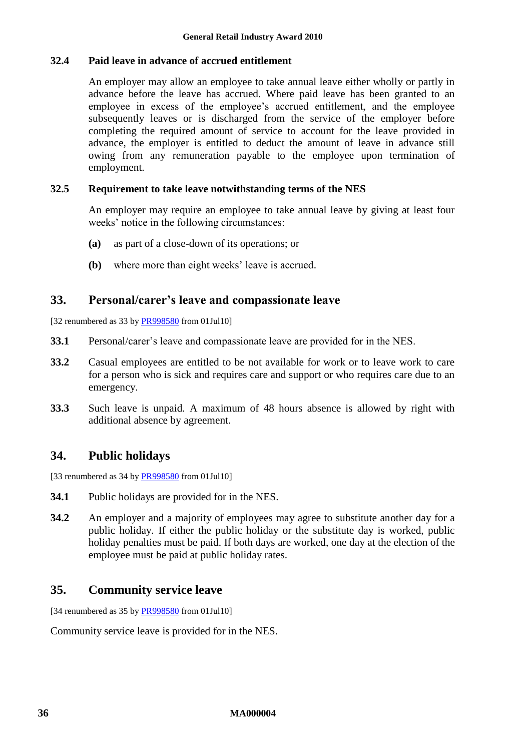### 32.4 Paid leave in advance of accrued entitlement

An employer may allow an employee to take annual leave either wholly or partly in advance before the leave has accrued. Where paid leave has been granted to an employee in excess of the employee's accrued entitlement, and the employee subsequently leaves or is discharged from the service of the employer before completing the required amount of service to account for the leave provided in advance, the employer is entitled to deduct the amount of leave in advance still owing from any remuneration payable to the employee upon termination of employment.

### 32.5 Requirement to take leave notwithstanding terms of the NES

An employer may require an employee to take annual leave by giving at least four weeks' notice in the following circumstances:

**(a)** as part of a close-down of its operations; or

**(b)** where more than eight weeks' leave is accrued.

## 33. Personal/carer's leave and compassionate leave

[32 renumbered as 33 by PR998580 from 01Jul10]

**33.1** Personal/carer's leave and compassionate leave are provided for in the NES.

**33.2** Casual employees are entitled to be not available for work or to leave work to care for a person who is sick and requires care and support or who requires care due to an emergency.

**33.3** Such leave is unpaid. A maximum of 48 hours absence is allowed by right with additional absence by agreement.

## 34. Public holidays

[33 renumbered as 34 by PR998580 from 01Jul10]

**34.1** Public holidays are provided for in the NES.

**34.2** An employer and a majority of employees may agree to substitute another day for a public holiday. If either the public holiday or the substitute day is worked, public holiday penalties must be paid. If both days are worked, one day at the election of the employee must be paid at public holiday rates.

## 35. Community service leave

[34 renumbered as 35 by PR998580 from 01Jul10]

Community service leave is provided for in the NES.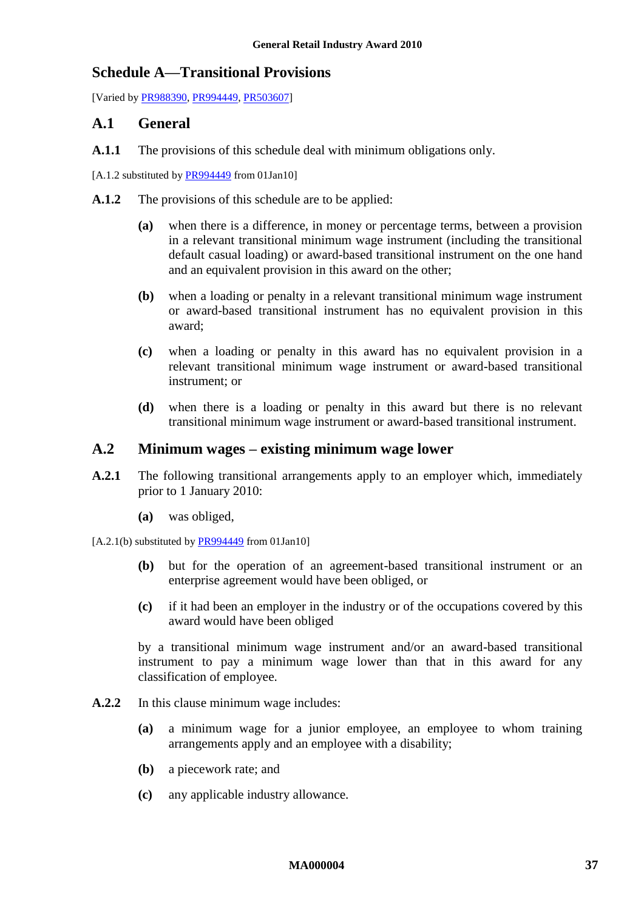## Schedule A—Transitional Provisions

[Varied by PR988390, PR994449, PR503607]

### A.1 General

**A.1.1** The provisions of this schedule deal with minimum obligations only.

[A.1.2 substituted by PR994449 from 01Jan10]

**A.1.2** The provisions of this schedule are to be applied:

**(a)** when there is a difference, in money or percentage terms, between a provision in a relevant transitional minimum wage instrument (including the transitional default casual loading) or award-based transitional instrument on the one hand and an equivalent provision in this award on the other;

**(b)** when a loading or penalty in a relevant transitional minimum wage instrument or award-based transitional instrument has no equivalent provision in this award;

**(c)** when a loading or penalty in this award has no equivalent provision in a relevant transitional minimum wage instrument or award-based transitional instrument; or

**(d)** when there is a loading or penalty in this award but there is no relevant transitional minimum wage instrument or award-based transitional instrument.

### A.2 Minimum wages – existing minimum wage lower

**A.2.1** The following transitional arrangements apply to an employer which, immediately prior to 1 January 2010:

**(a)** was obliged,

[A.2.1(b) substituted by PR994449 from 01Jan10]

**(b)** but for the operation of an agreement-based transitional instrument or an enterprise agreement would have been obliged, or

**(c)** if it had been an employer in the industry or of the occupations covered by this award would have been obliged

by a transitional minimum wage instrument and/or an award-based transitional instrument to pay a minimum wage lower than that in this award for any classification of employee.

**A.2.2** In this clause minimum wage includes:

**(a)** a minimum wage for a junior employee, an employee to whom training arrangements apply and an employee with a disability;

**(b)** a piecework rate; and

**(c)** any applicable industry allowance.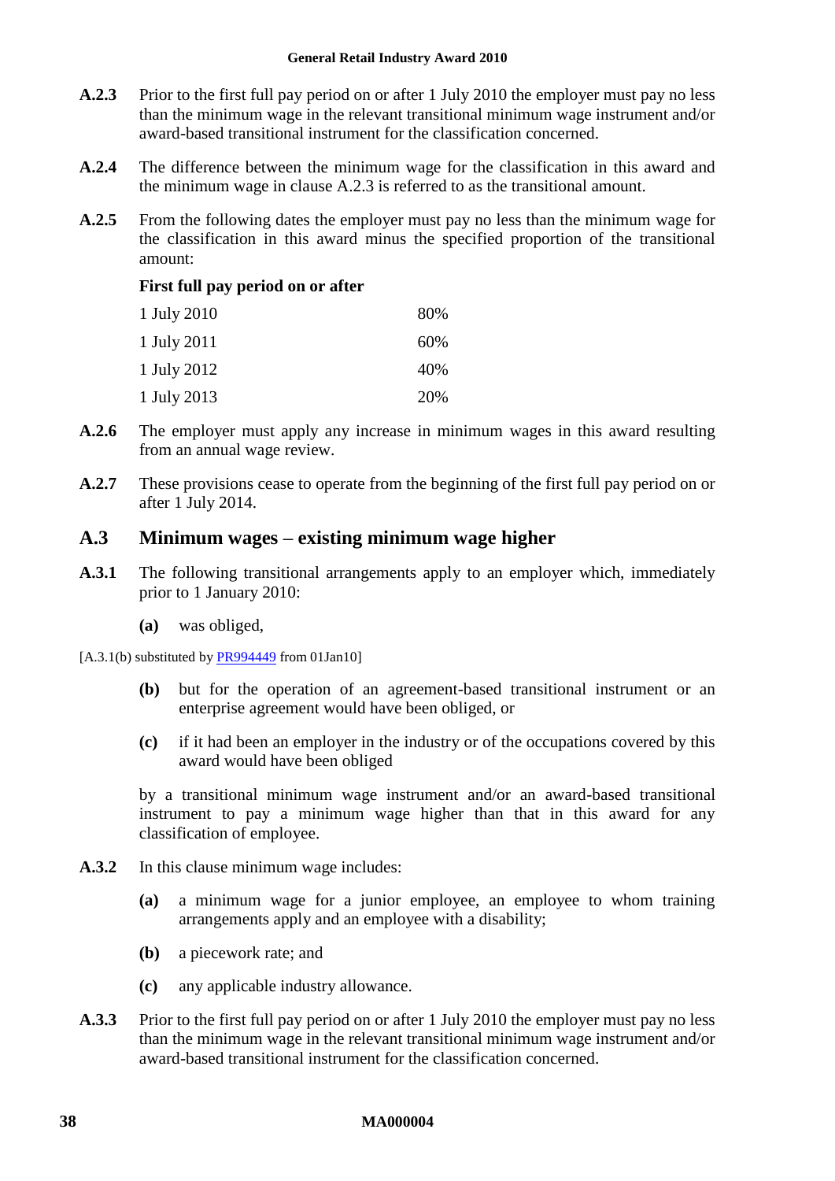**A.2.3** Prior to the first full pay period on or after 1 July 2010 the employer must pay no less than the minimum wage in the relevant transitional minimum wage instrument and/or award-based transitional instrument for the classification concerned.

**A.2.4** The difference between the minimum wage for the classification in this award and the minimum wage in clause A.2.3 is referred to as the transitional amount.

**A.2.5** From the following dates the employer must pay no less than the minimum wage for the classification in this award minus the specified proportion of the transitional amount:

| **First full pay period on or after** | |
|---|---|
| 1 July 2010 | 80% |
| 1 July 2011 | 60% |
| 1 July 2012 | 40% |
| 1 July 2013 | 20% |

**A.2.6** The employer must apply any increase in minimum wages in this award resulting from an annual wage review.

**A.2.7** These provisions cease to operate from the beginning of the first full pay period on or after 1 July 2014.

## A.3 Minimum wages – existing minimum wage higher

**A.3.1** The following transitional arrangements apply to an employer which, immediately prior to 1 January 2010:

**(a)** was obliged,

[A.3.1(b) substituted by PR994449 from 01Jan10]

**(b)** but for the operation of an agreement-based transitional instrument or an enterprise agreement would have been obliged, or

**(c)** if it had been an employer in the industry or of the occupations covered by this award would have been obliged

by a transitional minimum wage instrument and/or an award-based transitional instrument to pay a minimum wage higher than that in this award for any classification of employee.

**A.3.2** In this clause minimum wage includes:

**(a)** a minimum wage for a junior employee, an employee to whom training arrangements apply and an employee with a disability;

**(b)** a piecework rate; and

**(c)** any applicable industry allowance.

**A.3.3** Prior to the first full pay period on or after 1 July 2010 the employer must pay no less than the minimum wage in the relevant transitional minimum wage instrument and/or award-based transitional instrument for the classification concerned.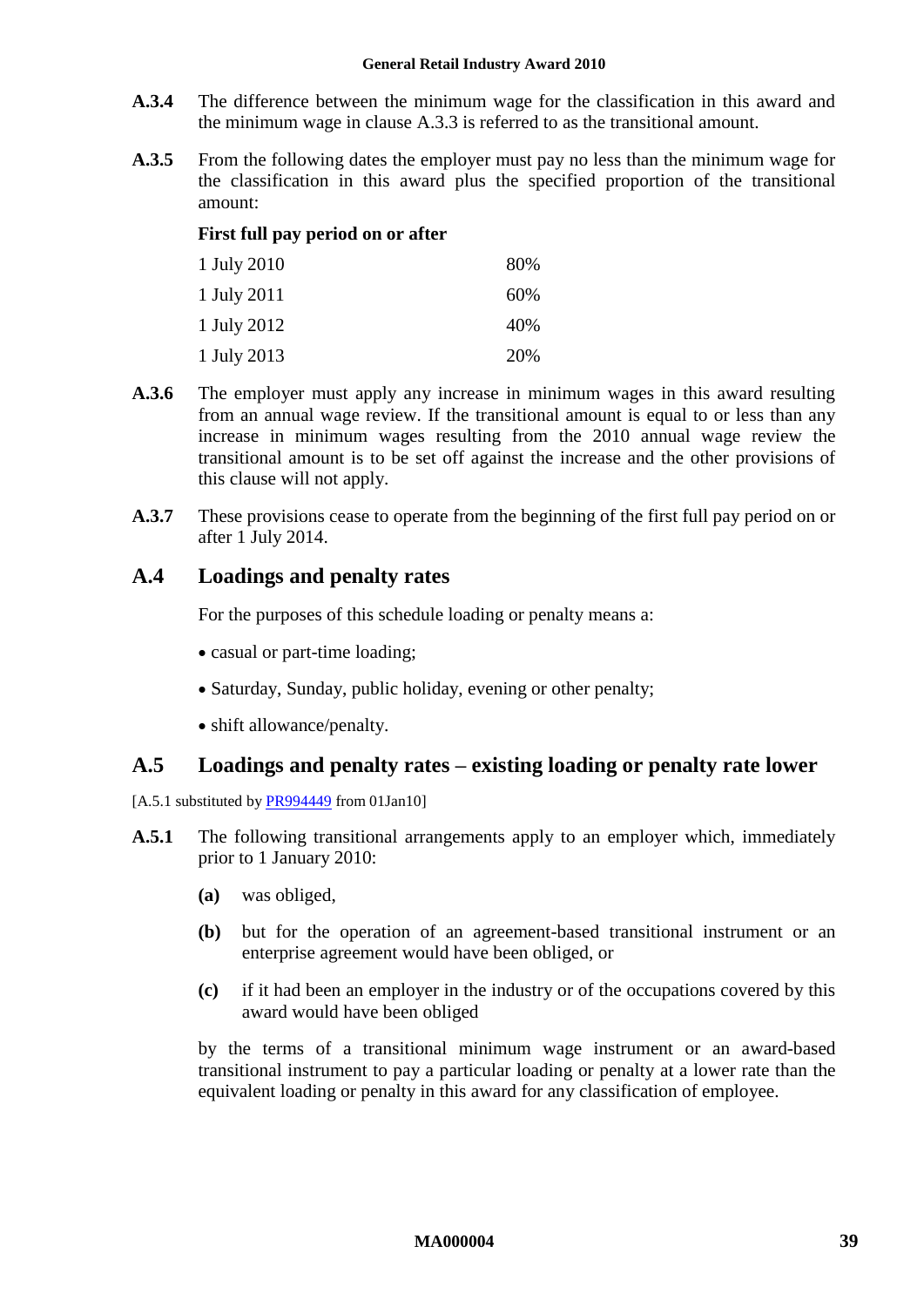**A.3.4** The difference between the minimum wage for the classification in this award and the minimum wage in clause A.3.3 is referred to as the transitional amount.

**A.3.5** From the following dates the employer must pay no less than the minimum wage for the classification in this award plus the specified proportion of the transitional amount:

| **First full pay period on or after** | |
|---|---|
| 1 July 2010 | 80% |
| 1 July 2011 | 60% |
| 1 July 2012 | 40% |
| 1 July 2013 | 20% |

**A.3.6** The employer must apply any increase in minimum wages in this award resulting from an annual wage review. If the transitional amount is equal to or less than any increase in minimum wages resulting from the 2010 annual wage review the transitional amount is to be set off against the increase and the other provisions of this clause will not apply.

**A.3.7** These provisions cease to operate from the beginning of the first full pay period on or after 1 July 2014.

## A.4 Loadings and penalty rates

For the purposes of this schedule loading or penalty means a:

- casual or part-time loading;
- Saturday, Sunday, public holiday, evening or other penalty;
- shift allowance/penalty.

## A.5 Loadings and penalty rates – existing loading or penalty rate lower

[A.5.1 substituted by PR994449 from 01Jan10]

**A.5.1** The following transitional arrangements apply to an employer which, immediately prior to 1 January 2010:

**(a)** was obliged,

**(b)** but for the operation of an agreement-based transitional instrument or an enterprise agreement would have been obliged, or

**(c)** if it had been an employer in the industry or of the occupations covered by this award would have been obliged

by the terms of a transitional minimum wage instrument or an award-based transitional instrument to pay a particular loading or penalty at a lower rate than the equivalent loading or penalty in this award for any classification of employee.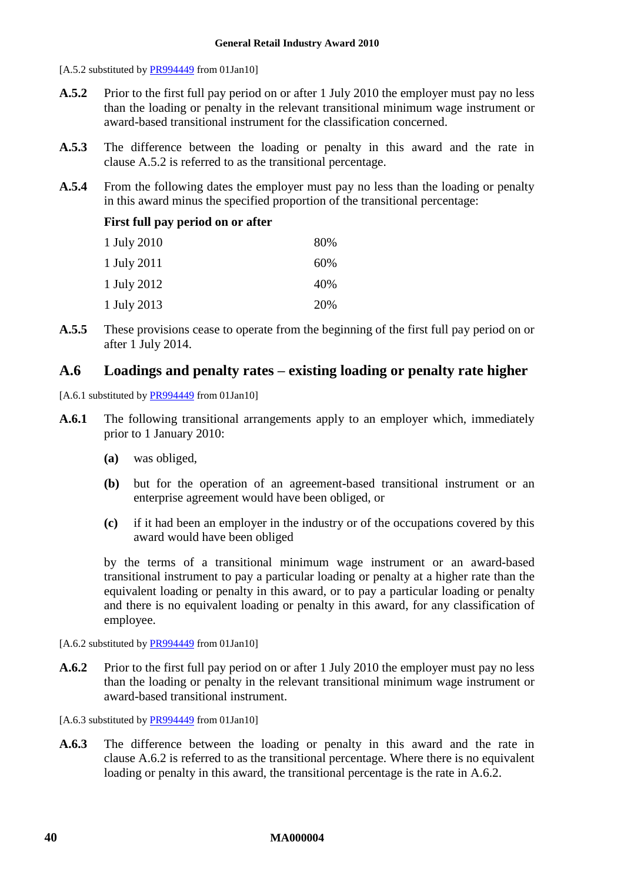[A.5.2 substituted by PR994449 from 01Jan10]

**A.5.2** Prior to the first full pay period on or after 1 July 2010 the employer must pay no less than the loading or penalty in the relevant transitional minimum wage instrument or award-based transitional instrument for the classification concerned.

**A.5.3** The difference between the loading or penalty in this award and the rate in clause A.5.2 is referred to as the transitional percentage.

**A.5.4** From the following dates the employer must pay no less than the loading or penalty in this award minus the specified proportion of the transitional percentage:

| **First full pay period on or after** | |
|---|---|
| 1 July 2010 | 80% |
| 1 July 2011 | 60% |
| 1 July 2012 | 40% |
| 1 July 2013 | 20% |

**A.5.5** These provisions cease to operate from the beginning of the first full pay period on or after 1 July 2014.

## A.6 Loadings and penalty rates – existing loading or penalty rate higher

[A.6.1 substituted by PR994449 from 01Jan10]

**A.6.1** The following transitional arrangements apply to an employer which, immediately prior to 1 January 2010:

- **(a)** was obliged,
- **(b)** but for the operation of an agreement-based transitional instrument or an enterprise agreement would have been obliged, or
- **(c)** if it had been an employer in the industry or of the occupations covered by this award would have been obliged

by the terms of a transitional minimum wage instrument or an award-based transitional instrument to pay a particular loading or penalty at a higher rate than the equivalent loading or penalty in this award, or to pay a particular loading or penalty and there is no equivalent loading or penalty in this award, for any classification of employee.

[A.6.2 substituted by PR994449 from 01Jan10]

**A.6.2** Prior to the first full pay period on or after 1 July 2010 the employer must pay no less than the loading or penalty in the relevant transitional minimum wage instrument or award-based transitional instrument.

[A.6.3 substituted by PR994449 from 01Jan10]

**A.6.3** The difference between the loading or penalty in this award and the rate in clause A.6.2 is referred to as the transitional percentage. Where there is no equivalent loading or penalty in this award, the transitional percentage is the rate in A.6.2.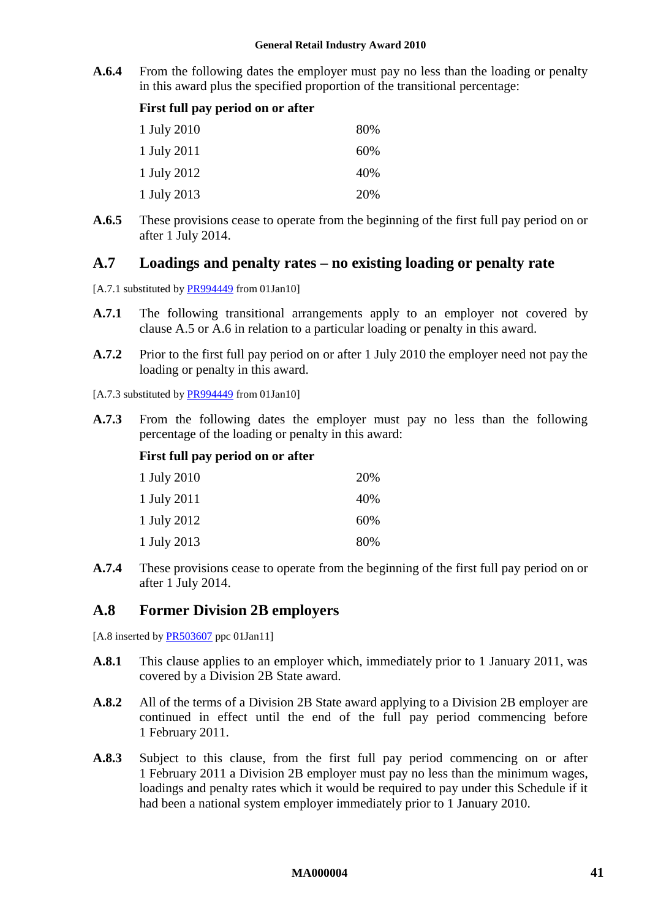**A.6.4** From the following dates the employer must pay no less than the loading or penalty in this award plus the specified proportion of the transitional percentage:

| **First full pay period on or after** | |
|---|---|
| 1 July 2010 | 80% |
| 1 July 2011 | 60% |
| 1 July 2012 | 40% |
| 1 July 2013 | 20% |

**A.6.5** These provisions cease to operate from the beginning of the first full pay period on or after 1 July 2014.

## A.7 Loadings and penalty rates – no existing loading or penalty rate

[A.7.1 substituted by PR994449 from 01Jan10]

**A.7.1** The following transitional arrangements apply to an employer not covered by clause A.5 or A.6 in relation to a particular loading or penalty in this award.

**A.7.2** Prior to the first full pay period on or after 1 July 2010 the employer need not pay the loading or penalty in this award.

[A.7.3 substituted by PR994449 from 01Jan10]

**A.7.3** From the following dates the employer must pay no less than the following percentage of the loading or penalty in this award:

| **First full pay period on or after** | |
|---|---|
| 1 July 2010 | 20% |
| 1 July 2011 | 40% |
| 1 July 2012 | 60% |
| 1 July 2013 | 80% |

**A.7.4** These provisions cease to operate from the beginning of the first full pay period on or after 1 July 2014.

## A.8 Former Division 2B employers

[A.8 inserted by PR503607 ppc 01Jan11]

**A.8.1** This clause applies to an employer which, immediately prior to 1 January 2011, was covered by a Division 2B State award.

**A.8.2** All of the terms of a Division 2B State award applying to a Division 2B employer are continued in effect until the end of the full pay period commencing before 1 February 2011.

**A.8.3** Subject to this clause, from the first full pay period commencing on or after 1 February 2011 a Division 2B employer must pay no less than the minimum wages, loadings and penalty rates which it would be required to pay under this Schedule if it had been a national system employer immediately prior to 1 January 2010.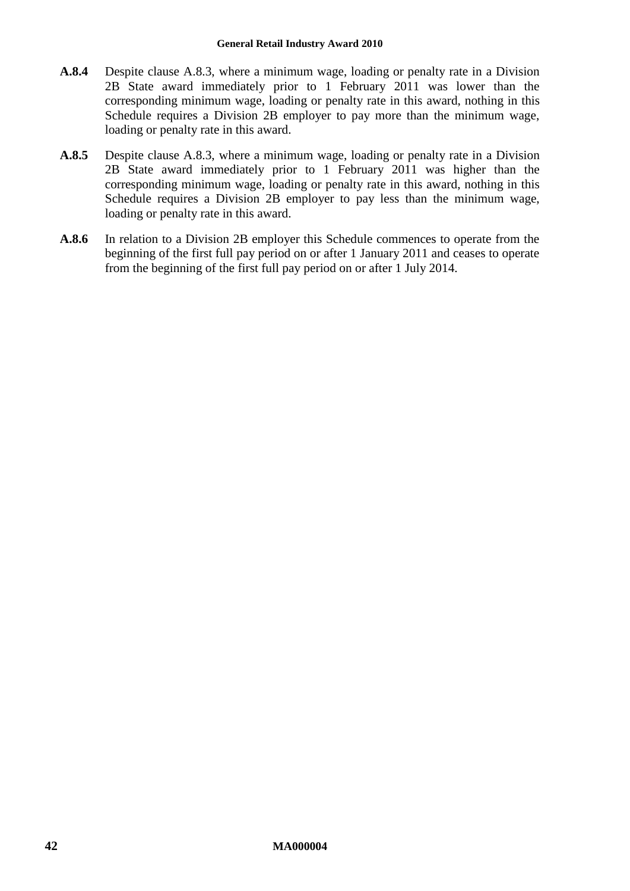**A.8.4** Despite clause A.8.3, where a minimum wage, loading or penalty rate in a Division 2B State award immediately prior to 1 February 2011 was lower than the corresponding minimum wage, loading or penalty rate in this award, nothing in this Schedule requires a Division 2B employer to pay more than the minimum wage, loading or penalty rate in this award.

**A.8.5** Despite clause A.8.3, where a minimum wage, loading or penalty rate in a Division 2B State award immediately prior to 1 February 2011 was higher than the corresponding minimum wage, loading or penalty rate in this award, nothing in this Schedule requires a Division 2B employer to pay less than the minimum wage, loading or penalty rate in this award.

**A.8.6** In relation to a Division 2B employer this Schedule commences to operate from the beginning of the first full pay period on or after 1 January 2011 and ceases to operate from the beginning of the first full pay period on or after 1 July 2014.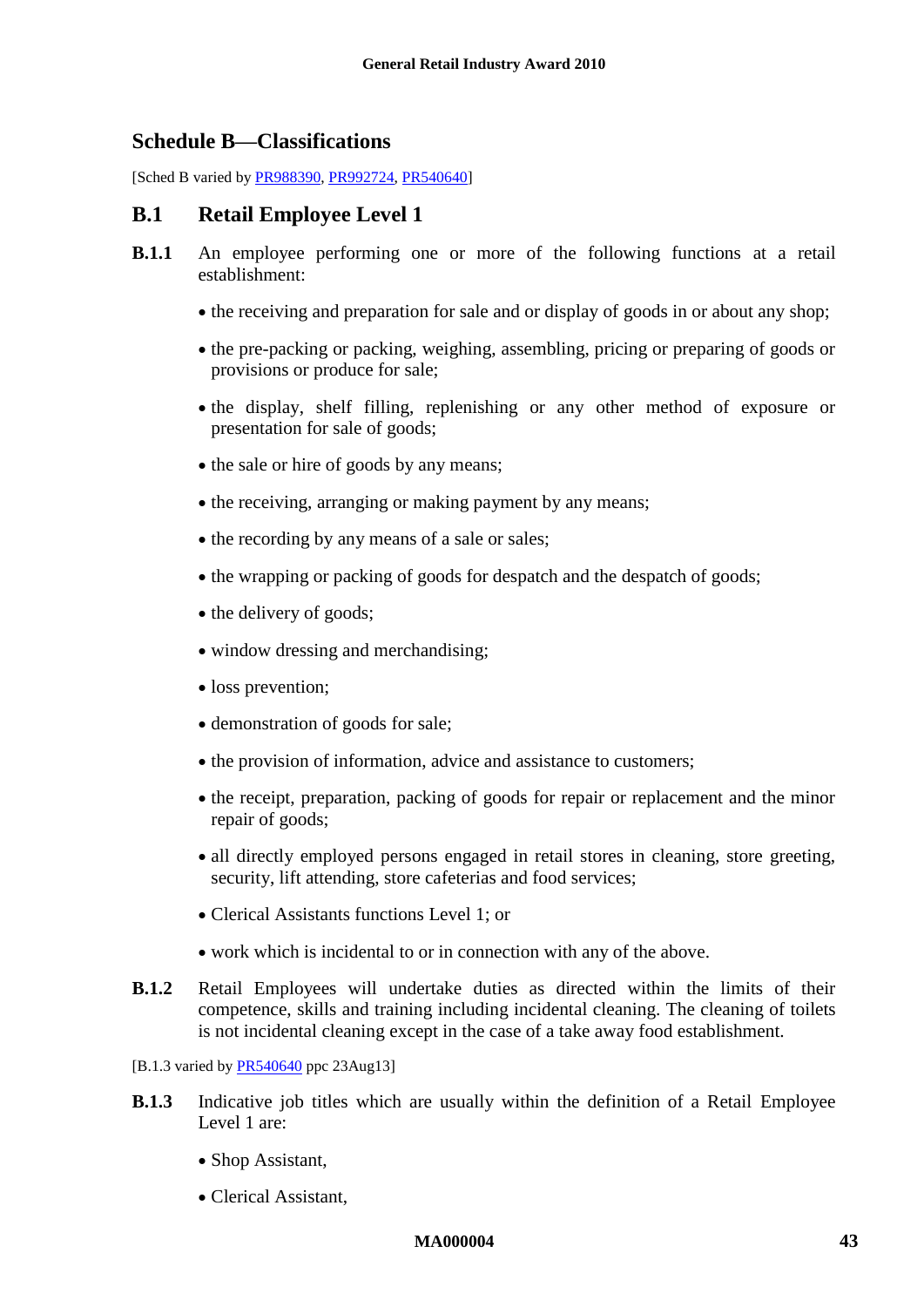## Schedule B—Classifications

[Sched B varied by PR988390, PR992724, PR540640]

### B.1 Retail Employee Level 1

**B.1.1** An employee performing one or more of the following functions at a retail establishment:

- the receiving and preparation for sale and or display of goods in or about any shop;
- the pre-packing or packing, weighing, assembling, pricing or preparing of goods or provisions or produce for sale;
- the display, shelf filling, replenishing or any other method of exposure or presentation for sale of goods;
- the sale or hire of goods by any means;
- the receiving, arranging or making payment by any means;
- the recording by any means of a sale or sales;
- the wrapping or packing of goods for despatch and the despatch of goods;
- the delivery of goods;
- window dressing and merchandising;
- loss prevention;
- demonstration of goods for sale;
- the provision of information, advice and assistance to customers;
- the receipt, preparation, packing of goods for repair or replacement and the minor repair of goods;
- all directly employed persons engaged in retail stores in cleaning, store greeting, security, lift attending, store cafeterias and food services;
- Clerical Assistants functions Level 1; or
- work which is incidental to or in connection with any of the above.

**B.1.2** Retail Employees will undertake duties as directed within the limits of their competence, skills and training including incidental cleaning. The cleaning of toilets is not incidental cleaning except in the case of a take away food establishment.

[B.1.3 varied by PR540640 ppc 23Aug13]

**B.1.3** Indicative job titles which are usually within the definition of a Retail Employee Level 1 are:

- Shop Assistant,
- Clerical Assistant,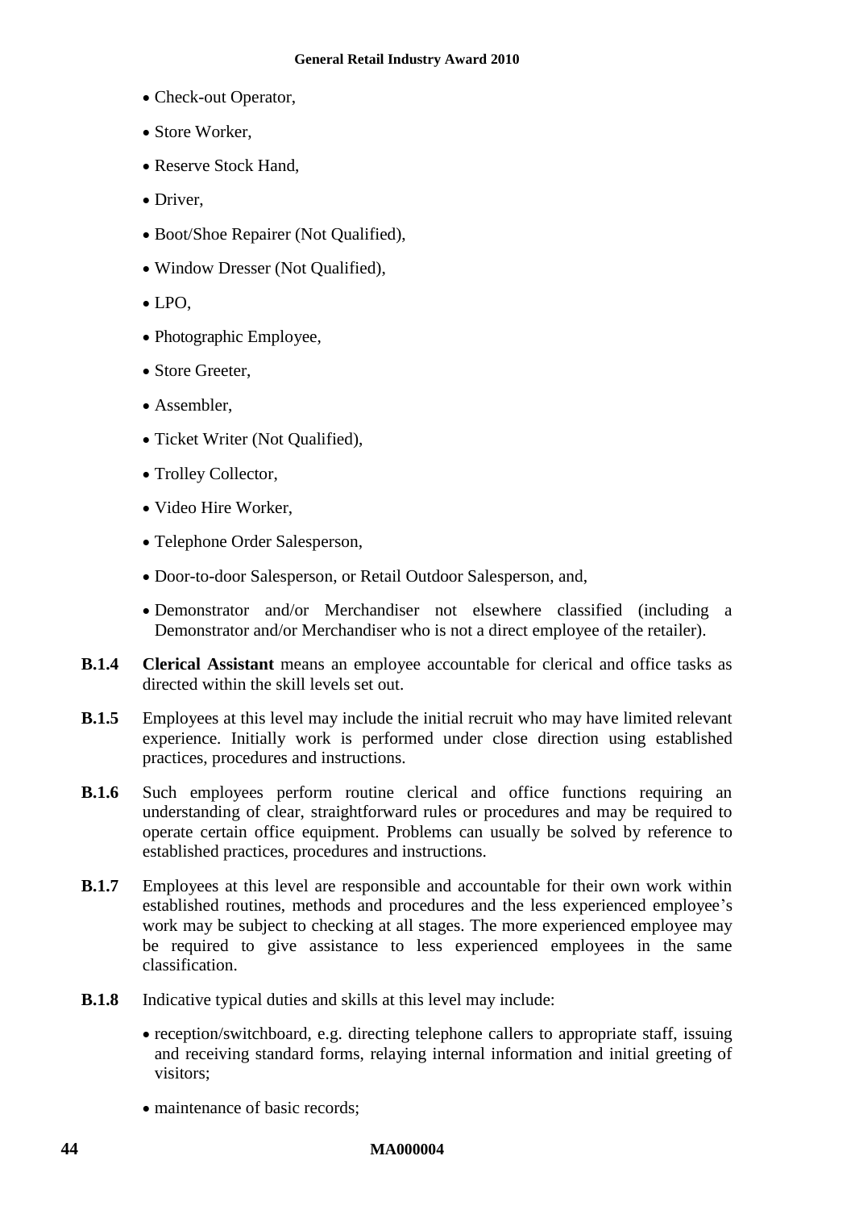- Check-out Operator,
- Store Worker,
- Reserve Stock Hand,
- Driver,
- Boot/Shoe Repairer (Not Qualified),
- Window Dresser (Not Qualified),
- LPO,
- Photographic Employee,
- Store Greeter,
- Assembler,
- Ticket Writer (Not Qualified),
- Trolley Collector,
- Video Hire Worker,
- Telephone Order Salesperson,
- Door-to-door Salesperson, or Retail Outdoor Salesperson, and,
- Demonstrator and/or Merchandiser not elsewhere classified (including a Demonstrator and/or Merchandiser who is not a direct employee of the retailer).

**B.1.4** **Clerical Assistant** means an employee accountable for clerical and office tasks as directed within the skill levels set out.

**B.1.5** Employees at this level may include the initial recruit who may have limited relevant experience. Initially work is performed under close direction using established practices, procedures and instructions.

**B.1.6** Such employees perform routine clerical and office functions requiring an understanding of clear, straightforward rules or procedures and may be required to operate certain office equipment. Problems can usually be solved by reference to established practices, procedures and instructions.

**B.1.7** Employees at this level are responsible and accountable for their own work within established routines, methods and procedures and the less experienced employee's work may be subject to checking at all stages. The more experienced employee may be required to give assistance to less experienced employees in the same classification.

**B.1.8** Indicative typical duties and skills at this level may include:

- reception/switchboard, e.g. directing telephone callers to appropriate staff, issuing and receiving standard forms, relaying internal information and initial greeting of visitors;
- maintenance of basic records;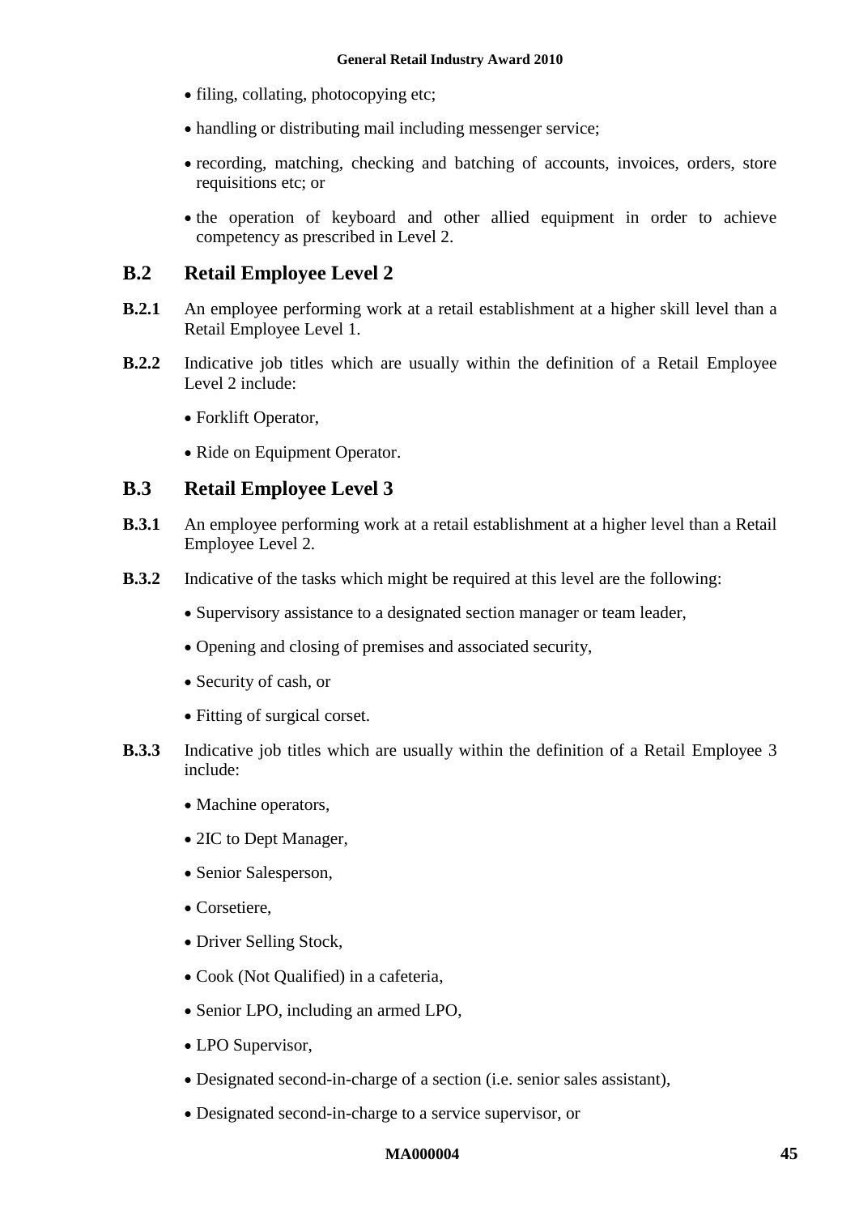- filing, collating, photocopying etc;
- handling or distributing mail including messenger service;
- recording, matching, checking and batching of accounts, invoices, orders, store requisitions etc; or
- the operation of keyboard and other allied equipment in order to achieve competency as prescribed in Level 2.

## B.2 Retail Employee Level 2

**B.2.1** An employee performing work at a retail establishment at a higher skill level than a Retail Employee Level 1.

**B.2.2** Indicative job titles which are usually within the definition of a Retail Employee Level 2 include:

- Forklift Operator,
- Ride on Equipment Operator.

## B.3 Retail Employee Level 3

**B.3.1** An employee performing work at a retail establishment at a higher level than a Retail Employee Level 2.

**B.3.2** Indicative of the tasks which might be required at this level are the following:

- Supervisory assistance to a designated section manager or team leader,
- Opening and closing of premises and associated security,
- Security of cash, or
- Fitting of surgical corset.

**B.3.3** Indicative job titles which are usually within the definition of a Retail Employee 3 include:

- Machine operators,
- 2IC to Dept Manager,
- Senior Salesperson,
- Corsetiere,
- Driver Selling Stock,
- Cook (Not Qualified) in a cafeteria,
- Senior LPO, including an armed LPO,
- LPO Supervisor,
- Designated second-in-charge of a section (i.e. senior sales assistant),
- Designated second-in-charge to a service supervisor, or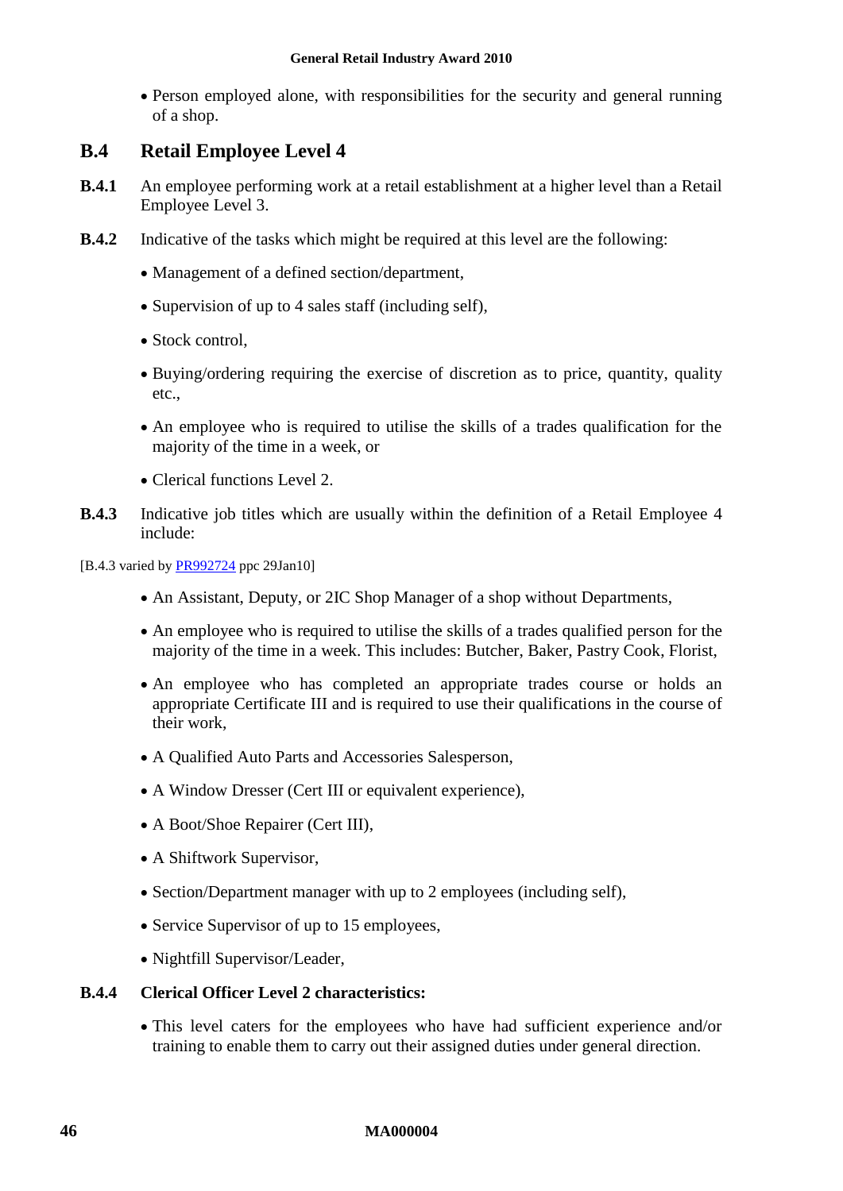- Person employed alone, with responsibilities for the security and general running of a shop.

## B.4 Retail Employee Level 4

**B.4.1** An employee performing work at a retail establishment at a higher level than a Retail Employee Level 3.

**B.4.2** Indicative of the tasks which might be required at this level are the following:

- Management of a defined section/department,
- Supervision of up to 4 sales staff (including self),
- Stock control,
- Buying/ordering requiring the exercise of discretion as to price, quantity, quality etc.,
- An employee who is required to utilise the skills of a trades qualification for the majority of the time in a week, or
- Clerical functions Level 2.

**B.4.3** Indicative job titles which are usually within the definition of a Retail Employee 4 include:

[B.4.3 varied by PR992724 ppc 29Jan10]

- An Assistant, Deputy, or 2IC Shop Manager of a shop without Departments,
- An employee who is required to utilise the skills of a trades qualified person for the majority of the time in a week. This includes: Butcher, Baker, Pastry Cook, Florist,
- An employee who has completed an appropriate trades course or holds an appropriate Certificate III and is required to use their qualifications in the course of their work,
- A Qualified Auto Parts and Accessories Salesperson,
- A Window Dresser (Cert III or equivalent experience),
- A Boot/Shoe Repairer (Cert III),
- A Shiftwork Supervisor,
- Section/Department manager with up to 2 employees (including self),
- Service Supervisor of up to 15 employees,
- Nightfill Supervisor/Leader,

**B.4.4** **Clerical Officer Level 2 characteristics:**

- This level caters for the employees who have had sufficient experience and/or training to enable them to carry out their assigned duties under general direction.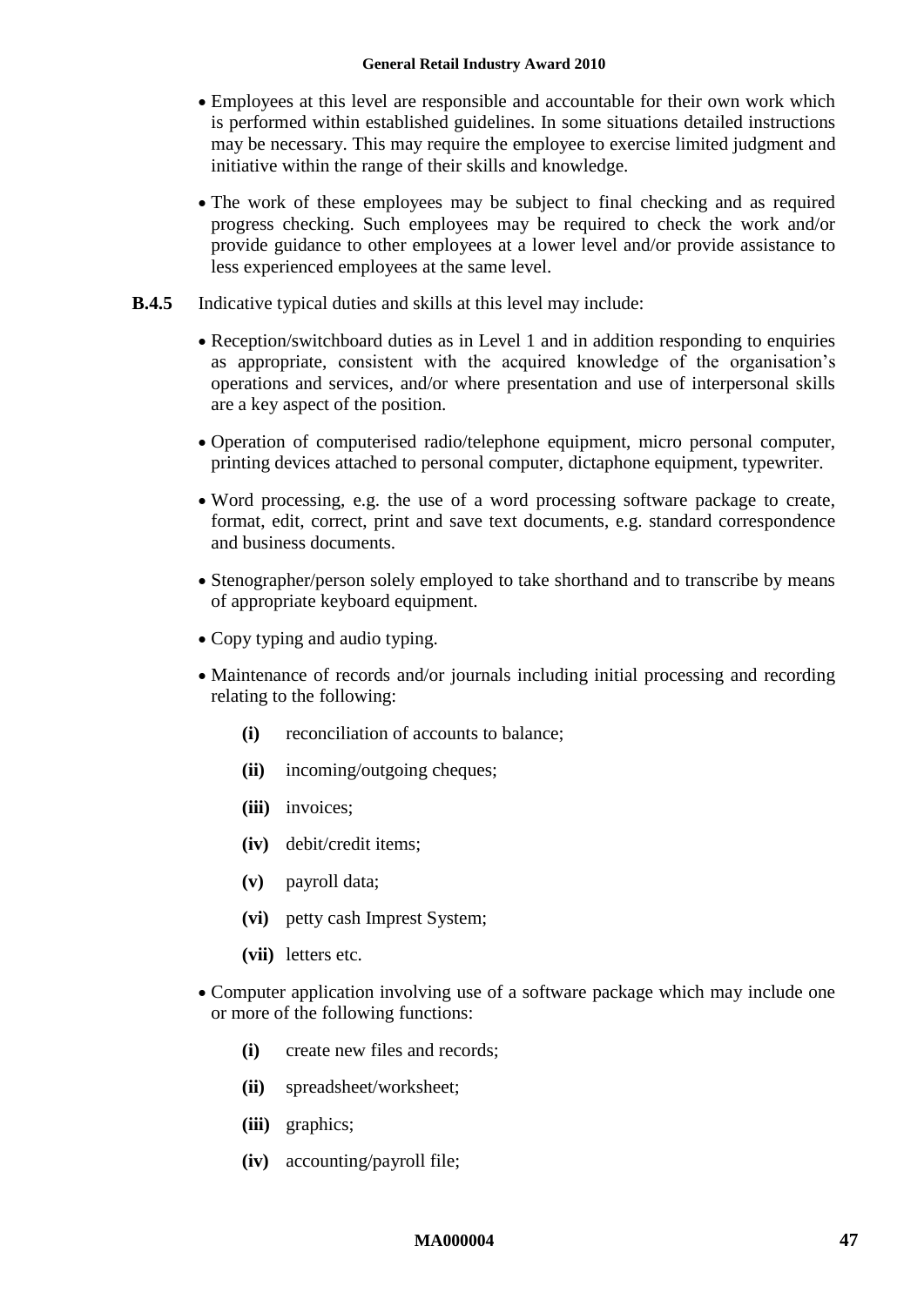- Employees at this level are responsible and accountable for their own work which is performed within established guidelines. In some situations detailed instructions may be necessary. This may require the employee to exercise limited judgment and initiative within the range of their skills and knowledge.

- The work of these employees may be subject to final checking and as required progress checking. Such employees may be required to check the work and/or provide guidance to other employees at a lower level and/or provide assistance to less experienced employees at the same level.

**B.4.5** Indicative typical duties and skills at this level may include:

- Reception/switchboard duties as in Level 1 and in addition responding to enquiries as appropriate, consistent with the acquired knowledge of the organisation's operations and services, and/or where presentation and use of interpersonal skills are a key aspect of the position.

- Operation of computerised radio/telephone equipment, micro personal computer, printing devices attached to personal computer, dictaphone equipment, typewriter.

- Word processing, e.g. the use of a word processing software package to create, format, edit, correct, print and save text documents, e.g. standard correspondence and business documents.

- Stenographer/person solely employed to take shorthand and to transcribe by means of appropriate keyboard equipment.

- Copy typing and audio typing.

- Maintenance of records and/or journals including initial processing and recording relating to the following:

  **(i)** reconciliation of accounts to balance;

  **(ii)** incoming/outgoing cheques;

  **(iii)** invoices;

  **(iv)** debit/credit items;

  **(v)** payroll data;

  **(vi)** petty cash Imprest System;

  **(vii)** letters etc.

- Computer application involving use of a software package which may include one or more of the following functions:

  **(i)** create new files and records;

  **(ii)** spreadsheet/worksheet;

  **(iii)** graphics;

  **(iv)** accounting/payroll file;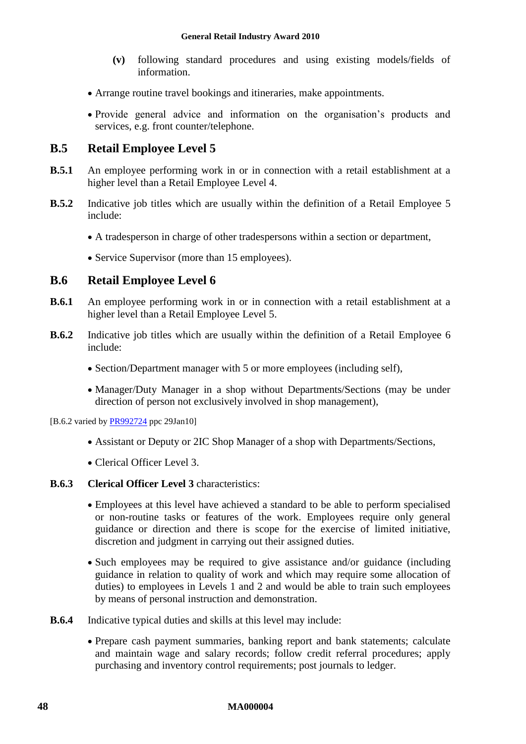**(v)** following standard procedures and using existing models/fields of information.

- Arrange routine travel bookings and itineraries, make appointments.
- Provide general advice and information on the organisation's products and services, e.g. front counter/telephone.

## B.5 Retail Employee Level 5

**B.5.1** An employee performing work in or in connection with a retail establishment at a higher level than a Retail Employee Level 4.

**B.5.2** Indicative job titles which are usually within the definition of a Retail Employee 5 include:

- A tradesperson in charge of other tradespersons within a section or department,
- Service Supervisor (more than 15 employees).

## B.6 Retail Employee Level 6

**B.6.1** An employee performing work in or in connection with a retail establishment at a higher level than a Retail Employee Level 5.

**B.6.2** Indicative job titles which are usually within the definition of a Retail Employee 6 include:

- Section/Department manager with 5 or more employees (including self),
- Manager/Duty Manager in a shop without Departments/Sections (may be under direction of person not exclusively involved in shop management),

[B.6.2 varied by PR992724 ppc 29Jan10]

- Assistant or Deputy or 2IC Shop Manager of a shop with Departments/Sections,
- Clerical Officer Level 3.

**B.6.3** **Clerical Officer Level 3** characteristics:

- Employees at this level have achieved a standard to be able to perform specialised or non-routine tasks or features of the work. Employees require only general guidance or direction and there is scope for the exercise of limited initiative, discretion and judgment in carrying out their assigned duties.
- Such employees may be required to give assistance and/or guidance (including guidance in relation to quality of work and which may require some allocation of duties) to employees in Levels 1 and 2 and would be able to train such employees by means of personal instruction and demonstration.

**B.6.4** Indicative typical duties and skills at this level may include:

- Prepare cash payment summaries, banking report and bank statements; calculate and maintain wage and salary records; follow credit referral procedures; apply purchasing and inventory control requirements; post journals to ledger.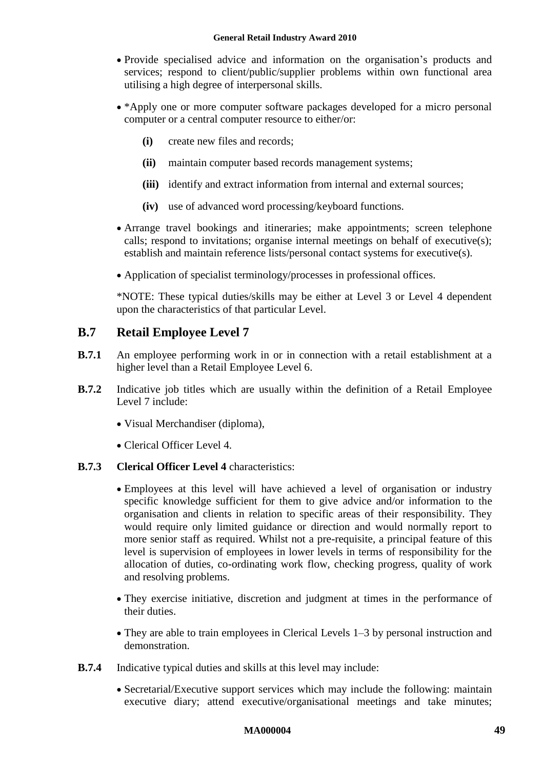- Provide specialised advice and information on the organisation's products and services; respond to client/public/supplier problems within own functional area utilising a high degree of interpersonal skills.
- *Apply one or more computer software packages developed for a micro personal computer or a central computer resource to either/or:
  - **(i)** create new files and records;
  - **(ii)** maintain computer based records management systems;
  - **(iii)** identify and extract information from internal and external sources;
  - **(iv)** use of advanced word processing/keyboard functions.
- Arrange travel bookings and itineraries; make appointments; screen telephone calls; respond to invitations; organise internal meetings on behalf of executive(s); establish and maintain reference lists/personal contact systems for executive(s).
- Application of specialist terminology/processes in professional offices.

*NOTE: These typical duties/skills may be either at Level 3 or Level 4 dependent upon the characteristics of that particular Level.

## B.7 Retail Employee Level 7

**B.7.1** An employee performing work in or in connection with a retail establishment at a higher level than a Retail Employee Level 6.

**B.7.2** Indicative job titles which are usually within the definition of a Retail Employee Level 7 include:

- Visual Merchandiser (diploma),
- Clerical Officer Level 4.

**B.7.3** **Clerical Officer Level 4** characteristics:

- Employees at this level will have achieved a level of organisation or industry specific knowledge sufficient for them to give advice and/or information to the organisation and clients in relation to specific areas of their responsibility. They would require only limited guidance or direction and would normally report to more senior staff as required. Whilst not a pre-requisite, a principal feature of this level is supervision of employees in lower levels in terms of responsibility for the allocation of duties, co-ordinating work flow, checking progress, quality of work and resolving problems.
- They exercise initiative, discretion and judgment at times in the performance of their duties.
- They are able to train employees in Clerical Levels 1–3 by personal instruction and demonstration.

**B.7.4** Indicative typical duties and skills at this level may include:

- Secretarial/Executive support services which may include the following: maintain executive diary; attend executive/organisational meetings and take minutes;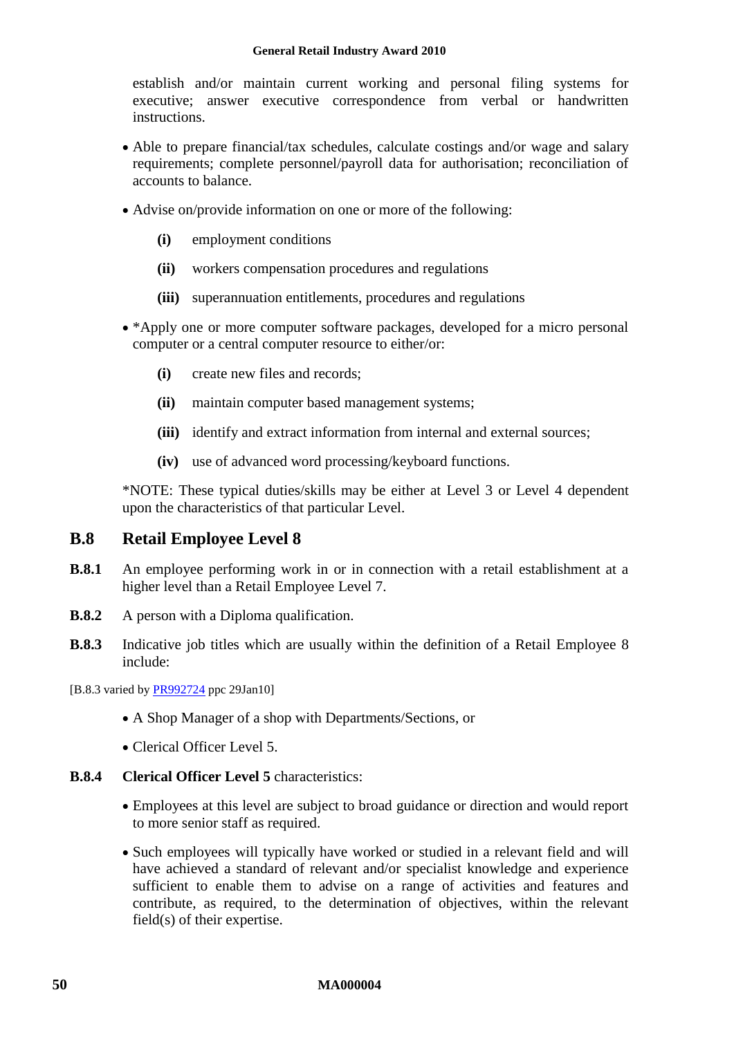establish and/or maintain current working and personal filing systems for executive; answer executive correspondence from verbal or handwritten instructions.

- Able to prepare financial/tax schedules, calculate costings and/or wage and salary requirements; complete personnel/payroll data for authorisation; reconciliation of accounts to balance.
- Advise on/provide information on one or more of the following:
  - **(i)** employment conditions
  - **(ii)** workers compensation procedures and regulations
  - **(iii)** superannuation entitlements, procedures and regulations
- *Apply one or more computer software packages, developed for a micro personal computer or a central computer resource to either/or:
  - **(i)** create new files and records;
  - **(ii)** maintain computer based management systems;
  - **(iii)** identify and extract information from internal and external sources;
  - **(iv)** use of advanced word processing/keyboard functions.

*NOTE: These typical duties/skills may be either at Level 3 or Level 4 dependent upon the characteristics of that particular Level.

## B.8 Retail Employee Level 8

**B.8.1** An employee performing work in or in connection with a retail establishment at a higher level than a Retail Employee Level 7.

**B.8.2** A person with a Diploma qualification.

**B.8.3** Indicative job titles which are usually within the definition of a Retail Employee 8 include:

[B.8.3 varied by PR992724 ppc 29Jan10]

- A Shop Manager of a shop with Departments/Sections, or
- Clerical Officer Level 5.

**B.8.4** **Clerical Officer Level 5** characteristics:

- Employees at this level are subject to broad guidance or direction and would report to more senior staff as required.
- Such employees will typically have worked or studied in a relevant field and will have achieved a standard of relevant and/or specialist knowledge and experience sufficient to enable them to advise on a range of activities and features and contribute, as required, to the determination of objectives, within the relevant field(s) of their expertise.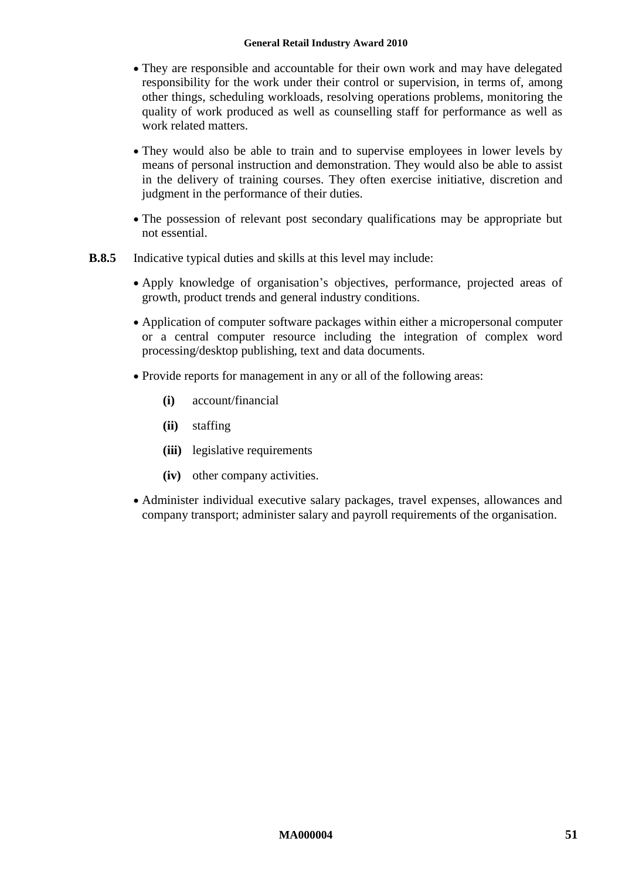- They are responsible and accountable for their own work and may have delegated responsibility for the work under their control or supervision, in terms of, among other things, scheduling workloads, resolving operations problems, monitoring the quality of work produced as well as counselling staff for performance as well as work related matters.
- They would also be able to train and to supervise employees in lower levels by means of personal instruction and demonstration. They would also be able to assist in the delivery of training courses. They often exercise initiative, discretion and judgment in the performance of their duties.
- The possession of relevant post secondary qualifications may be appropriate but not essential.

**B.8.5** Indicative typical duties and skills at this level may include:

- Apply knowledge of organisation's objectives, performance, projected areas of growth, product trends and general industry conditions.
- Application of computer software packages within either a micropersonal computer or a central computer resource including the integration of complex word processing/desktop publishing, text and data documents.
- Provide reports for management in any or all of the following areas:

    **(i)** account/financial

    **(ii)** staffing

    **(iii)** legislative requirements

    **(iv)** other company activities.

- Administer individual executive salary packages, travel expenses, allowances and company transport; administer salary and payroll requirements of the organisation.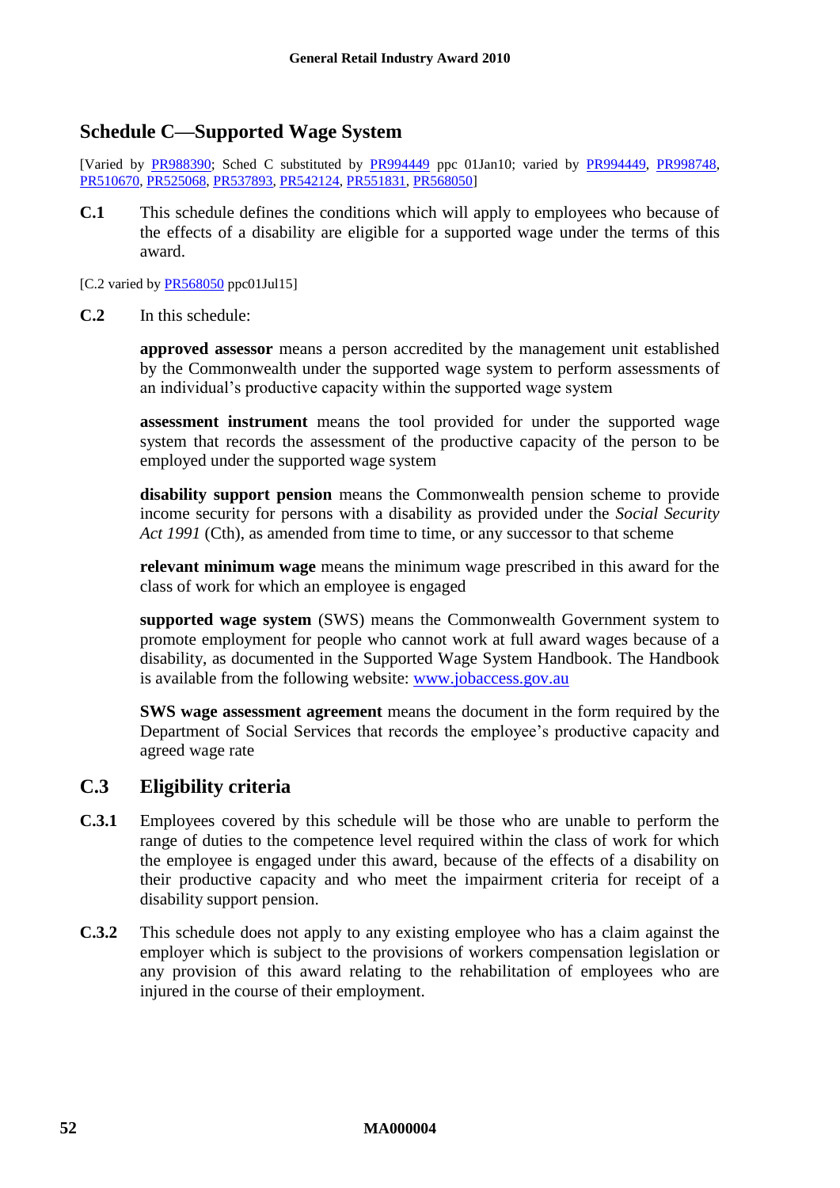## Schedule C—Supported Wage System

[Varied by PR988390; Sched C substituted by PR994449 ppc 01Jan10; varied by PR994449, PR998748, PR510670, PR525068, PR537893, PR542124, PR551831, PR568050]

**C.1** This schedule defines the conditions which will apply to employees who because of the effects of a disability are eligible for a supported wage under the terms of this award.

[C.2 varied by PR568050 ppc01Jul15]

**C.2** In this schedule:

**approved assessor** means a person accredited by the management unit established by the Commonwealth under the supported wage system to perform assessments of an individual's productive capacity within the supported wage system

**assessment instrument** means the tool provided for under the supported wage system that records the assessment of the productive capacity of the person to be employed under the supported wage system

**disability support pension** means the Commonwealth pension scheme to provide income security for persons with a disability as provided under the *Social Security Act 1991* (Cth), as amended from time to time, or any successor to that scheme

**relevant minimum wage** means the minimum wage prescribed in this award for the class of work for which an employee is engaged

**supported wage system** (SWS) means the Commonwealth Government system to promote employment for people who cannot work at full award wages because of a disability, as documented in the Supported Wage System Handbook. The Handbook is available from the following website: www.jobaccess.gov.au

**SWS wage assessment agreement** means the document in the form required by the Department of Social Services that records the employee's productive capacity and agreed wage rate

### C.3 Eligibility criteria

**C.3.1** Employees covered by this schedule will be those who are unable to perform the range of duties to the competence level required within the class of work for which the employee is engaged under this award, because of the effects of a disability on their productive capacity and who meet the impairment criteria for receipt of a disability support pension.

**C.3.2** This schedule does not apply to any existing employee who has a claim against the employer which is subject to the provisions of workers compensation legislation or any provision of this award relating to the rehabilitation of employees who are injured in the course of their employment.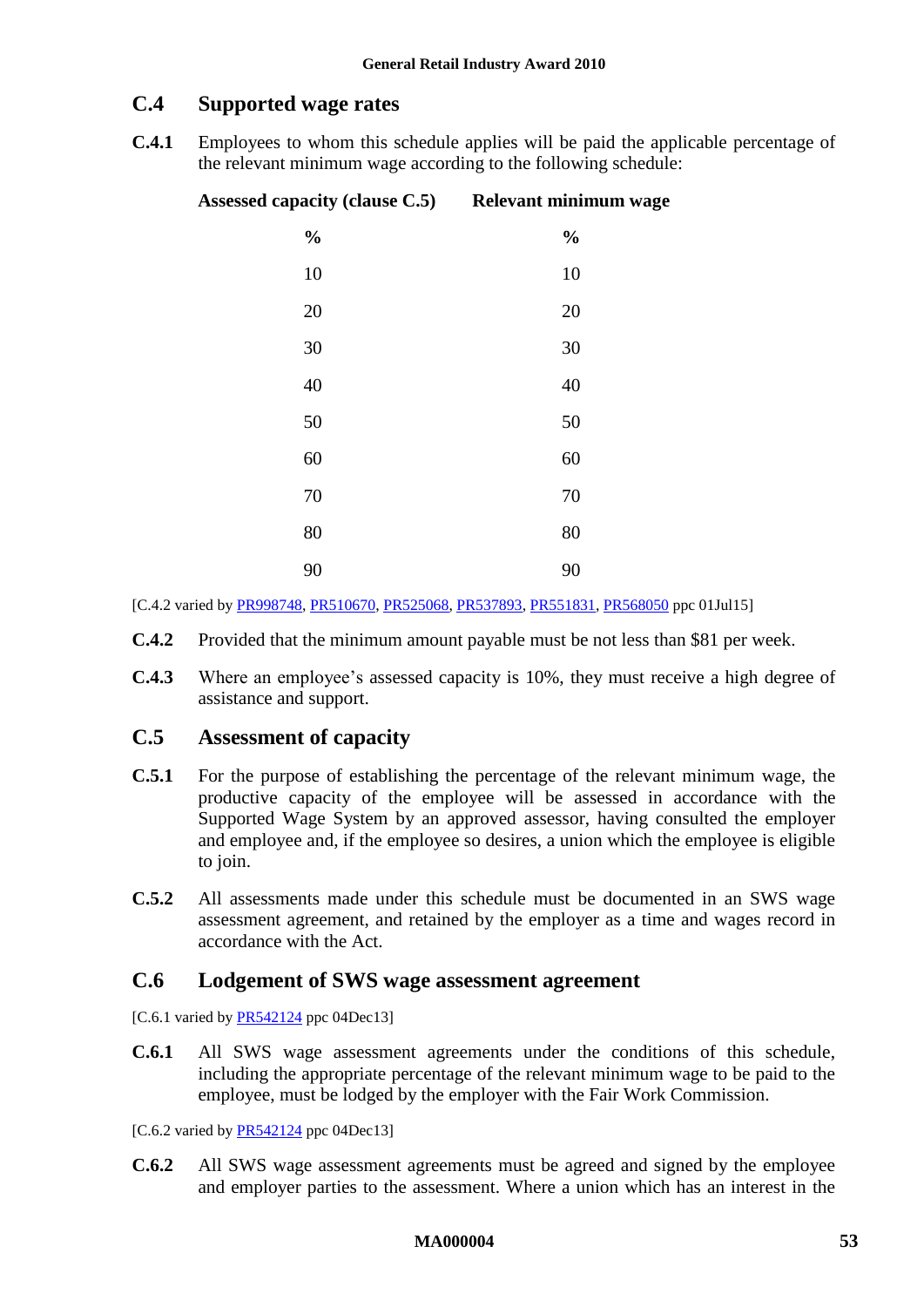## C.4 Supported wage rates

**C.4.1** Employees to whom this schedule applies will be paid the applicable percentage of the relevant minimum wage according to the following schedule:

| Assessed capacity (clause C.5) | Relevant minimum wage |
|---|---|
| **%** | **%** |
| 10 | 10 |
| 20 | 20 |
| 30 | 30 |
| 40 | 40 |
| 50 | 50 |
| 60 | 60 |
| 70 | 70 |
| 80 | 80 |
| 90 | 90 |

[C.4.2 varied by PR998748, PR510670, PR525068, PR537893, PR551831, PR568050 ppc 01Jul15]

**C.4.2** Provided that the minimum amount payable must be not less than $81 per week.

**C.4.3** Where an employee's assessed capacity is 10%, they must receive a high degree of assistance and support.

## C.5 Assessment of capacity

**C.5.1** For the purpose of establishing the percentage of the relevant minimum wage, the productive capacity of the employee will be assessed in accordance with the Supported Wage System by an approved assessor, having consulted the employer and employee and, if the employee so desires, a union which the employee is eligible to join.

**C.5.2** All assessments made under this schedule must be documented in an SWS wage assessment agreement, and retained by the employer as a time and wages record in accordance with the Act.

## C.6 Lodgement of SWS wage assessment agreement

[C.6.1 varied by PR542124 ppc 04Dec13]

**C.6.1** All SWS wage assessment agreements under the conditions of this schedule, including the appropriate percentage of the relevant minimum wage to be paid to the employee, must be lodged by the employer with the Fair Work Commission.

[C.6.2 varied by PR542124 ppc 04Dec13]

**C.6.2** All SWS wage assessment agreements must be agreed and signed by the employee and employer parties to the assessment. Where a union which has an interest in the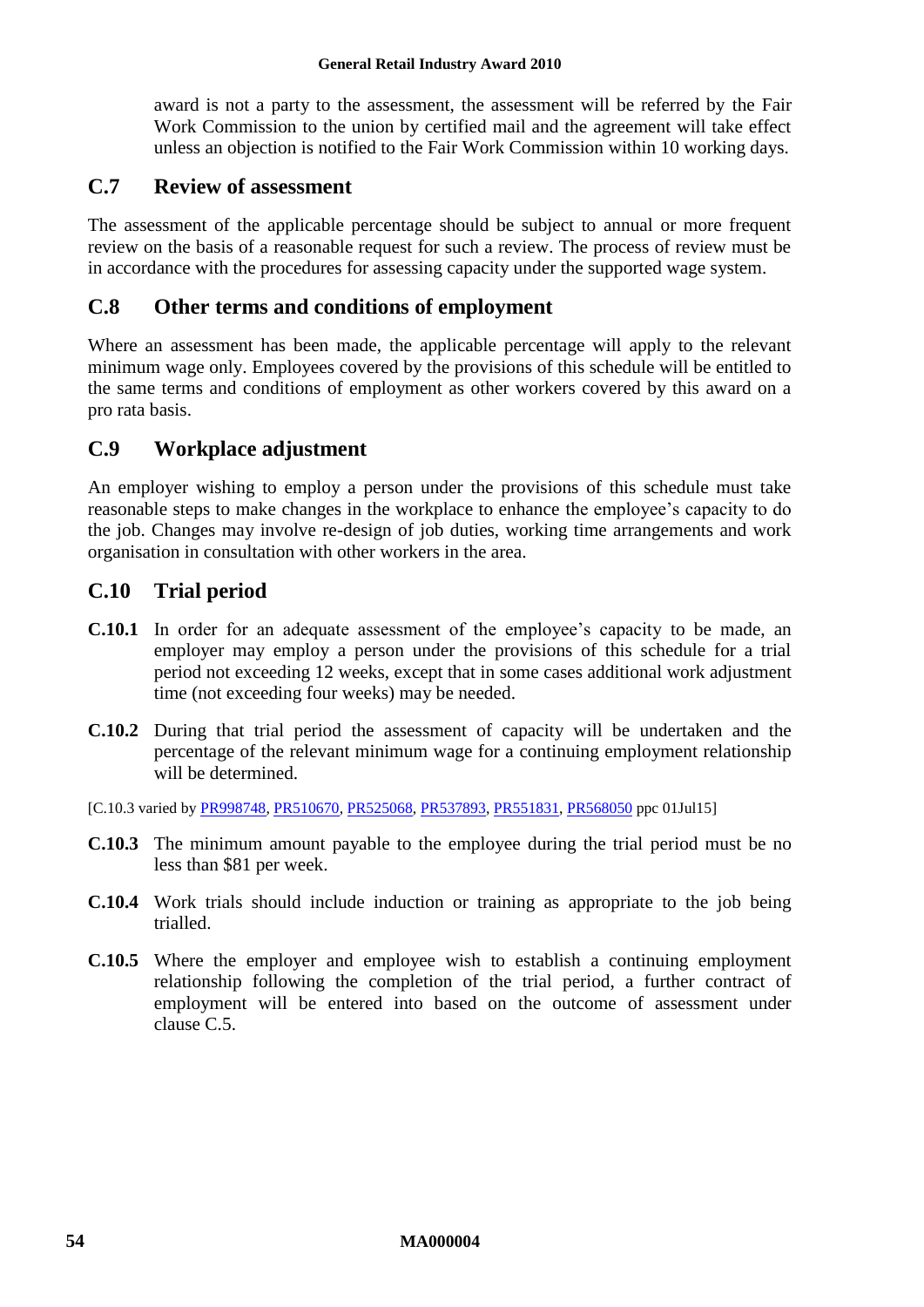award is not a party to the assessment, the assessment will be referred by the Fair Work Commission to the union by certified mail and the agreement will take effect unless an objection is notified to the Fair Work Commission within 10 working days.

## C.7 Review of assessment

The assessment of the applicable percentage should be subject to annual or more frequent review on the basis of a reasonable request for such a review. The process of review must be in accordance with the procedures for assessing capacity under the supported wage system.

## C.8 Other terms and conditions of employment

Where an assessment has been made, the applicable percentage will apply to the relevant minimum wage only. Employees covered by the provisions of this schedule will be entitled to the same terms and conditions of employment as other workers covered by this award on a pro rata basis.

## C.9 Workplace adjustment

An employer wishing to employ a person under the provisions of this schedule must take reasonable steps to make changes in the workplace to enhance the employee's capacity to do the job. Changes may involve re-design of job duties, working time arrangements and work organisation in consultation with other workers in the area.

## C.10 Trial period

**C.10.1** In order for an adequate assessment of the employee's capacity to be made, an employer may employ a person under the provisions of this schedule for a trial period not exceeding 12 weeks, except that in some cases additional work adjustment time (not exceeding four weeks) may be needed.

**C.10.2** During that trial period the assessment of capacity will be undertaken and the percentage of the relevant minimum wage for a continuing employment relationship will be determined.

[C.10.3 varied by PR998748, PR510670, PR525068, PR537893, PR551831, PR568050 ppc 01Jul15]

**C.10.3** The minimum amount payable to the employee during the trial period must be no less than $81 per week.

**C.10.4** Work trials should include induction or training as appropriate to the job being trialled.

**C.10.5** Where the employer and employee wish to establish a continuing employment relationship following the completion of the trial period, a further contract of employment will be entered into based on the outcome of assessment under clause C.5.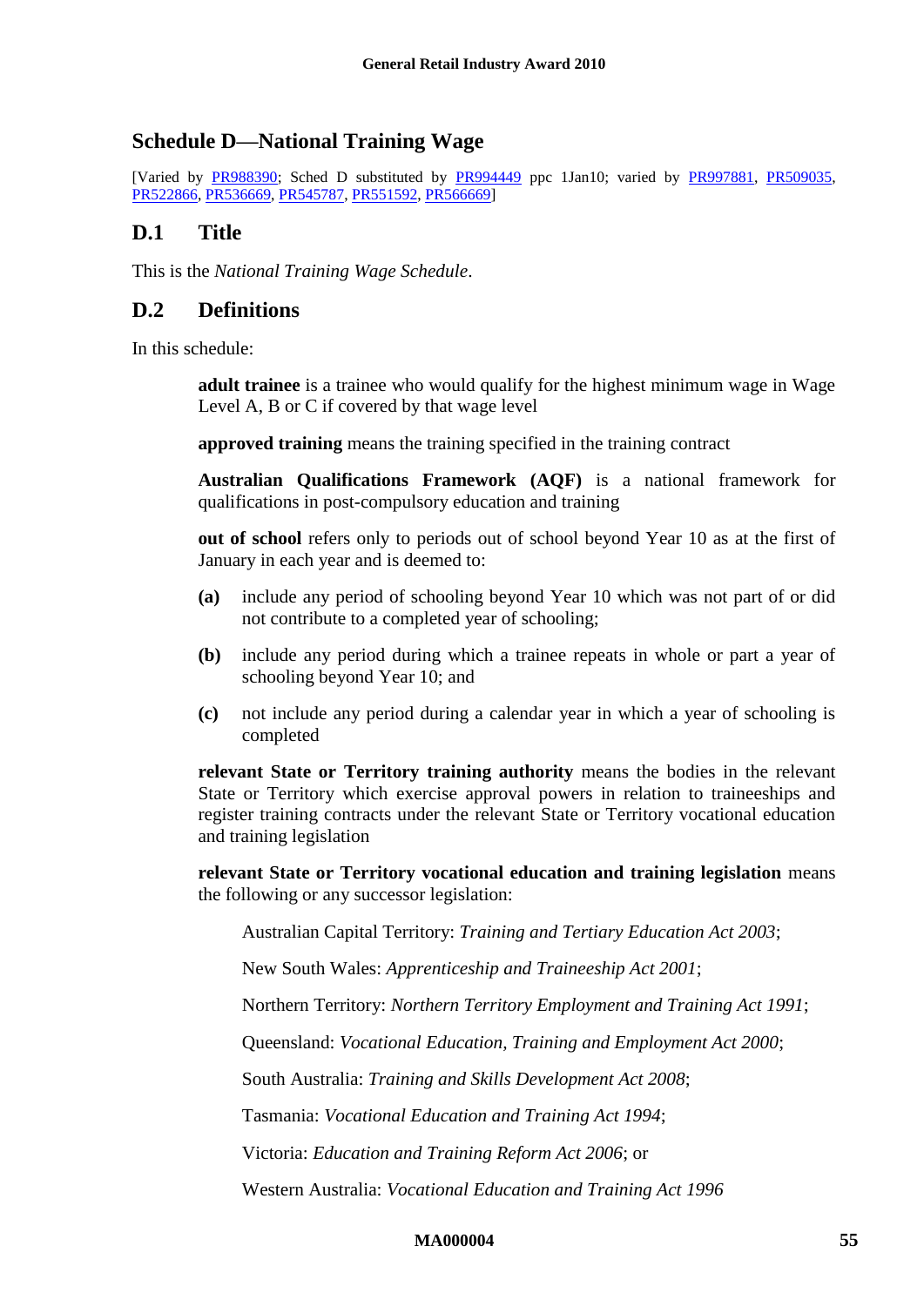## Schedule D—National Training Wage

[Varied by PR988390; Sched D substituted by PR994449 ppc 1Jan10; varied by PR997881, PR509035, PR522866, PR536669, PR545787, PR551592, PR566669]

### D.1 Title

This is the *National Training Wage Schedule*.

### D.2 Definitions

In this schedule:

**adult trainee** is a trainee who would qualify for the highest minimum wage in Wage Level A, B or C if covered by that wage level

**approved training** means the training specified in the training contract

**Australian Qualifications Framework (AQF)** is a national framework for qualifications in post-compulsory education and training

**out of school** refers only to periods out of school beyond Year 10 as at the first of January in each year and is deemed to:

**(a)** include any period of schooling beyond Year 10 which was not part of or did not contribute to a completed year of schooling;

**(b)** include any period during which a trainee repeats in whole or part a year of schooling beyond Year 10; and

**(c)** not include any period during a calendar year in which a year of schooling is completed

**relevant State or Territory training authority** means the bodies in the relevant State or Territory which exercise approval powers in relation to traineeships and register training contracts under the relevant State or Territory vocational education and training legislation

**relevant State or Territory vocational education and training legislation** means the following or any successor legislation:

Australian Capital Territory: *Training and Tertiary Education Act 2003*;

New South Wales: *Apprenticeship and Traineeship Act 2001*;

Northern Territory: *Northern Territory Employment and Training Act 1991*;

Queensland: *Vocational Education, Training and Employment Act 2000*;

South Australia: *Training and Skills Development Act 2008*;

Tasmania: *Vocational Education and Training Act 1994*;

Victoria: *Education and Training Reform Act 2006*; or

Western Australia: *Vocational Education and Training Act 1996*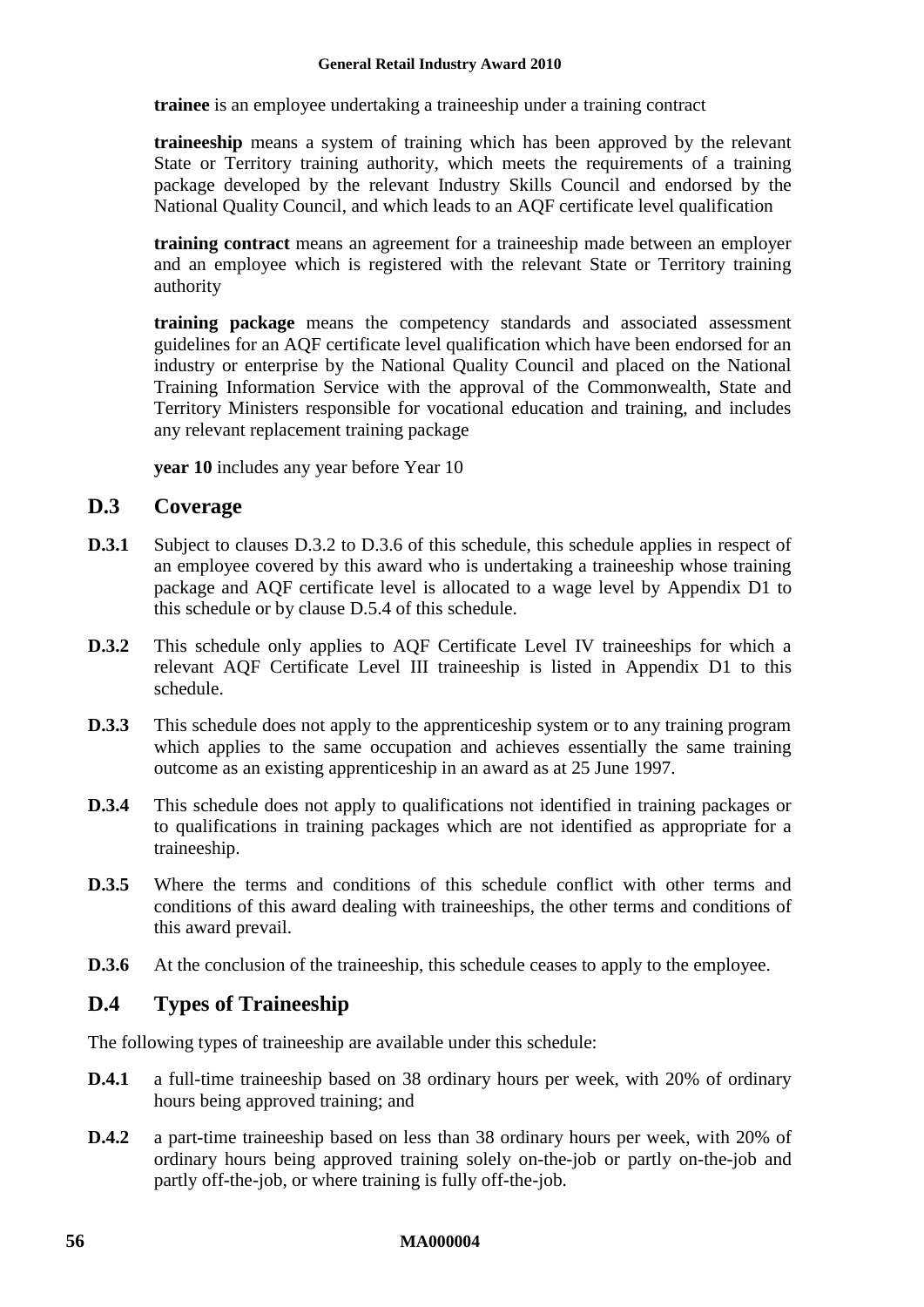**trainee** is an employee undertaking a traineeship under a training contract

**traineeship** means a system of training which has been approved by the relevant State or Territory training authority, which meets the requirements of a training package developed by the relevant Industry Skills Council and endorsed by the National Quality Council, and which leads to an AQF certificate level qualification

**training contract** means an agreement for a traineeship made between an employer and an employee which is registered with the relevant State or Territory training authority

**training package** means the competency standards and associated assessment guidelines for an AQF certificate level qualification which have been endorsed for an industry or enterprise by the National Quality Council and placed on the National Training Information Service with the approval of the Commonwealth, State and Territory Ministers responsible for vocational education and training, and includes any relevant replacement training package

**year 10** includes any year before Year 10

## D.3 Coverage

**D.3.1** Subject to clauses D.3.2 to D.3.6 of this schedule, this schedule applies in respect of an employee covered by this award who is undertaking a traineeship whose training package and AQF certificate level is allocated to a wage level by Appendix D1 to this schedule or by clause D.5.4 of this schedule.

**D.3.2** This schedule only applies to AQF Certificate Level IV traineeships for which a relevant AQF Certificate Level III traineeship is listed in Appendix D1 to this schedule.

**D.3.3** This schedule does not apply to the apprenticeship system or to any training program which applies to the same occupation and achieves essentially the same training outcome as an existing apprenticeship in an award as at 25 June 1997.

**D.3.4** This schedule does not apply to qualifications not identified in training packages or to qualifications in training packages which are not identified as appropriate for a traineeship.

**D.3.5** Where the terms and conditions of this schedule conflict with other terms and conditions of this award dealing with traineeships, the other terms and conditions of this award prevail.

**D.3.6** At the conclusion of the traineeship, this schedule ceases to apply to the employee.

## D.4 Types of Traineeship

The following types of traineeship are available under this schedule:

**D.4.1** a full-time traineeship based on 38 ordinary hours per week, with 20% of ordinary hours being approved training; and

**D.4.2** a part-time traineeship based on less than 38 ordinary hours per week, with 20% of ordinary hours being approved training solely on-the-job or partly on-the-job and partly off-the-job, or where training is fully off-the-job.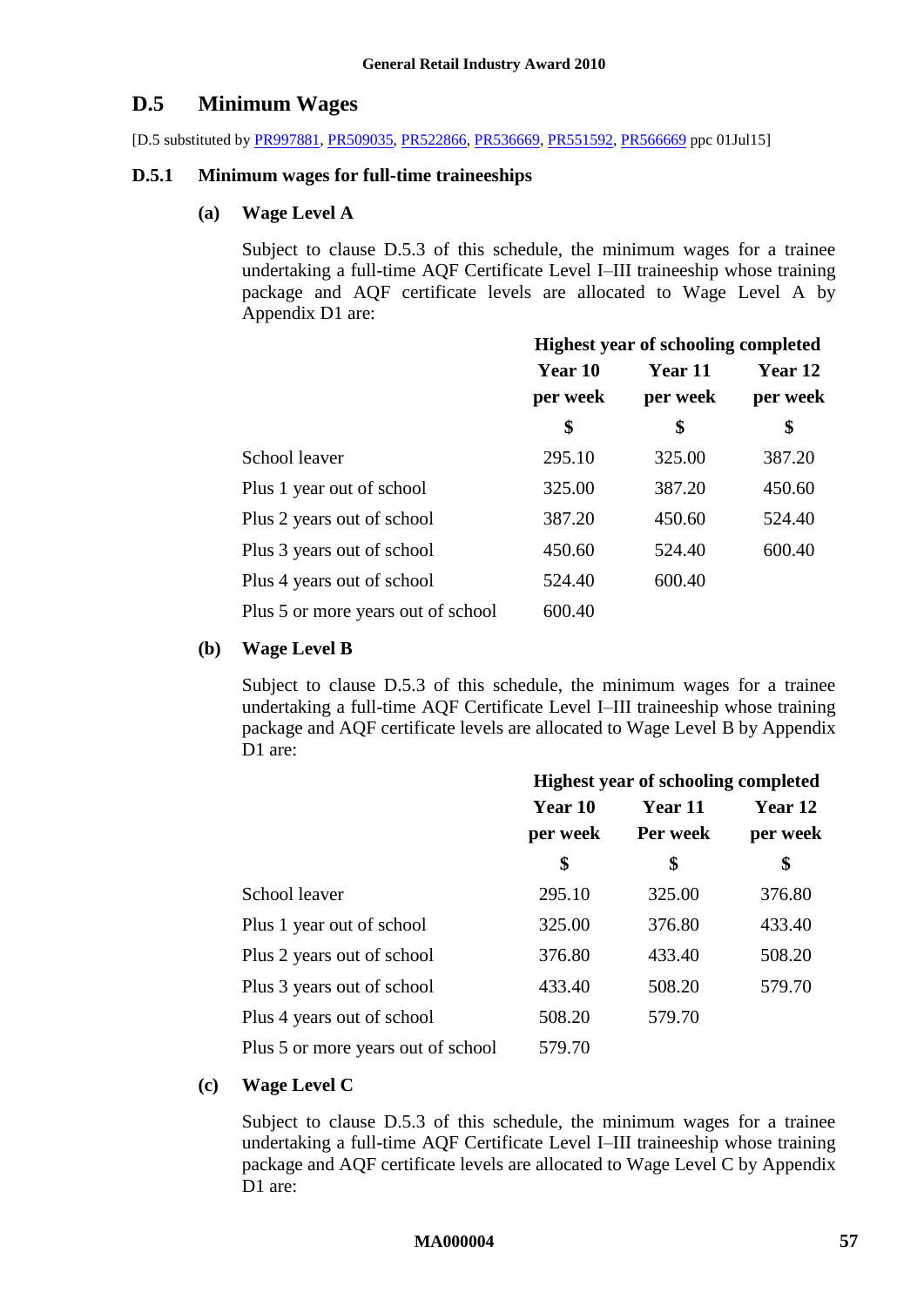## D.5 Minimum Wages

[D.5 substituted by PR997881, PR509035, PR522866, PR536669, PR551592, PR566669 ppc 01Jul15]

### D.5.1 Minimum wages for full-time traineeships

#### (a) Wage Level A

Subject to clause D.5.3 of this schedule, the minimum wages for a trainee undertaking a full-time AQF Certificate Level I–III traineeship whose training package and AQF certificate levels are allocated to Wage Level A by Appendix D1 are:

| | Highest year of schooling completed | | |
|---|---|---|---|
| | Year 10 per week | Year 11 per week | Year 12 per week |
| | $ | $ | $ |
| School leaver | 295.10 | 325.00 | 387.20 |
| Plus 1 year out of school | 325.00 | 387.20 | 450.60 |
| Plus 2 years out of school | 387.20 | 450.60 | 524.40 |
| Plus 3 years out of school | 450.60 | 524.40 | 600.40 |
| Plus 4 years out of school | 524.40 | 600.40 | |
| Plus 5 or more years out of school | 600.40 | | |

#### (b) Wage Level B

Subject to clause D.5.3 of this schedule, the minimum wages for a trainee undertaking a full-time AQF Certificate Level I–III traineeship whose training package and AQF certificate levels are allocated to Wage Level B by Appendix D1 are:

| | Highest year of schooling completed | | |
|---|---|---|---|
| | Year 10 per week | Year 11 Per week | Year 12 per week |
| | $ | $ | $ |
| School leaver | 295.10 | 325.00 | 376.80 |
| Plus 1 year out of school | 325.00 | 376.80 | 433.40 |
| Plus 2 years out of school | 376.80 | 433.40 | 508.20 |
| Plus 3 years out of school | 433.40 | 508.20 | 579.70 |
| Plus 4 years out of school | 508.20 | 579.70 | |
| Plus 5 or more years out of school | 579.70 | | |

#### (c) Wage Level C

Subject to clause D.5.3 of this schedule, the minimum wages for a trainee undertaking a full-time AQF Certificate Level I–III traineeship whose training package and AQF certificate levels are allocated to Wage Level C by Appendix D1 are: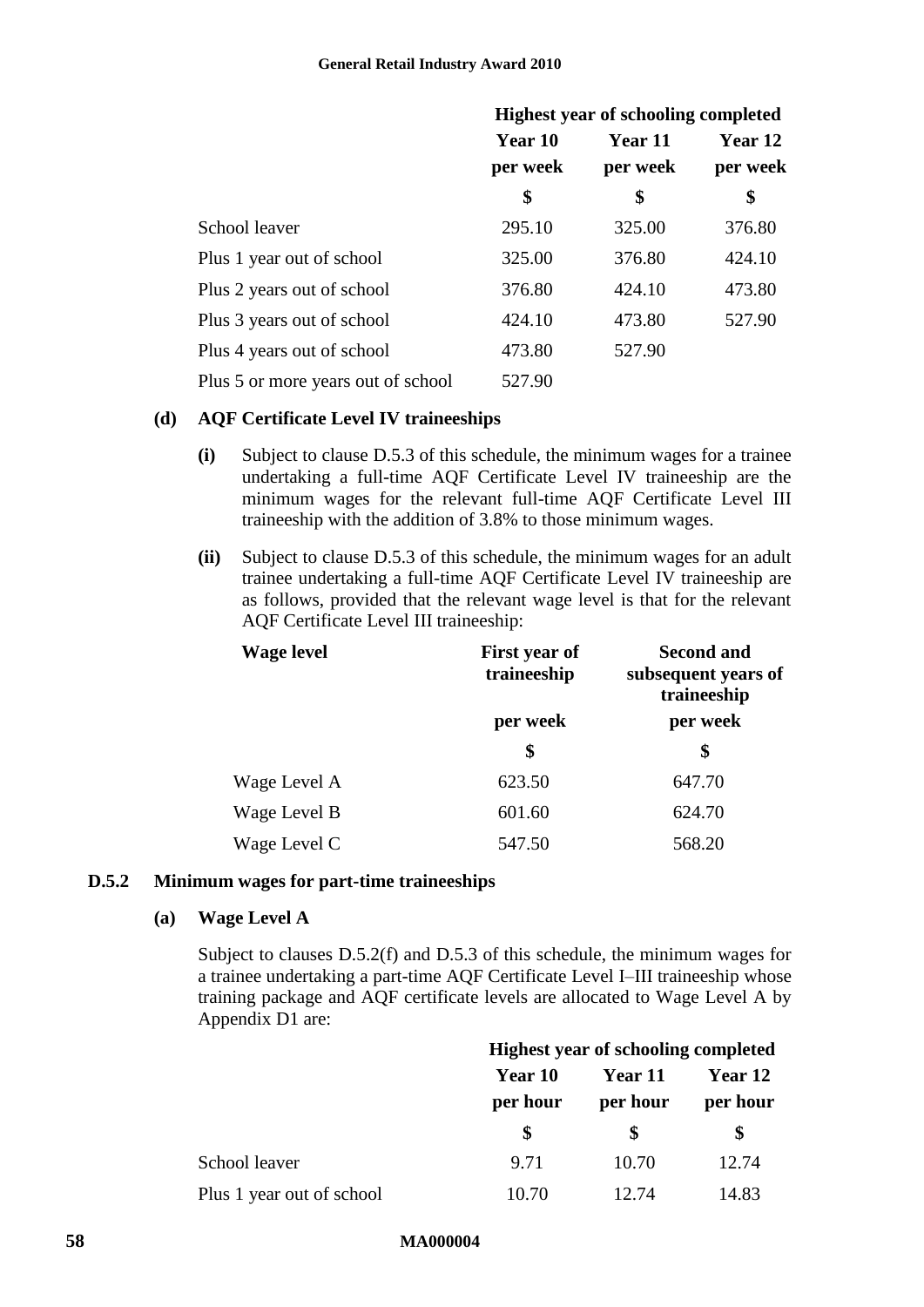| | Highest year of schooling completed | | |
|---|---|---|---|
| | **Year 10** | **Year 11** | **Year 12** |
| | **per week** | **per week** | **per week** |
| | **$** | **$** | **$** |
| School leaver | 295.10 | 325.00 | 376.80 |
| Plus 1 year out of school | 325.00 | 376.80 | 424.10 |
| Plus 2 years out of school | 376.80 | 424.10 | 473.80 |
| Plus 3 years out of school | 424.10 | 473.80 | 527.90 |
| Plus 4 years out of school | 473.80 | 527.90 | |
| Plus 5 or more years out of school | 527.90 | | |

**(d) AQF Certificate Level IV traineeships**

**(i)** Subject to clause D.5.3 of this schedule, the minimum wages for a trainee undertaking a full-time AQF Certificate Level IV traineeship are the minimum wages for the relevant full-time AQF Certificate Level III traineeship with the addition of 3.8% to those minimum wages.

**(ii)** Subject to clause D.5.3 of this schedule, the minimum wages for an adult trainee undertaking a full-time AQF Certificate Level IV traineeship are as follows, provided that the relevant wage level is that for the relevant AQF Certificate Level III traineeship:

| Wage level | First year of traineeship | Second and subsequent years of traineeship |
|---|---|---|
| | **per week** | **per week** |
| | **$** | **$** |
| Wage Level A | 623.50 | 647.70 |
| Wage Level B | 601.60 | 624.70 |
| Wage Level C | 547.50 | 568.20 |

### D.5.2 Minimum wages for part-time traineeships

**(a) Wage Level A**

Subject to clauses D.5.2(f) and D.5.3 of this schedule, the minimum wages for a trainee undertaking a part-time AQF Certificate Level I–III traineeship whose training package and AQF certificate levels are allocated to Wage Level A by Appendix D1 are:

| | Highest year of schooling completed | | |
|---|---|---|---|
| | **Year 10** | **Year 11** | **Year 12** |
| | **per hour** | **per hour** | **per hour** |
| | **$** | **$** | **$** |
| School leaver | 9.71 | 10.70 | 12.74 |
| Plus 1 year out of school | 10.70 | 12.74 | 14.83 |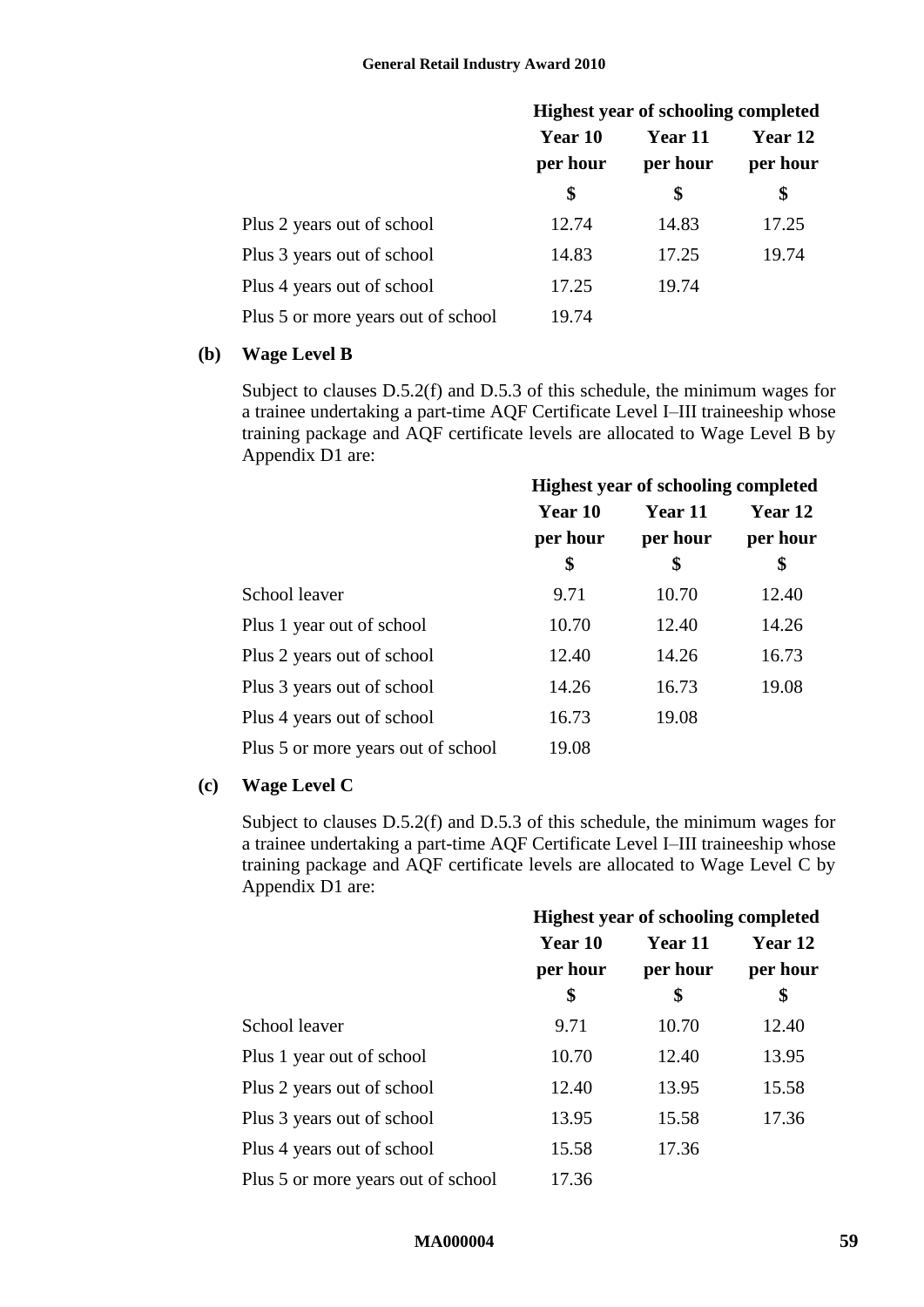| | Highest year of schooling completed | | |
|---|---|---|---|
| | Year 10 per hour | Year 11 per hour | Year 12 per hour |
| | $ | $ | $ |
| Plus 2 years out of school | 12.74 | 14.83 | 17.25 |
| Plus 3 years out of school | 14.83 | 17.25 | 19.74 |
| Plus 4 years out of school | 17.25 | 19.74 | |
| Plus 5 or more years out of school | 19.74 | | |

**(b) Wage Level B**

Subject to clauses D.5.2(f) and D.5.3 of this schedule, the minimum wages for a trainee undertaking a part-time AQF Certificate Level I–III traineeship whose training package and AQF certificate levels are allocated to Wage Level B by Appendix D1 are:

| | Highest year of schooling completed | | |
|---|---|---|---|
| | Year 10 per hour | Year 11 per hour | Year 12 per hour |
| | $ | $ | $ |
| School leaver | 9.71 | 10.70 | 12.40 |
| Plus 1 year out of school | 10.70 | 12.40 | 14.26 |
| Plus 2 years out of school | 12.40 | 14.26 | 16.73 |
| Plus 3 years out of school | 14.26 | 16.73 | 19.08 |
| Plus 4 years out of school | 16.73 | 19.08 | |
| Plus 5 or more years out of school | 19.08 | | |

**(c) Wage Level C**

Subject to clauses D.5.2(f) and D.5.3 of this schedule, the minimum wages for a trainee undertaking a part-time AQF Certificate Level I–III traineeship whose training package and AQF certificate levels are allocated to Wage Level C by Appendix D1 are:

| | Highest year of schooling completed | | |
|---|---|---|---|
| | Year 10 per hour | Year 11 per hour | Year 12 per hour |
| | $ | $ | $ |
| School leaver | 9.71 | 10.70 | 12.40 |
| Plus 1 year out of school | 10.70 | 12.40 | 13.95 |
| Plus 2 years out of school | 12.40 | 13.95 | 15.58 |
| Plus 3 years out of school | 13.95 | 15.58 | 17.36 |
| Plus 4 years out of school | 15.58 | 17.36 | |
| Plus 5 or more years out of school | 17.36 | | |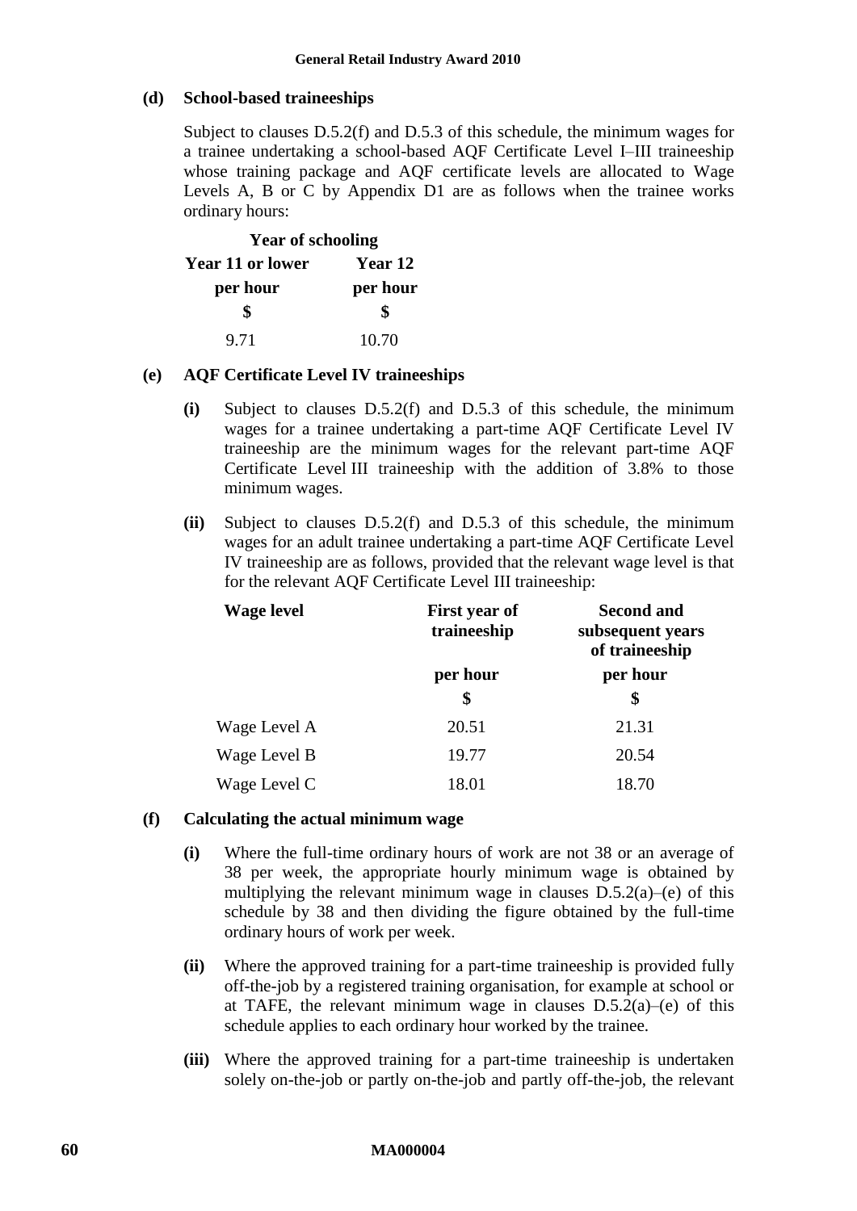**(d) School-based traineeships**

Subject to clauses D.5.2(f) and D.5.3 of this schedule, the minimum wages for a trainee undertaking a school-based AQF Certificate Level I–III traineeship whose training package and AQF certificate levels are allocated to Wage Levels A, B or C by Appendix D1 are as follows when the trainee works ordinary hours:

| Year of schooling | |
|---|---|
| **Year 11 or lower** | **Year 12** |
| **per hour** | **per hour** |
| **$** | **$** |
| 9.71 | 10.70 |

**(e) AQF Certificate Level IV traineeships**

**(i)** Subject to clauses D.5.2(f) and D.5.3 of this schedule, the minimum wages for a trainee undertaking a part-time AQF Certificate Level IV traineeship are the minimum wages for the relevant part-time AQF Certificate Level III traineeship with the addition of 3.8% to those minimum wages.

**(ii)** Subject to clauses D.5.2(f) and D.5.3 of this schedule, the minimum wages for an adult trainee undertaking a part-time AQF Certificate Level IV traineeship are as follows, provided that the relevant wage level is that for the relevant AQF Certificate Level III traineeship:

| Wage level | First year of traineeship | Second and subsequent years of traineeship |
|---|---|---|
| | per hour | per hour |
| | $ | $ |
| Wage Level A | 20.51 | 21.31 |
| Wage Level B | 19.77 | 20.54 |
| Wage Level C | 18.01 | 18.70 |

**(f) Calculating the actual minimum wage**

**(i)** Where the full-time ordinary hours of work are not 38 or an average of 38 per week, the appropriate hourly minimum wage is obtained by multiplying the relevant minimum wage in clauses D.5.2(a)–(e) of this schedule by 38 and then dividing the figure obtained by the full-time ordinary hours of work per week.

**(ii)** Where the approved training for a part-time traineeship is provided fully off-the-job by a registered training organisation, for example at school or at TAFE, the relevant minimum wage in clauses D.5.2(a)–(e) of this schedule applies to each ordinary hour worked by the trainee.

**(iii)** Where the approved training for a part-time traineeship is undertaken solely on-the-job or partly on-the-job and partly off-the-job, the relevant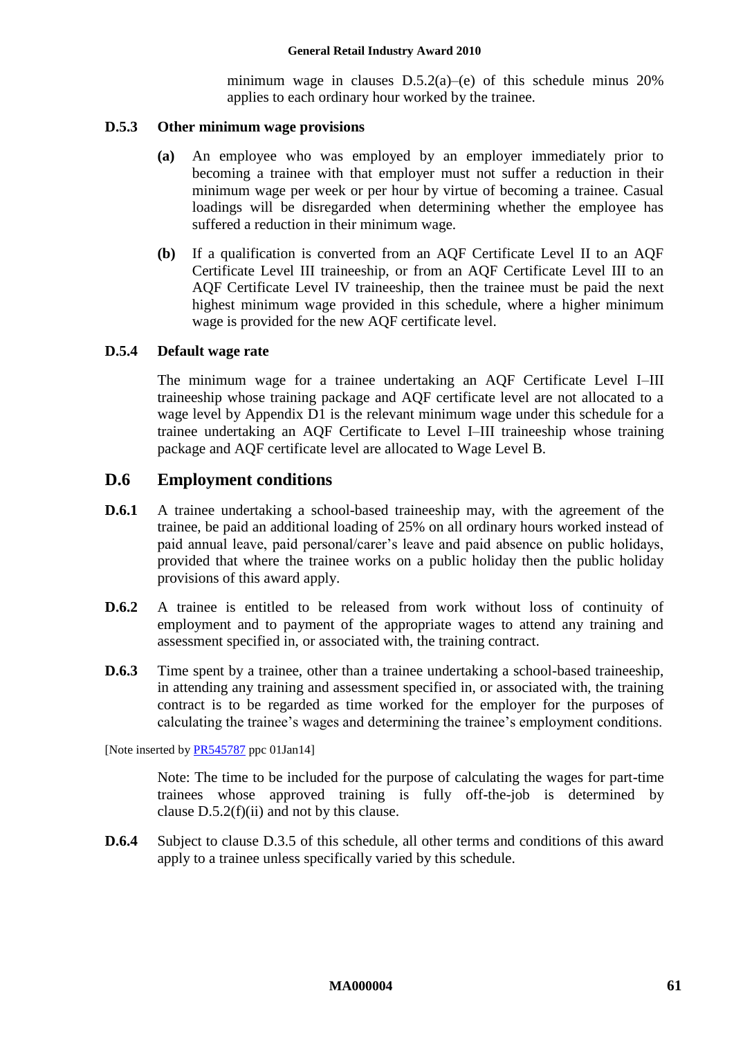minimum wage in clauses D.5.2(a)–(e) of this schedule minus 20% applies to each ordinary hour worked by the trainee.

### D.5.3 Other minimum wage provisions

**(a)** An employee who was employed by an employer immediately prior to becoming a trainee with that employer must not suffer a reduction in their minimum wage per week or per hour by virtue of becoming a trainee. Casual loadings will be disregarded when determining whether the employee has suffered a reduction in their minimum wage.

**(b)** If a qualification is converted from an AQF Certificate Level II to an AQF Certificate Level III traineeship, or from an AQF Certificate Level III to an AQF Certificate Level IV traineeship, then the trainee must be paid the next highest minimum wage provided in this schedule, where a higher minimum wage is provided for the new AQF certificate level.

### D.5.4 Default wage rate

The minimum wage for a trainee undertaking an AQF Certificate Level I–III traineeship whose training package and AQF certificate level are not allocated to a wage level by Appendix D1 is the relevant minimum wage under this schedule for a trainee undertaking an AQF Certificate to Level I–III traineeship whose training package and AQF certificate level are allocated to Wage Level B.

## D.6 Employment conditions

**D.6.1** A trainee undertaking a school-based traineeship may, with the agreement of the trainee, be paid an additional loading of 25% on all ordinary hours worked instead of paid annual leave, paid personal/carer's leave and paid absence on public holidays, provided that where the trainee works on a public holiday then the public holiday provisions of this award apply.

**D.6.2** A trainee is entitled to be released from work without loss of continuity of employment and to payment of the appropriate wages to attend any training and assessment specified in, or associated with, the training contract.

**D.6.3** Time spent by a trainee, other than a trainee undertaking a school-based traineeship, in attending any training and assessment specified in, or associated with, the training contract is to be regarded as time worked for the employer for the purposes of calculating the trainee's wages and determining the trainee's employment conditions.

[Note inserted by PR545787 ppc 01Jan14]

Note: The time to be included for the purpose of calculating the wages for part-time trainees whose approved training is fully off-the-job is determined by clause D.5.2(f)(ii) and not by this clause.

**D.6.4** Subject to clause D.3.5 of this schedule, all other terms and conditions of this award apply to a trainee unless specifically varied by this schedule.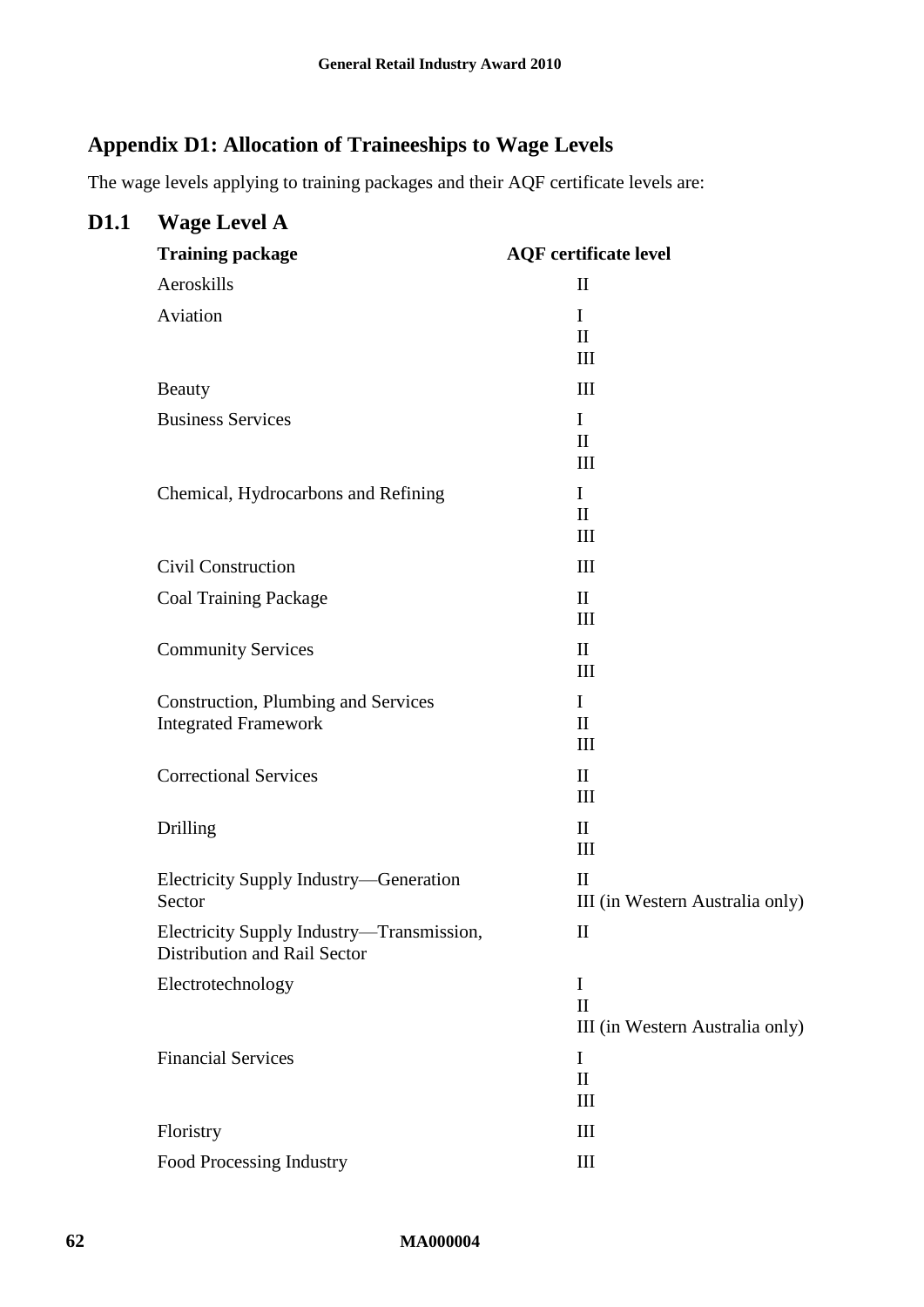## Appendix D1: Allocation of Traineeships to Wage Levels

The wage levels applying to training packages and their AQF certificate levels are:

### D1.1 Wage Level A

| Training package | AQF certificate level |
|---|---|
| Aeroskills | II |
| Aviation | I<br>II<br>III |
| Beauty | III |
| Business Services | I<br>II<br>III |
| Chemical, Hydrocarbons and Refining | I<br>II<br>III |
| Civil Construction | III |
| Coal Training Package | II<br>III |
| Community Services | II<br>III |
| Construction, Plumbing and Services Integrated Framework | I<br>II<br>III |
| Correctional Services | II<br>III |
| Drilling | II<br>III |
| Electricity Supply Industry—Generation Sector | II<br>III (in Western Australia only) |
| Electricity Supply Industry—Transmission, Distribution and Rail Sector | II |
| Electrotechnology | I<br>II<br>III (in Western Australia only) |
| Financial Services | I<br>II<br>III |
| Floristry | III |
| Food Processing Industry | III |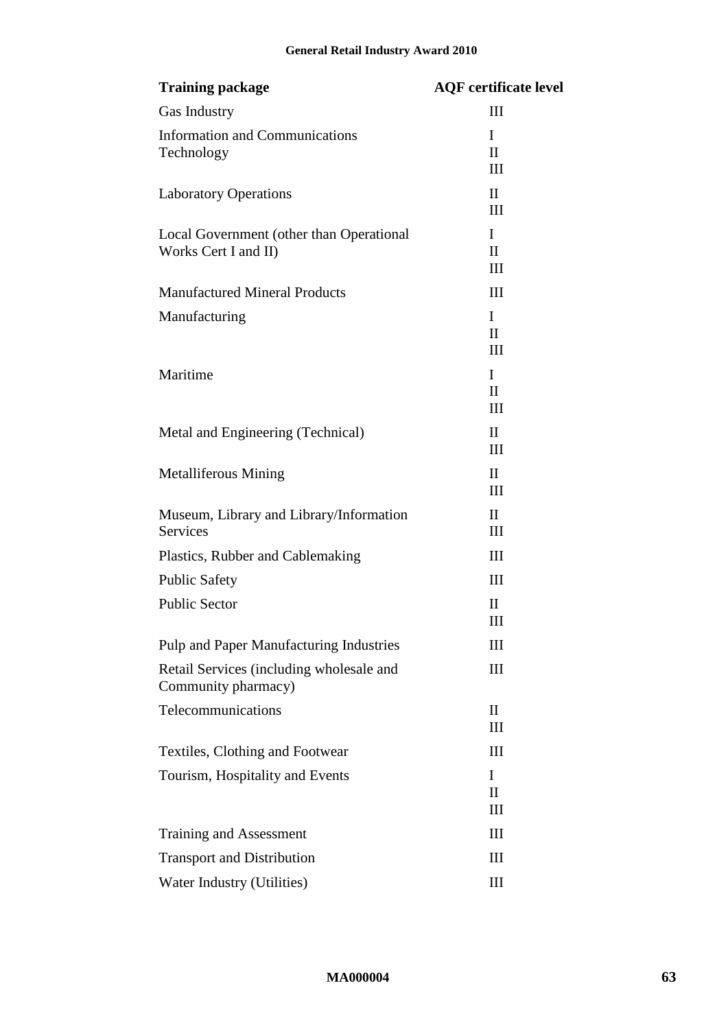| Training package | AQF certificate level |
|---|---|
| Gas Industry | III |
| Information and Communications Technology | I<br>II<br>III |
| Laboratory Operations | II<br>III |
| Local Government (other than Operational Works Cert I and II) | I<br>II<br>III |
| Manufactured Mineral Products | III |
| Manufacturing | I<br>II<br>III |
| Maritime | I<br>II<br>III |
| Metal and Engineering (Technical) | II<br>III |
| Metalliferous Mining | II<br>III |
| Museum, Library and Library/Information Services | II<br>III |
| Plastics, Rubber and Cablemaking | III |
| Public Safety | III |
| Public Sector | II<br>III |
| Pulp and Paper Manufacturing Industries | III |
| Retail Services (including wholesale and Community pharmacy) | III |
| Telecommunications | II<br>III |
| Textiles, Clothing and Footwear | III |
| Tourism, Hospitality and Events | I<br>II<br>III |
| Training and Assessment | III |
| Transport and Distribution | III |
| Water Industry (Utilities) | III |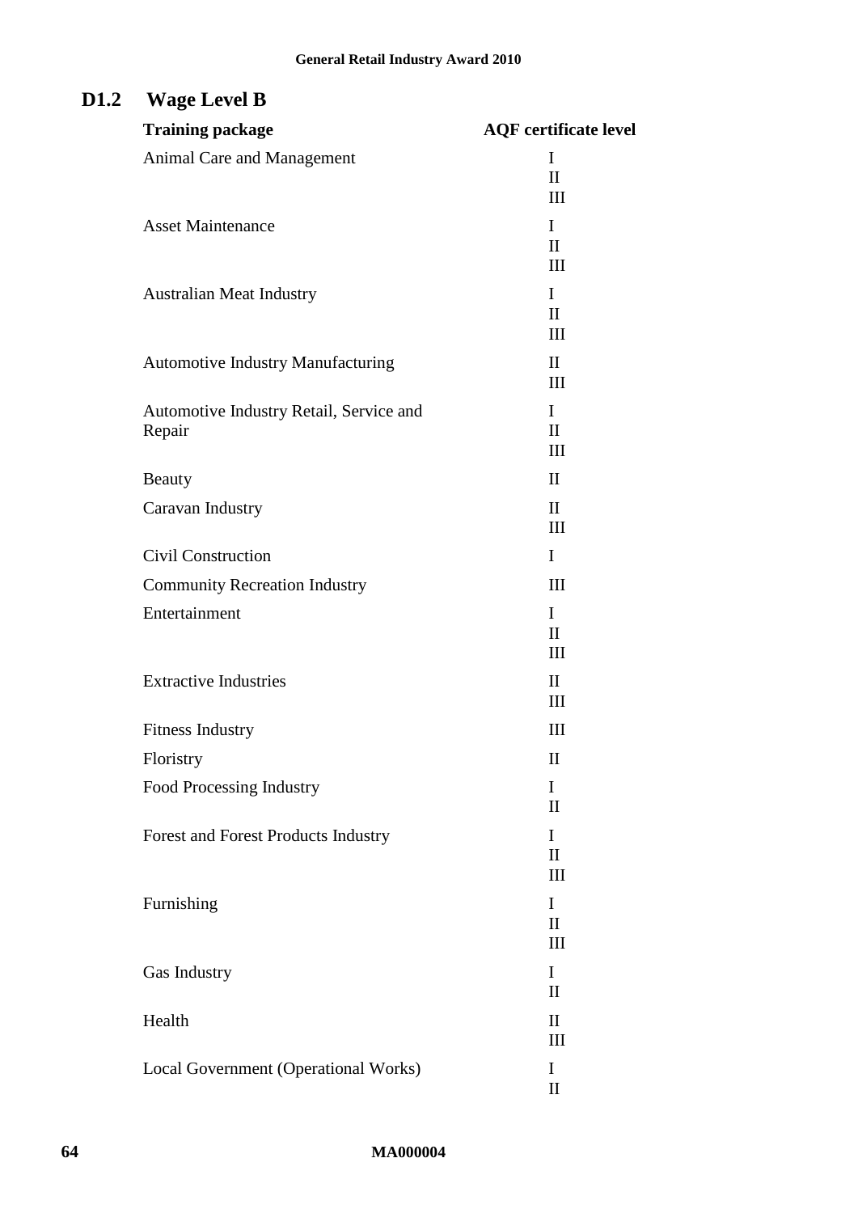### D1.2 Wage Level B

| Training package | AQF certificate level |
| --- | --- |
| Animal Care and Management | I<br>II<br>III |
| Asset Maintenance | I<br>II<br>III |
| Australian Meat Industry | I<br>II<br>III |
| Automotive Industry Manufacturing | II<br>III |
| Automotive Industry Retail, Service and Repair | I<br>II<br>III |
| Beauty | II |
| Caravan Industry | II<br>III |
| Civil Construction | I |
| Community Recreation Industry | III |
| Entertainment | I<br>II<br>III |
| Extractive Industries | II<br>III |
| Fitness Industry | III |
| Floristry | II |
| Food Processing Industry | I<br>II |
| Forest and Forest Products Industry | I<br>II<br>III |
| Furnishing | I<br>II<br>III |
| Gas Industry | I<br>II |
| Health | II<br>III |
| Local Government (Operational Works) | I<br>II |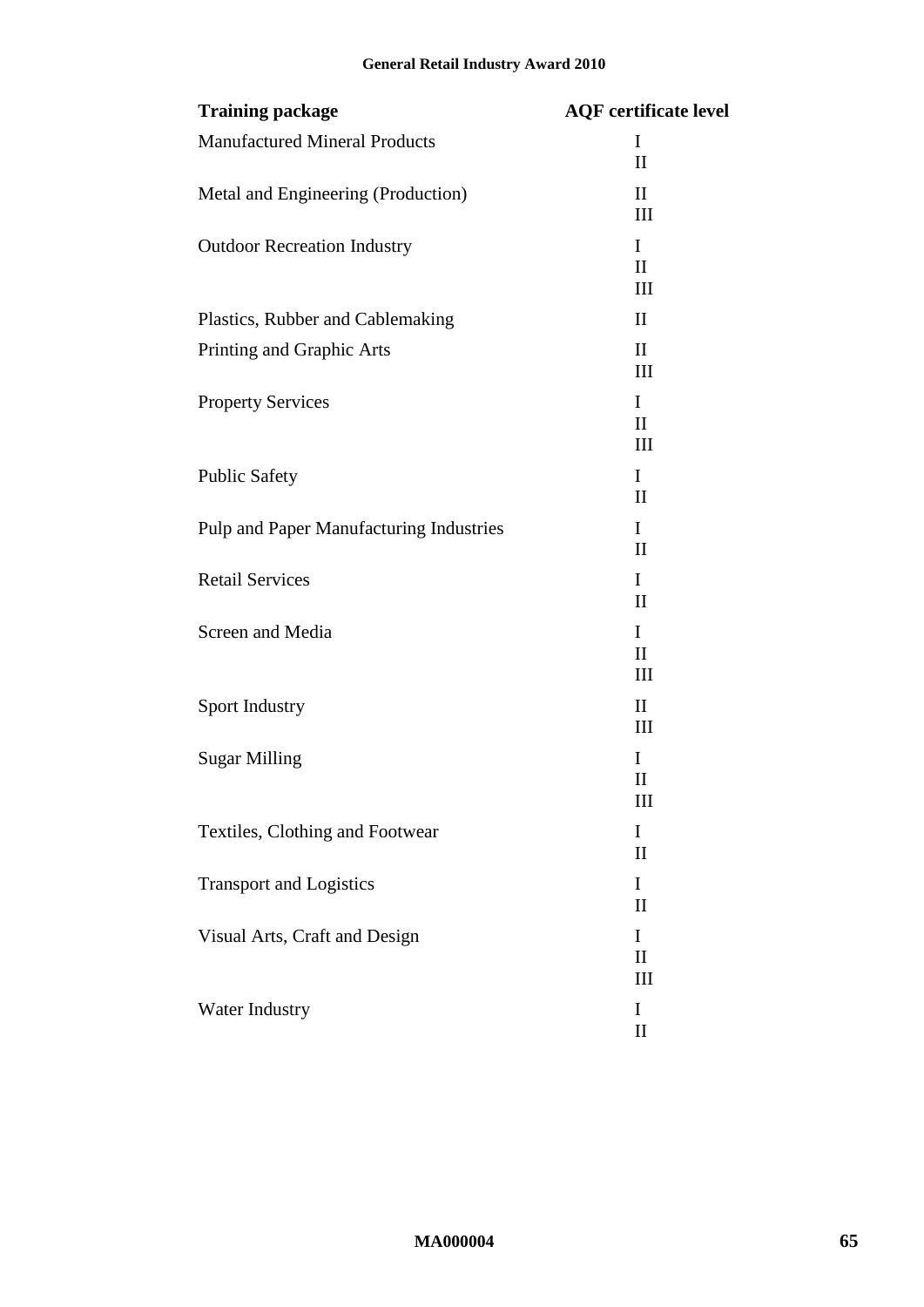| Training package | AQF certificate level |
| --- | --- |
| Manufactured Mineral Products | I<br>II |
| Metal and Engineering (Production) | II<br>III |
| Outdoor Recreation Industry | I<br>II<br>III |
| Plastics, Rubber and Cablemaking | II |
| Printing and Graphic Arts | II<br>III |
| Property Services | I<br>II<br>III |
| Public Safety | I<br>II |
| Pulp and Paper Manufacturing Industries | I<br>II |
| Retail Services | I<br>II |
| Screen and Media | I<br>II<br>III |
| Sport Industry | II<br>III |
| Sugar Milling | I<br>II<br>III |
| Textiles, Clothing and Footwear | I<br>II |
| Transport and Logistics | I<br>II |
| Visual Arts, Craft and Design | I<br>II<br>III |
| Water Industry | I<br>II |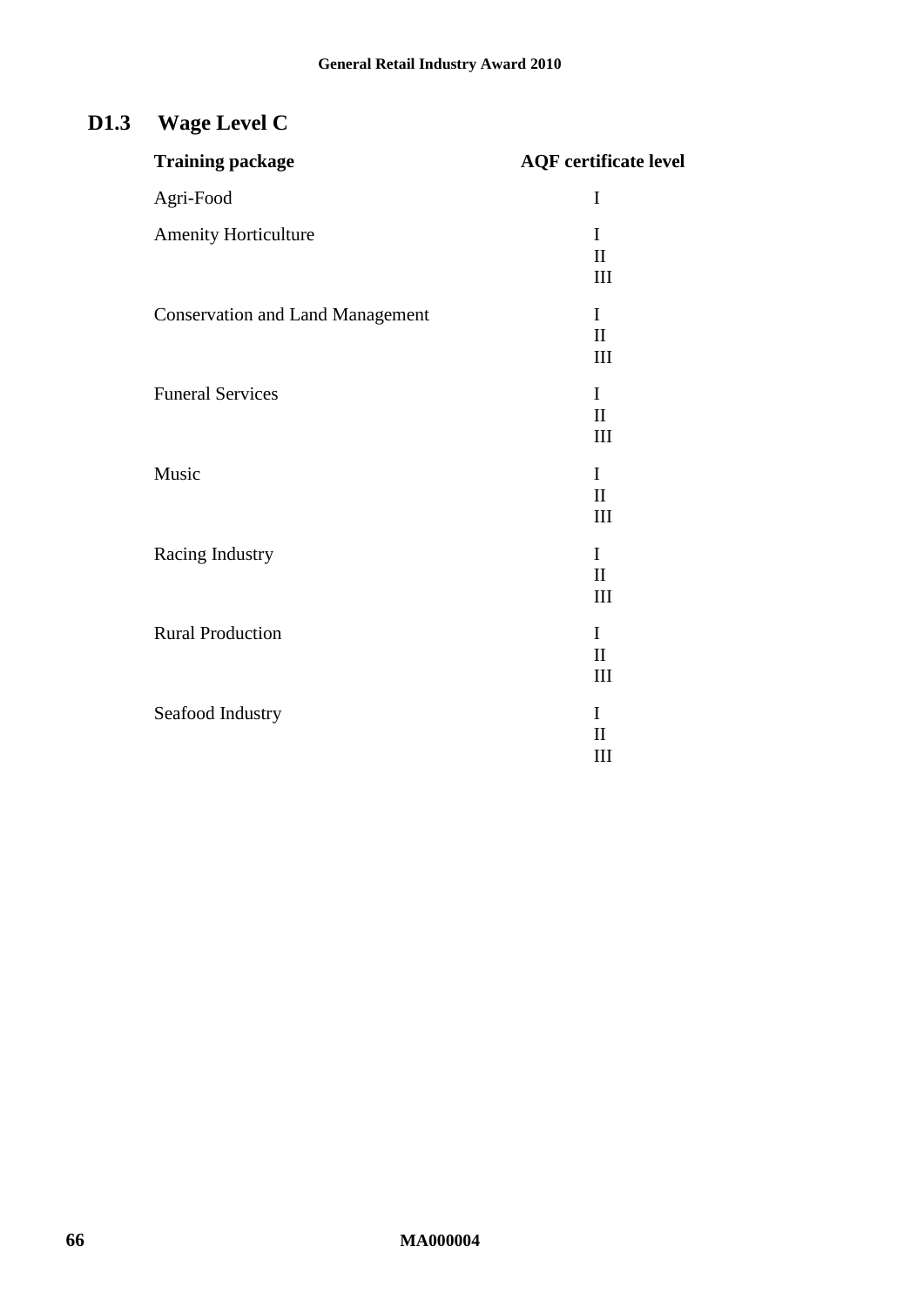## D1.3 Wage Level C

| Training package | AQF certificate level |
|---|---|
| Agri-Food | I |
| Amenity Horticulture | I<br>II<br>III |
| Conservation and Land Management | I<br>II<br>III |
| Funeral Services | I<br>II<br>III |
| Music | I<br>II<br>III |
| Racing Industry | I<br>II<br>III |
| Rural Production | I<br>II<br>III |
| Seafood Industry | I<br>II<br>III |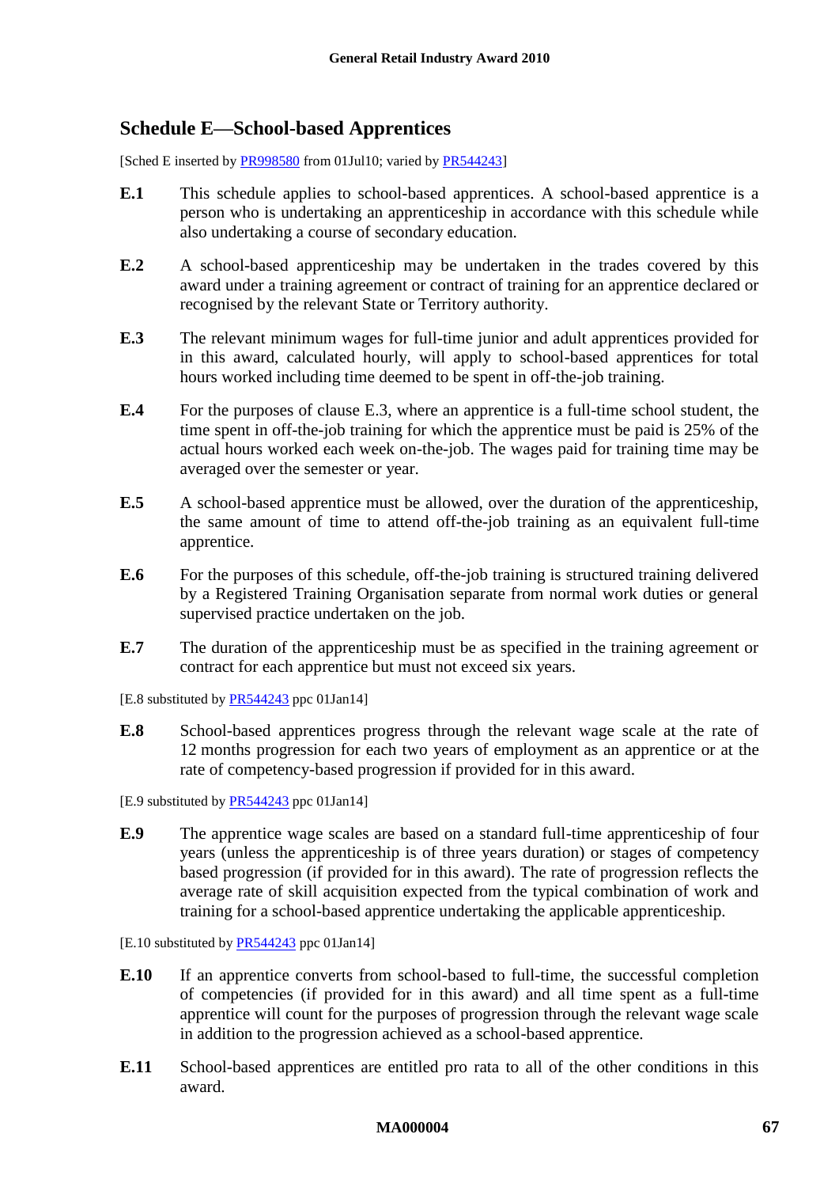## Schedule E—School-based Apprentices

[Sched E inserted by PR998580 from 01Jul10; varied by PR544243]

**E.1** This schedule applies to school-based apprentices. A school-based apprentice is a person who is undertaking an apprenticeship in accordance with this schedule while also undertaking a course of secondary education.

**E.2** A school-based apprenticeship may be undertaken in the trades covered by this award under a training agreement or contract of training for an apprentice declared or recognised by the relevant State or Territory authority.

**E.3** The relevant minimum wages for full-time junior and adult apprentices provided for in this award, calculated hourly, will apply to school-based apprentices for total hours worked including time deemed to be spent in off-the-job training.

**E.4** For the purposes of clause E.3, where an apprentice is a full-time school student, the time spent in off-the-job training for which the apprentice must be paid is 25% of the actual hours worked each week on-the-job. The wages paid for training time may be averaged over the semester or year.

**E.5** A school-based apprentice must be allowed, over the duration of the apprenticeship, the same amount of time to attend off-the-job training as an equivalent full-time apprentice.

**E.6** For the purposes of this schedule, off-the-job training is structured training delivered by a Registered Training Organisation separate from normal work duties or general supervised practice undertaken on the job.

**E.7** The duration of the apprenticeship must be as specified in the training agreement or contract for each apprentice but must not exceed six years.

[E.8 substituted by PR544243 ppc 01Jan14]

**E.8** School-based apprentices progress through the relevant wage scale at the rate of 12 months progression for each two years of employment as an apprentice or at the rate of competency-based progression if provided for in this award.

[E.9 substituted by PR544243 ppc 01Jan14]

**E.9** The apprentice wage scales are based on a standard full-time apprenticeship of four years (unless the apprenticeship is of three years duration) or stages of competency based progression (if provided for in this award). The rate of progression reflects the average rate of skill acquisition expected from the typical combination of work and training for a school-based apprentice undertaking the applicable apprenticeship.

[E.10 substituted by PR544243 ppc 01Jan14]

**E.10** If an apprentice converts from school-based to full-time, the successful completion of competencies (if provided for in this award) and all time spent as a full-time apprentice will count for the purposes of progression through the relevant wage scale in addition to the progression achieved as a school-based apprentice.

**E.11** School-based apprentices are entitled pro rata to all of the other conditions in this award.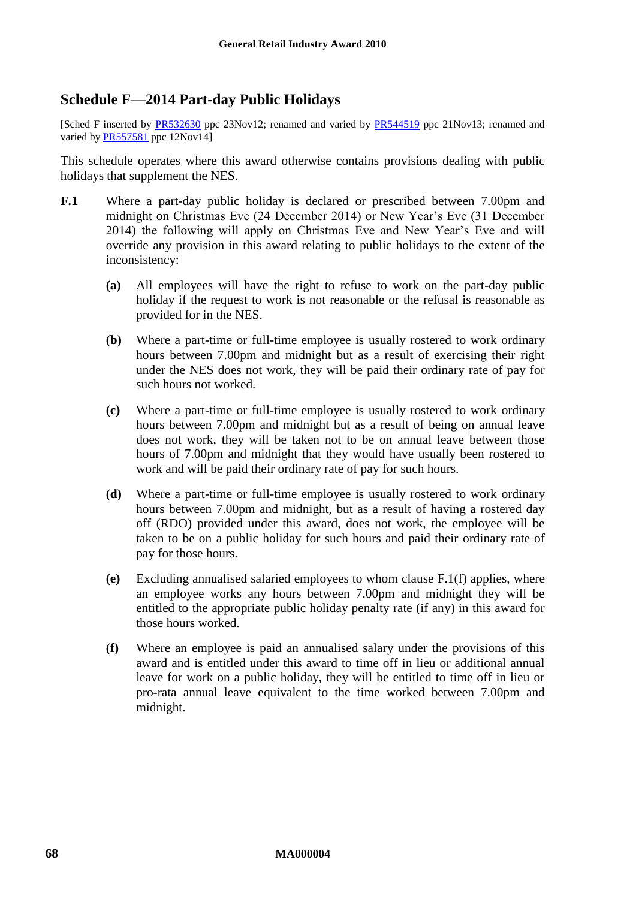## Schedule F—2014 Part-day Public Holidays

[Sched F inserted by PR532630 ppc 23Nov12; renamed and varied by PR544519 ppc 21Nov13; renamed and varied by PR557581 ppc 12Nov14]

This schedule operates where this award otherwise contains provisions dealing with public holidays that supplement the NES.

**F.1** Where a part-day public holiday is declared or prescribed between 7.00pm and midnight on Christmas Eve (24 December 2014) or New Year's Eve (31 December 2014) the following will apply on Christmas Eve and New Year's Eve and will override any provision in this award relating to public holidays to the extent of the inconsistency:

**(a)** All employees will have the right to refuse to work on the part-day public holiday if the request to work is not reasonable or the refusal is reasonable as provided for in the NES.

**(b)** Where a part-time or full-time employee is usually rostered to work ordinary hours between 7.00pm and midnight but as a result of exercising their right under the NES does not work, they will be paid their ordinary rate of pay for such hours not worked.

**(c)** Where a part-time or full-time employee is usually rostered to work ordinary hours between 7.00pm and midnight but as a result of being on annual leave does not work, they will be taken not to be on annual leave between those hours of 7.00pm and midnight that they would have usually been rostered to work and will be paid their ordinary rate of pay for such hours.

**(d)** Where a part-time or full-time employee is usually rostered to work ordinary hours between 7.00pm and midnight, but as a result of having a rostered day off (RDO) provided under this award, does not work, the employee will be taken to be on a public holiday for such hours and paid their ordinary rate of pay for those hours.

**(e)** Excluding annualised salaried employees to whom clause F.1(f) applies, where an employee works any hours between 7.00pm and midnight they will be entitled to the appropriate public holiday penalty rate (if any) in this award for those hours worked.

**(f)** Where an employee is paid an annualised salary under the provisions of this award and is entitled under this award to time off in lieu or additional annual leave for work on a public holiday, they will be entitled to time off in lieu or pro-rata annual leave equivalent to the time worked between 7.00pm and midnight.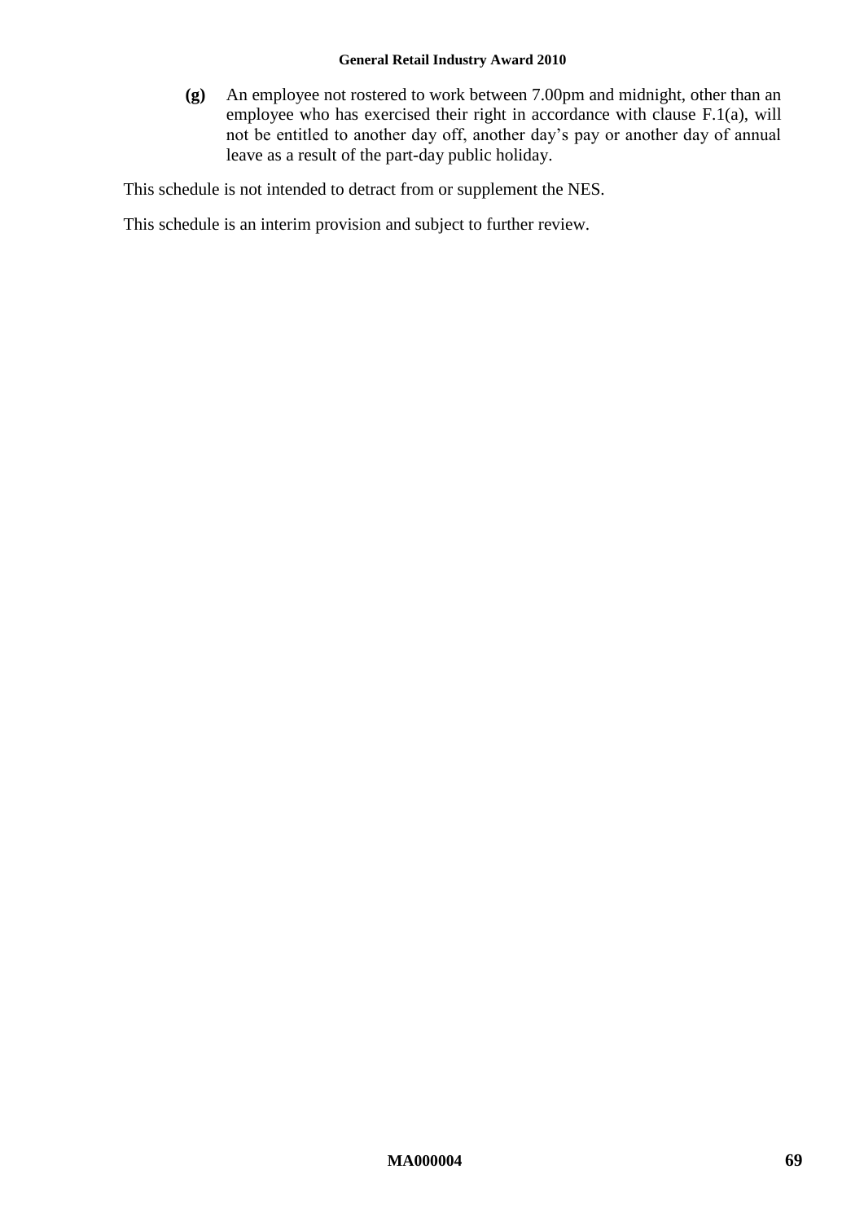**(g)** An employee not rostered to work between 7.00pm and midnight, other than an employee who has exercised their right in accordance with clause F.1(a), will not be entitled to another day off, another day's pay or another day of annual leave as a result of the part-day public holiday.

This schedule is not intended to detract from or supplement the NES.

This schedule is an interim provision and subject to further review.